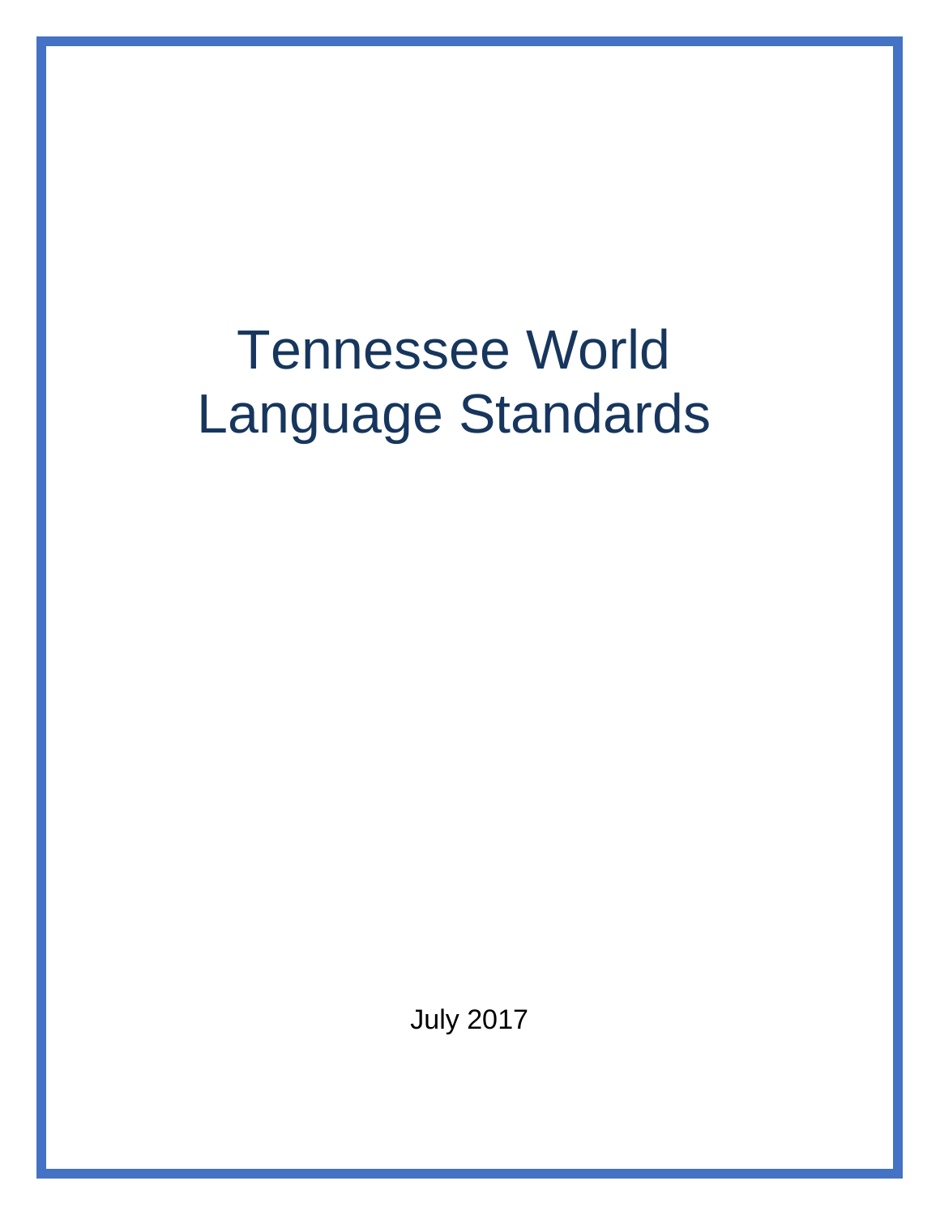# Tennessee World Language Standards

July 2017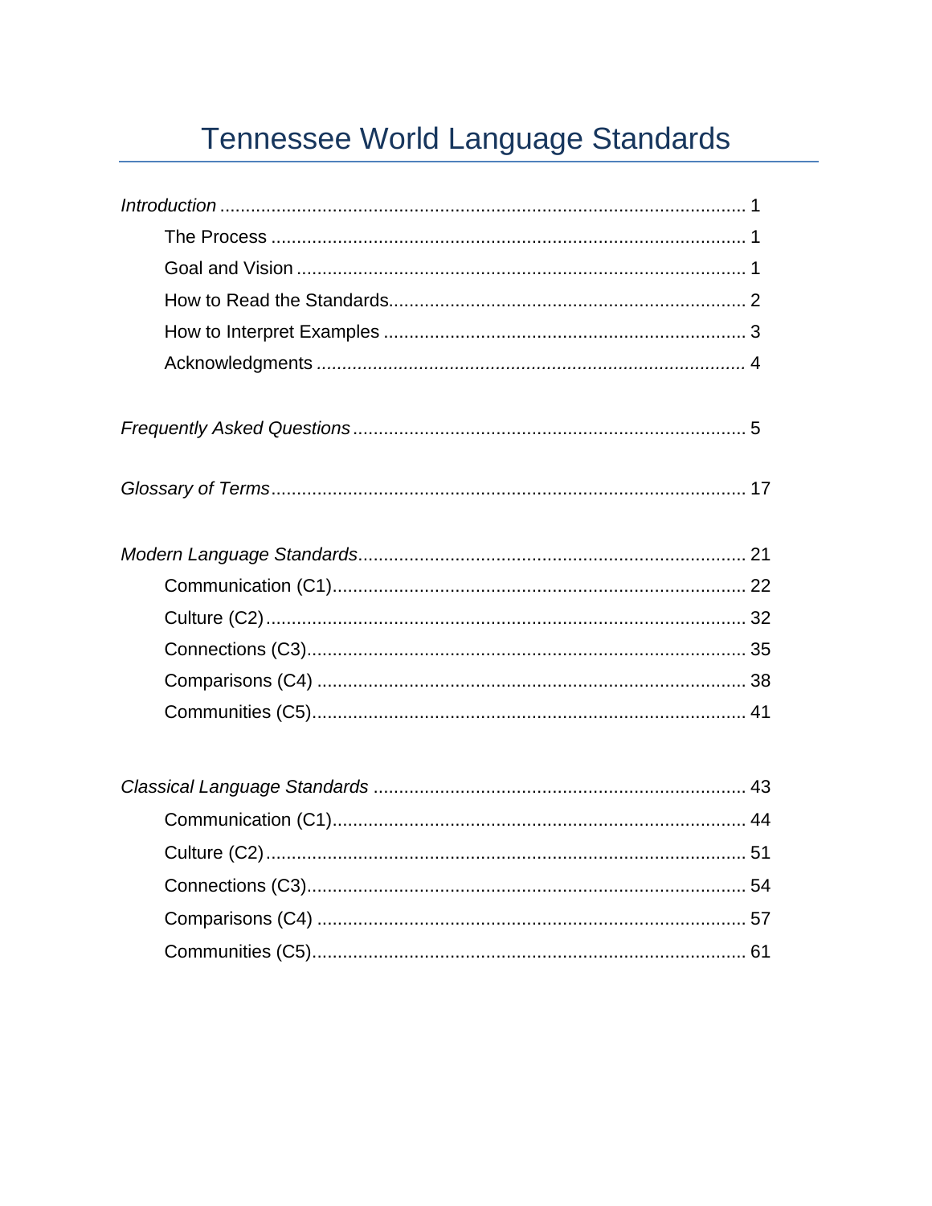# Tennessee World Language Standards

*Introduction* ...................................................................................................... 1

- The Process ........................................................................................... 1
- Goal and Vision ....................................................................................... 1
- How to Read the Standards..................................................................... 2
- How to Interpret Examples ...................................................................... 3
- Acknowledgments ................................................................................... 4

*Frequently Asked Questions* ............................................................................ 5

*Glossary of Terms*........................................................................................... 17

*Modern Language Standards*.......................................................................... 21

- Communication (C1)............................................................................... 22
- Culture (C2)............................................................................................ 32
- Connections (C3).................................................................................... 35
- Comparisons (C4) .................................................................................. 38
- Communities (C5)................................................................................... 41

*Classical Language Standards* ....................................................................... 43

- Communication (C1)............................................................................... 44
- Culture (C2)............................................................................................ 51
- Connections (C3).................................................................................... 54
- Comparisons (C4) .................................................................................. 57
- Communities (C5)................................................................................... 61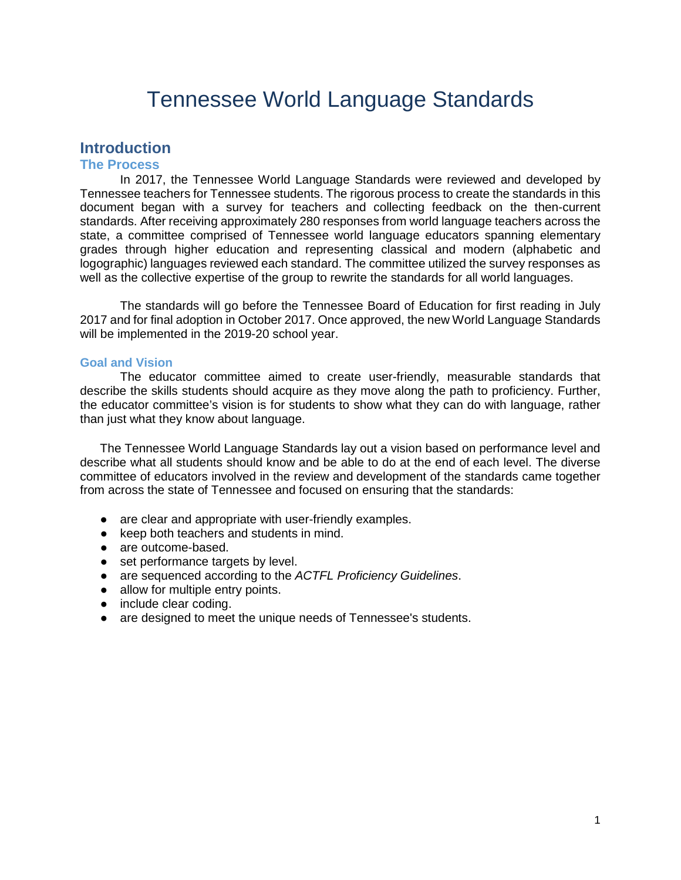# Tennessee World Language Standards

## Introduction

### The Process

In 2017, the Tennessee World Language Standards were reviewed and developed by Tennessee teachers for Tennessee students. The rigorous process to create the standards in this document began with a survey for teachers and collecting feedback on the then-current standards. After receiving approximately 280 responses from world language teachers across the state, a committee comprised of Tennessee world language educators spanning elementary grades through higher education and representing classical and modern (alphabetic and logographic) languages reviewed each standard. The committee utilized the survey responses as well as the collective expertise of the group to rewrite the standards for all world languages.

The standards will go before the Tennessee Board of Education for first reading in July 2017 and for final adoption in October 2017. Once approved, the new World Language Standards will be implemented in the 2019-20 school year.

### Goal and Vision

The educator committee aimed to create user-friendly, measurable standards that describe the skills students should acquire as they move along the path to proficiency. Further, the educator committee's vision is for students to show what they can do with language, rather than just what they know about language.

The Tennessee World Language Standards lay out a vision based on performance level and describe what all students should know and be able to do at the end of each level. The diverse committee of educators involved in the review and development of the standards came together from across the state of Tennessee and focused on ensuring that the standards:

- are clear and appropriate with user-friendly examples.
- keep both teachers and students in mind.
- are outcome-based.
- set performance targets by level.
- are sequenced according to the *ACTFL Proficiency Guidelines*.
- allow for multiple entry points.
- include clear coding.
- are designed to meet the unique needs of Tennessee's students.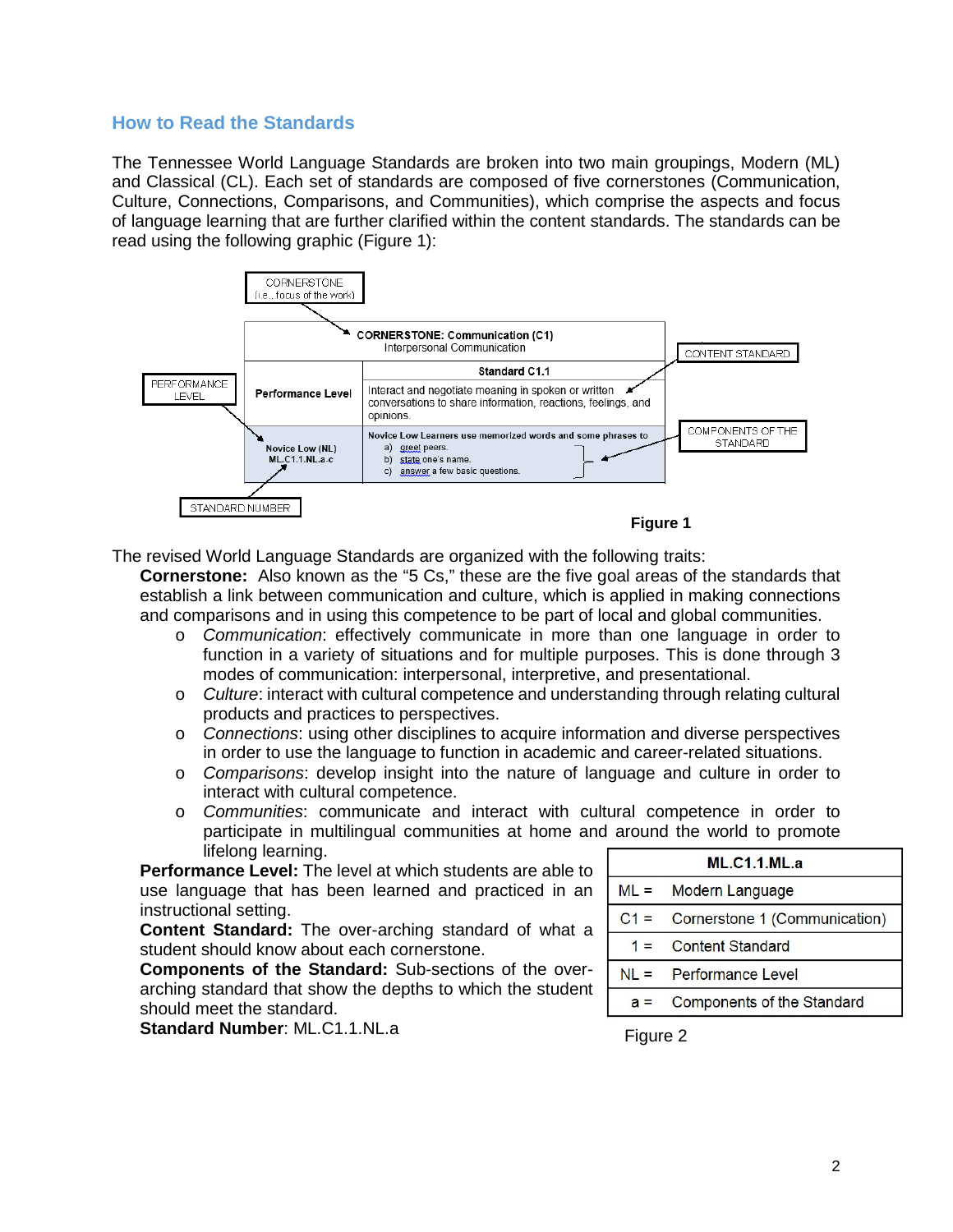## How to Read the Standards

The Tennessee World Language Standards are broken into two main groupings, Modern (ML) and Classical (CL). Each set of standards are composed of five cornerstones (Communication, Culture, Connections, Comparisons, and Communities), which comprise the aspects and focus of language learning that are further clarified within the content standards. The standards can be read using the following graphic (Figure 1):

CORNERSTONE (i.e., focus of the work)

CONTENT STANDARD

PERFORMANCE LEVEL

COMPONENTS OF THE STANDARD

STANDARD NUMBER

| CORNERSTONE: Communication (C1) Interpersonal Communication | |
|---|---|
| | **Standard C1.1** |
| **Performance Level** | Interact and negotiate meaning in spoken or written conversations to share information, reactions, feelings, and opinions. |
| **Novice Low (NL)** ML.C1.1.NL.a-c | **Novice Low Learners use memorized words and some phrases to** a) greet peers. b) state one's name. c) answer a few basic questions. |

**Figure 1**

The revised World Language Standards are organized with the following traits:

**Cornerstone:** Also known as the "5 Cs," these are the five goal areas of the standards that establish a link between communication and culture, which is applied in making connections and comparisons and in using this competence to be part of local and global communities.

- *Communication*: effectively communicate in more than one language in order to function in a variety of situations and for multiple purposes. This is done through 3 modes of communication: interpersonal, interpretive, and presentational.
- *Culture*: interact with cultural competence and understanding through relating cultural products and practices to perspectives.
- *Connections*: using other disciplines to acquire information and diverse perspectives in order to use the language to function in academic and career-related situations.
- *Comparisons*: develop insight into the nature of language and culture in order to interact with cultural competence.
- *Communities*: communicate and interact with cultural competence in order to participate in multilingual communities at home and around the world to promote lifelong learning.

**Performance Level:** The level at which students are able to use language that has been learned and practiced in an instructional setting.

**Content Standard:** The over-arching standard of what a student should know about each cornerstone.

**Components of the Standard:** Sub-sections of the over-arching standard that show the depths to which the student should meet the standard.

**Standard Number**: ML.C1.1.NL.a

| **ML.C1.1.ML.a** | |
|---|---|
| ML = | Modern Language |
| C1 = | Cornerstone 1 (Communication) |
| 1 = | Content Standard |
| NL = | Performance Level |
| a = | Components of the Standard |

Figure 2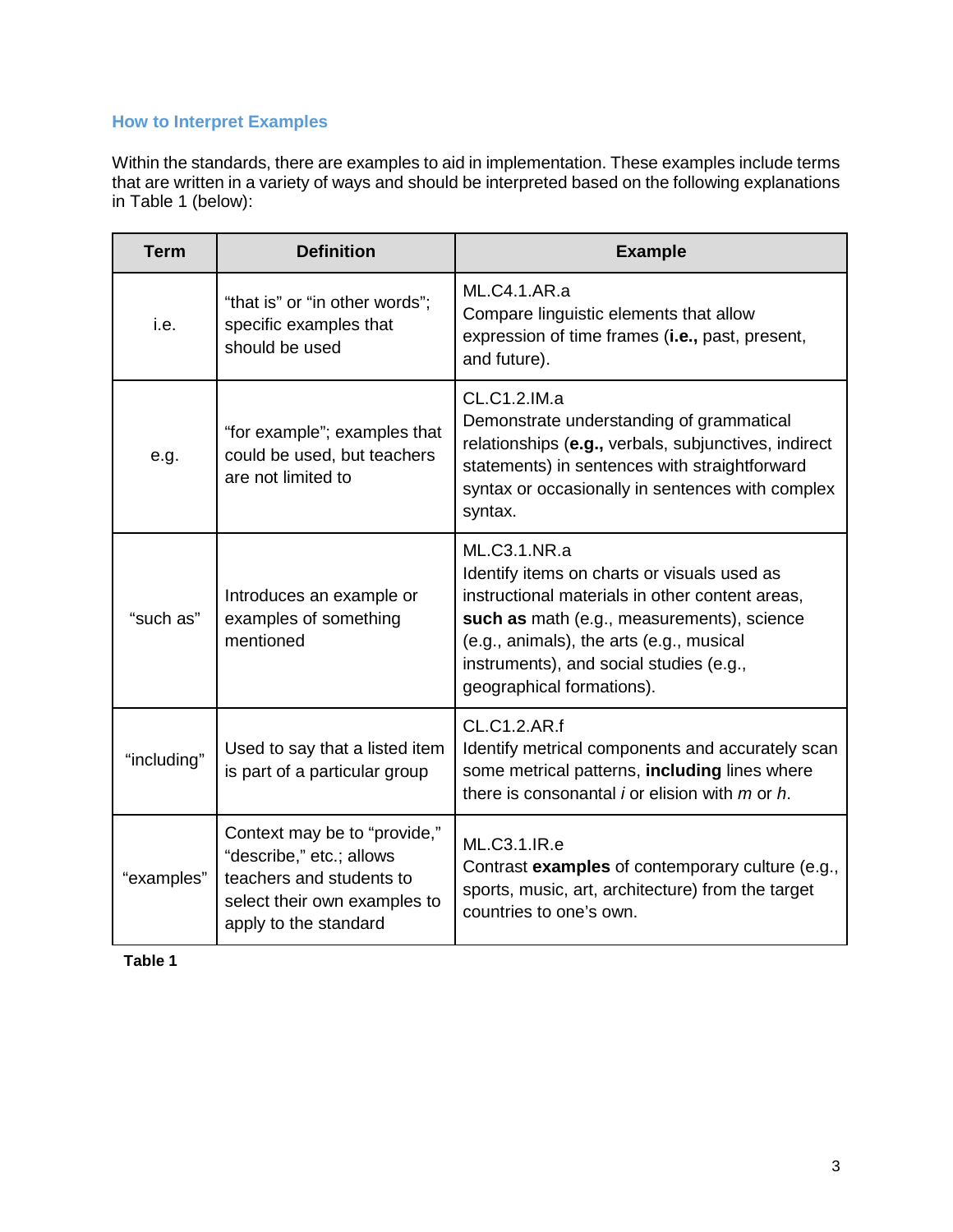### How to Interpret Examples

Within the standards, there are examples to aid in implementation. These examples include terms that are written in a variety of ways and should be interpreted based on the following explanations in Table 1 (below):

| Term | Definition | Example |
|---|---|---|
| i.e. | "that is" or "in other words"; specific examples that should be used | ML.C4.1.AR.a<br>Compare linguistic elements that allow expression of time frames (**i.e.,** past, present, and future). |
| e.g. | "for example"; examples that could be used, but teachers are not limited to | CL.C1.2.IM.a<br>Demonstrate understanding of grammatical relationships (**e.g.,** verbals, subjunctives, indirect statements) in sentences with straightforward syntax or occasionally in sentences with complex syntax. |
| "such as" | Introduces an example or examples of something mentioned | ML.C3.1.NR.a<br>Identify items on charts or visuals used as instructional materials in other content areas, **such as** math (e.g., measurements), science (e.g., animals), the arts (e.g., musical instruments), and social studies (e.g., geographical formations). |
| "including" | Used to say that a listed item is part of a particular group | CL.C1.2.AR.f<br>Identify metrical components and accurately scan some metrical patterns, **including** lines where there is consonantal *i* or elision with *m* or *h*. |
| "examples" | Context may be to "provide," "describe," etc.; allows teachers and students to select their own examples to apply to the standard | ML.C3.1.IR.e<br>Contrast **examples** of contemporary culture (e.g., sports, music, art, architecture) from the target countries to one's own. |

**Table 1**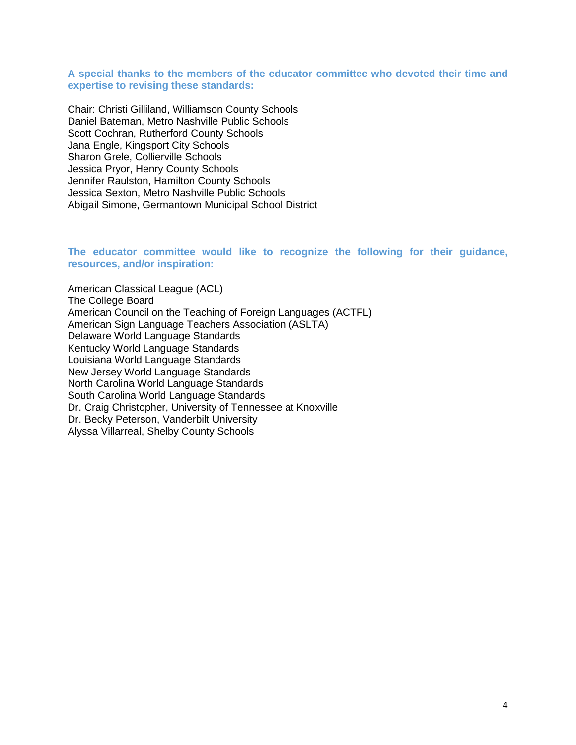**A special thanks to the members of the educator committee who devoted their time and expertise to revising these standards:**

Chair: Christi Gilliland, Williamson County Schools
Daniel Bateman, Metro Nashville Public Schools
Scott Cochran, Rutherford County Schools
Jana Engle, Kingsport City Schools
Sharon Grele, Collierville Schools
Jessica Pryor, Henry County Schools
Jennifer Raulston, Hamilton County Schools
Jessica Sexton, Metro Nashville Public Schools
Abigail Simone, Germantown Municipal School District

**The educator committee would like to recognize the following for their guidance, resources, and/or inspiration:**

American Classical League (ACL)
The College Board
American Council on the Teaching of Foreign Languages (ACTFL)
American Sign Language Teachers Association (ASLTA)
Delaware World Language Standards
Kentucky World Language Standards
Louisiana World Language Standards
New Jersey World Language Standards
North Carolina World Language Standards
South Carolina World Language Standards
Dr. Craig Christopher, University of Tennessee at Knoxville
Dr. Becky Peterson, Vanderbilt University
Alyssa Villarreal, Shelby County Schools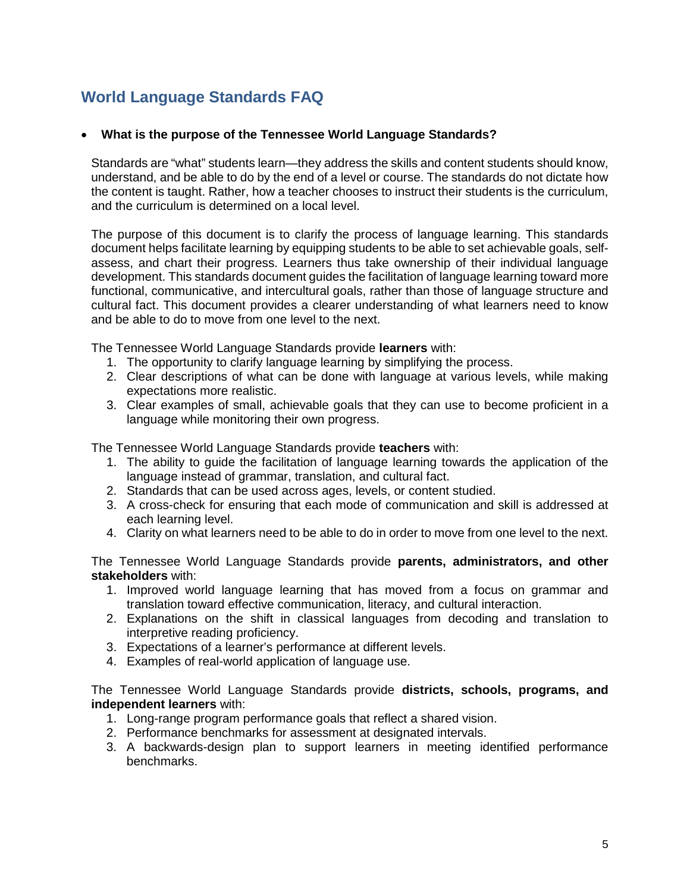## World Language Standards FAQ

- **What is the purpose of the Tennessee World Language Standards?**

Standards are "what" students learn—they address the skills and content students should know, understand, and be able to do by the end of a level or course. The standards do not dictate how the content is taught. Rather, how a teacher chooses to instruct their students is the curriculum, and the curriculum is determined on a local level.

The purpose of this document is to clarify the process of language learning. This standards document helps facilitate learning by equipping students to be able to set achievable goals, self-assess, and chart their progress. Learners thus take ownership of their individual language development. This standards document guides the facilitation of language learning toward more functional, communicative, and intercultural goals, rather than those of language structure and cultural fact. This document provides a clearer understanding of what learners need to know and be able to do to move from one level to the next.

The Tennessee World Language Standards provide **learners** with:

1. The opportunity to clarify language learning by simplifying the process.
2. Clear descriptions of what can be done with language at various levels, while making expectations more realistic.
3. Clear examples of small, achievable goals that they can use to become proficient in a language while monitoring their own progress.

The Tennessee World Language Standards provide **teachers** with:

1. The ability to guide the facilitation of language learning towards the application of the language instead of grammar, translation, and cultural fact.
2. Standards that can be used across ages, levels, or content studied.
3. A cross-check for ensuring that each mode of communication and skill is addressed at each learning level.
4. Clarity on what learners need to be able to do in order to move from one level to the next.

The Tennessee World Language Standards provide **parents, administrators, and other stakeholders** with:

1. Improved world language learning that has moved from a focus on grammar and translation toward effective communication, literacy, and cultural interaction.
2. Explanations on the shift in classical languages from decoding and translation to interpretive reading proficiency.
3. Expectations of a learner's performance at different levels.
4. Examples of real-world application of language use.

The Tennessee World Language Standards provide **districts, schools, programs, and independent learners** with:

1. Long-range program performance goals that reflect a shared vision.
2. Performance benchmarks for assessment at designated intervals.
3. A backwards-design plan to support learners in meeting identified performance benchmarks.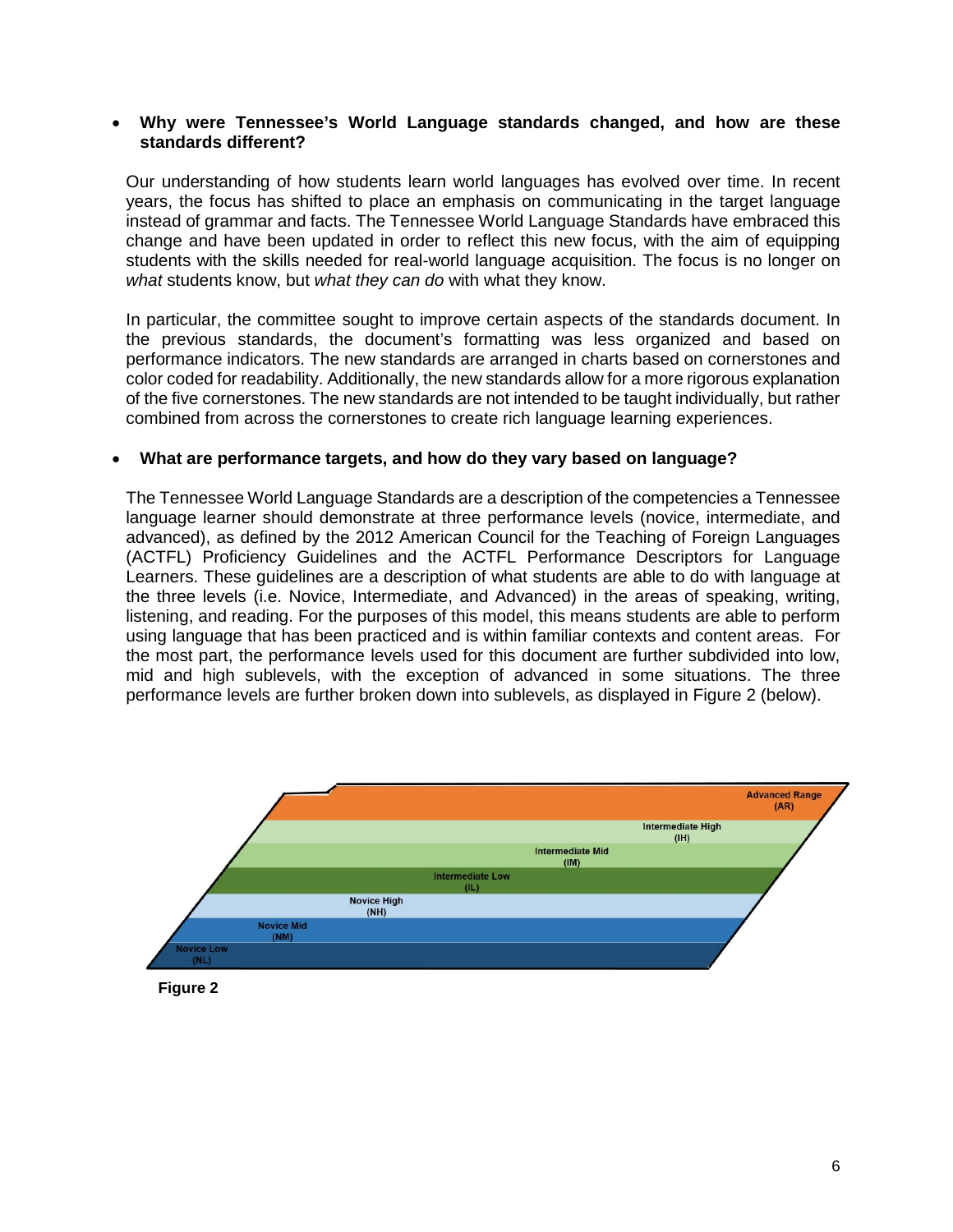- **Why were Tennessee's World Language standards changed, and how are these standards different?**

  Our understanding of how students learn world languages has evolved over time. In recent years, the focus has shifted to place an emphasis on communicating in the target language instead of grammar and facts. The Tennessee World Language Standards have embraced this change and have been updated in order to reflect this new focus, with the aim of equipping students with the skills needed for real-world language acquisition. The focus is no longer on *what* students know, but *what they can do* with what they know.

  In particular, the committee sought to improve certain aspects of the standards document. In the previous standards, the document's formatting was less organized and based on performance indicators. The new standards are arranged in charts based on cornerstones and color coded for readability. Additionally, the new standards allow for a more rigorous explanation of the five cornerstones. The new standards are not intended to be taught individually, but rather combined from across the cornerstones to create rich language learning experiences.

- **What are performance targets, and how do they vary based on language?**

  The Tennessee World Language Standards are a description of the competencies a Tennessee language learner should demonstrate at three performance levels (novice, intermediate, and advanced), as defined by the 2012 American Council for the Teaching of Foreign Languages (ACTFL) Proficiency Guidelines and the ACTFL Performance Descriptors for Language Learners. These guidelines are a description of what students are able to do with language at the three levels (i.e. Novice, Intermediate, and Advanced) in the areas of speaking, writing, listening, and reading. For the purposes of this model, this means students are able to perform using language that has been practiced and is within familiar contexts and content areas. For the most part, the performance levels used for this document are further subdivided into low, mid and high sublevels, with the exception of advanced in some situations. The three performance levels are further broken down into sublevels, as displayed in Figure 2 (below).

| Level |
|---|
| Advanced Range (AR) |
| Intermediate High (IH) |
| Intermediate Mid (IM) |
| Intermediate Low (IL) |
| Novice High (NH) |
| Novice Mid (NM) |
| Novice Low (NL) |

**Figure 2**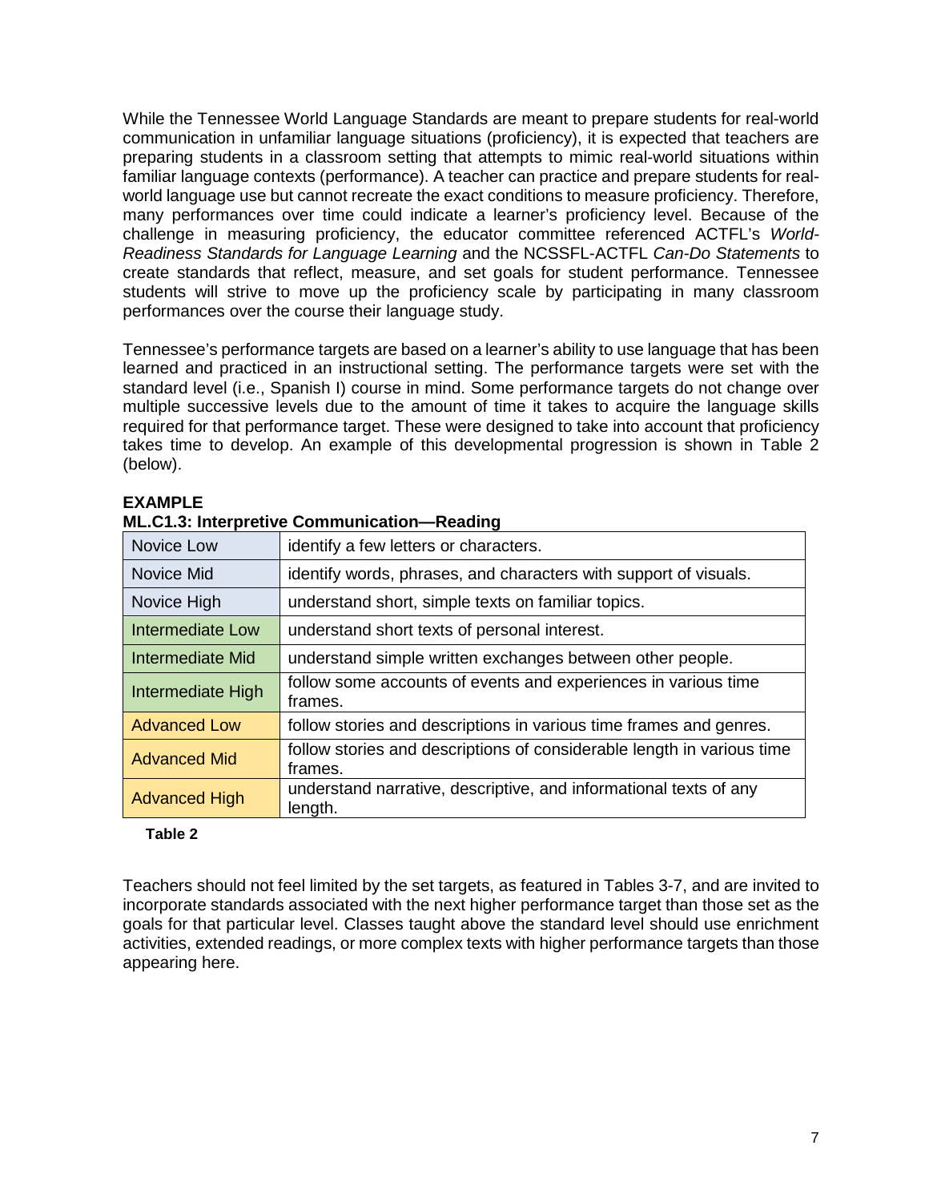While the Tennessee World Language Standards are meant to prepare students for real-world communication in unfamiliar language situations (proficiency), it is expected that teachers are preparing students in a classroom setting that attempts to mimic real-world situations within familiar language contexts (performance). A teacher can practice and prepare students for real-world language use but cannot recreate the exact conditions to measure proficiency. Therefore, many performances over time could indicate a learner's proficiency level. Because of the challenge in measuring proficiency, the educator committee referenced ACTFL's *World-Readiness Standards for Language Learning* and the NCSSFL-ACTFL *Can-Do Statements* to create standards that reflect, measure, and set goals for student performance. Tennessee students will strive to move up the proficiency scale by participating in many classroom performances over the course their language study.

Tennessee's performance targets are based on a learner's ability to use language that has been learned and practiced in an instructional setting. The performance targets were set with the standard level (i.e., Spanish I) course in mind. Some performance targets do not change over multiple successive levels due to the amount of time it takes to acquire the language skills required for that performance target. These were designed to take into account that proficiency takes time to develop. An example of this developmental progression is shown in Table 2 (below).

**EXAMPLE**
**ML.C1.3: Interpretive Communication—Reading**

| Level | Performance Target |
|---|---|
| Novice Low | identify a few letters or characters. |
| Novice Mid | identify words, phrases, and characters with support of visuals. |
| Novice High | understand short, simple texts on familiar topics. |
| Intermediate Low | understand short texts of personal interest. |
| Intermediate Mid | understand simple written exchanges between other people. |
| Intermediate High | follow some accounts of events and experiences in various time frames. |
| Advanced Low | follow stories and descriptions in various time frames and genres. |
| Advanced Mid | follow stories and descriptions of considerable length in various time frames. |
| Advanced High | understand narrative, descriptive, and informational texts of any length. |

**Table 2**

Teachers should not feel limited by the set targets, as featured in Tables 3-7, and are invited to incorporate standards associated with the next higher performance target than those set as the goals for that particular level. Classes taught above the standard level should use enrichment activities, extended readings, or more complex texts with higher performance targets than those appearing here.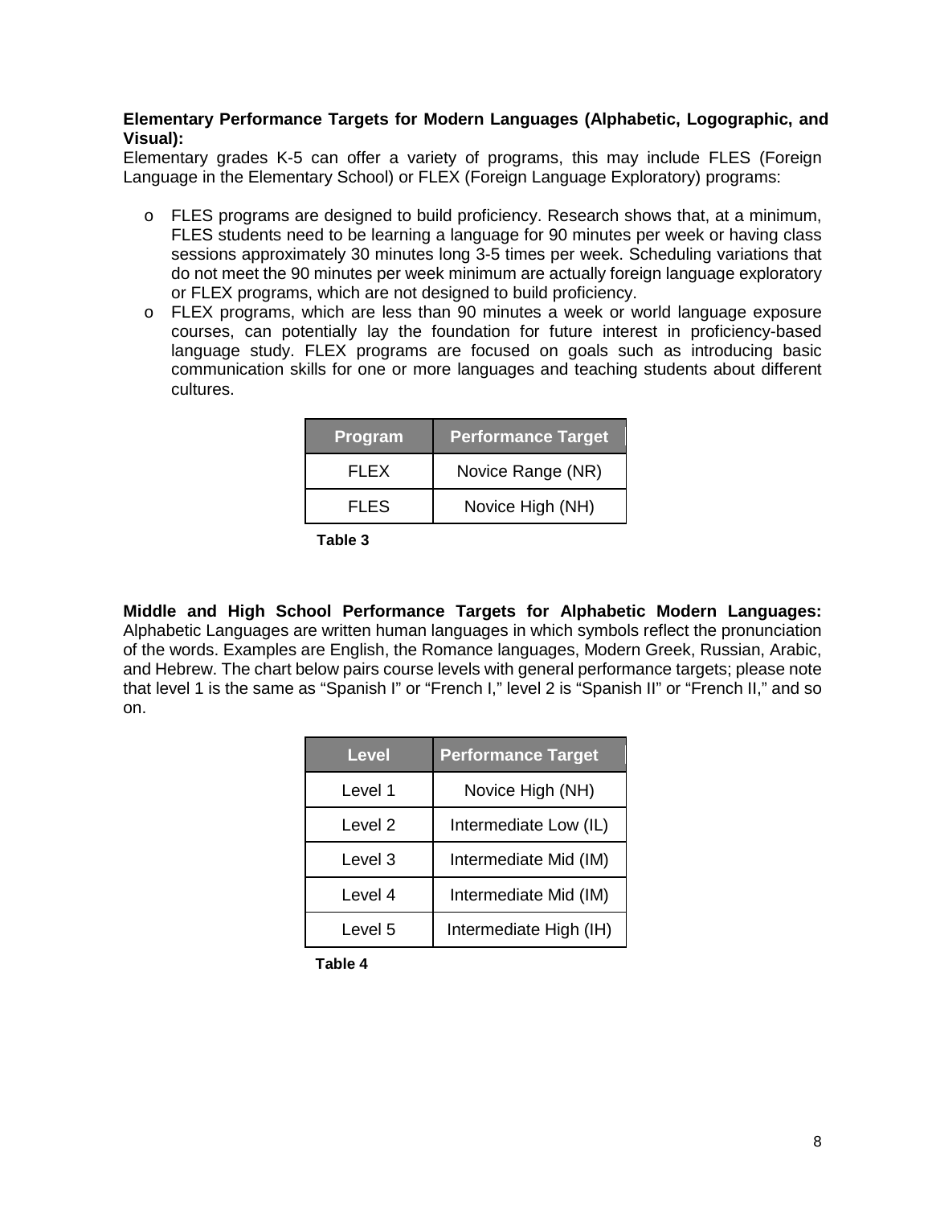**Elementary Performance Targets for Modern Languages (Alphabetic, Logographic, and Visual):**
Elementary grades K-5 can offer a variety of programs, this may include FLES (Foreign Language in the Elementary School) or FLEX (Foreign Language Exploratory) programs:

- FLES programs are designed to build proficiency. Research shows that, at a minimum, FLES students need to be learning a language for 90 minutes per week or having class sessions approximately 30 minutes long 3-5 times per week. Scheduling variations that do not meet the 90 minutes per week minimum are actually foreign language exploratory or FLEX programs, which are not designed to build proficiency.
- FLEX programs, which are less than 90 minutes a week or world language exposure courses, can potentially lay the foundation for future interest in proficiency-based language study. FLEX programs are focused on goals such as introducing basic communication skills for one or more languages and teaching students about different cultures.

| Program | Performance Target |
| --- | --- |
| FLEX | Novice Range (NR) |
| FLES | Novice High (NH) |

**Table 3**

**Middle and High School Performance Targets for Alphabetic Modern Languages:** Alphabetic Languages are written human languages in which symbols reflect the pronunciation of the words. Examples are English, the Romance languages, Modern Greek, Russian, Arabic, and Hebrew. The chart below pairs course levels with general performance targets; please note that level 1 is the same as "Spanish I" or "French I," level 2 is "Spanish II" or "French II," and so on.

| Level | Performance Target |
| --- | --- |
| Level 1 | Novice High (NH) |
| Level 2 | Intermediate Low (IL) |
| Level 3 | Intermediate Mid (IM) |
| Level 4 | Intermediate Mid (IM) |
| Level 5 | Intermediate High (IH) |

**Table 4**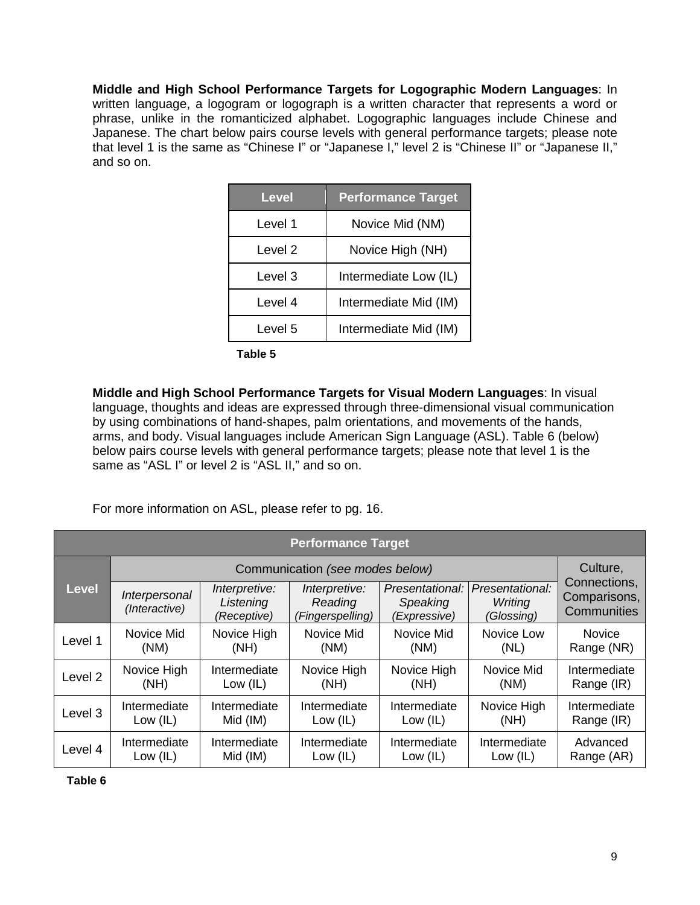**Middle and High School Performance Targets for Logographic Modern Languages**: In written language, a logogram or logograph is a written character that represents a word or phrase, unlike in the romanticized alphabet. Logographic languages include Chinese and Japanese. The chart below pairs course levels with general performance targets; please note that level 1 is the same as "Chinese I" or "Japanese I," level 2 is "Chinese II" or "Japanese II," and so on.

| Level | Performance Target |
|---|---|
| Level 1 | Novice Mid (NM) |
| Level 2 | Novice High (NH) |
| Level 3 | Intermediate Low (IL) |
| Level 4 | Intermediate Mid (IM) |
| Level 5 | Intermediate Mid (IM) |

**Table 5**

**Middle and High School Performance Targets for Visual Modern Languages**: In visual language, thoughts and ideas are expressed through three-dimensional visual communication by using combinations of hand-shapes, palm orientations, and movements of the hands, arms, and body. Visual languages include American Sign Language (ASL). Table 6 (below) below pairs course levels with general performance targets; please note that level 1 is the same as "ASL I" or level 2 is "ASL II," and so on.

For more information on ASL, please refer to pg. 16.

| Level | Performance Target | | | | | |
|---|---|---|---|---|---|---|
| | Communication *(see modes below)* | | | | | Culture, Connections, Comparisons, Communities |
| | *Interpersonal (Interactive)* | *Interpretive: Listening (Receptive)* | *Interpretive: Reading (Fingerspelling)* | *Presentational: Speaking (Expressive)* | *Presentational: Writing (Glossing)* | |
| Level 1 | Novice Mid (NM) | Novice High (NH) | Novice Mid (NM) | Novice Mid (NM) | Novice Low (NL) | Novice Range (NR) |
| Level 2 | Novice High (NH) | Intermediate Low (IL) | Novice High (NH) | Novice High (NH) | Novice Mid (NM) | Intermediate Range (IR) |
| Level 3 | Intermediate Low (IL) | Intermediate Mid (IM) | Intermediate Low (IL) | Intermediate Low (IL) | Novice High (NH) | Intermediate Range (IR) |
| Level 4 | Intermediate Low (IL) | Intermediate Mid (IM) | Intermediate Low (IL) | Intermediate Low (IL) | Intermediate Low (IL) | Advanced Range (AR) |

**Table 6**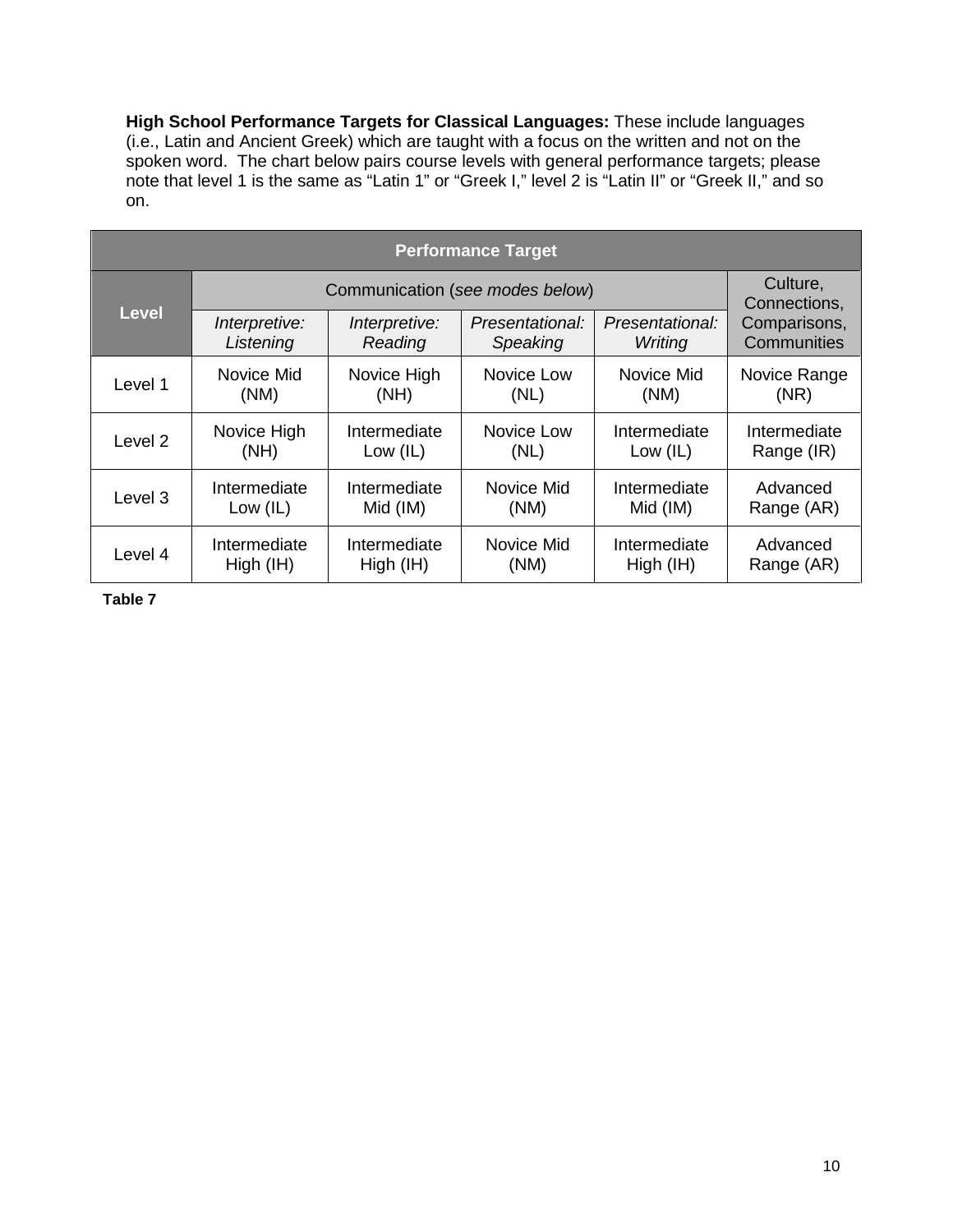**High School Performance Targets for Classical Languages:** These include languages (i.e., Latin and Ancient Greek) which are taught with a focus on the written and not on the spoken word. The chart below pairs course levels with general performance targets; please note that level 1 is the same as "Latin 1" or "Greek I," level 2 is "Latin II" or "Greek II," and so on.

| Performance Target | | | | | |
|---|---|---|---|---|---|
| Level | Communication (*see modes below*) | | | | Culture, Connections, Comparisons, Communities |
| | *Interpretive: Listening* | *Interpretive: Reading* | *Presentational: Speaking* | *Presentational: Writing* | |
| Level 1 | Novice Mid (NM) | Novice High (NH) | Novice Low (NL) | Novice Mid (NM) | Novice Range (NR) |
| Level 2 | Novice High (NH) | Intermediate Low (IL) | Novice Low (NL) | Intermediate Low (IL) | Intermediate Range (IR) |
| Level 3 | Intermediate Low (IL) | Intermediate Mid (IM) | Novice Mid (NM) | Intermediate Mid (IM) | Advanced Range (AR) |
| Level 4 | Intermediate High (IH) | Intermediate High (IH) | Novice Mid (NM) | Intermediate High (IH) | Advanced Range (AR) |

**Table 7**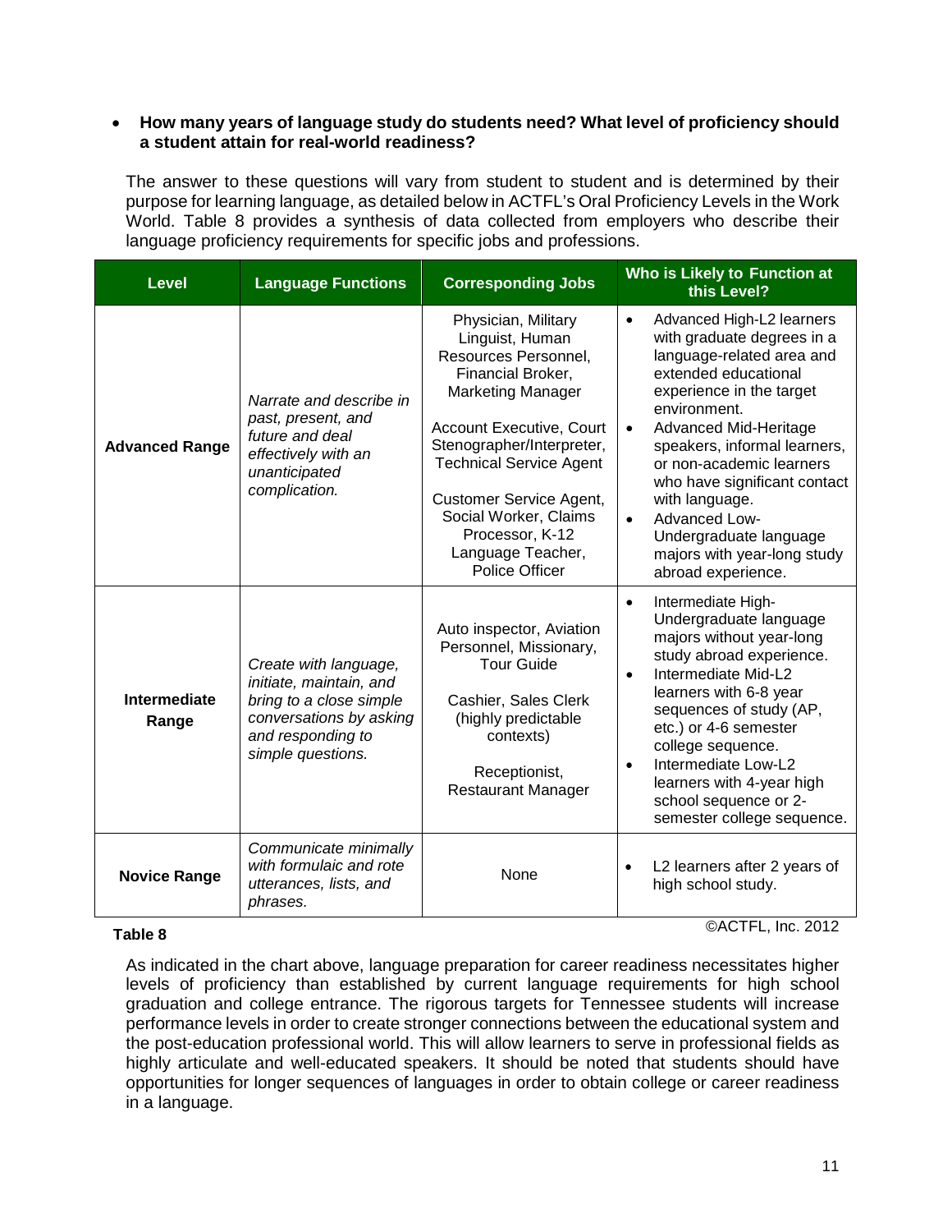- **How many years of language study do students need? What level of proficiency should a student attain for real-world readiness?**

The answer to these questions will vary from student to student and is determined by their purpose for learning language, as detailed below in ACTFL's Oral Proficiency Levels in the Work World. Table 8 provides a synthesis of data collected from employers who describe their language proficiency requirements for specific jobs and professions.

| Level | Language Functions | Corresponding Jobs | Who is Likely to Function at this Level? |
| --- | --- | --- | --- |
| **Advanced Range** | *Narrate and describe in past, present, and future and deal effectively with an unanticipated complication.* | Physician, Military Linguist, Human Resources Personnel, Financial Broker, Marketing Manager<br><br>Account Executive, Court Stenographer/Interpreter, Technical Service Agent<br><br>Customer Service Agent, Social Worker, Claims Processor, K-12 Language Teacher, Police Officer | • Advanced High-L2 learners with graduate degrees in a language-related area and extended educational experience in the target environment.<br>• Advanced Mid-Heritage speakers, informal learners, or non-academic learners who have significant contact with language.<br>• Advanced Low-Undergraduate language majors with year-long study abroad experience. |
| **Intermediate Range** | *Create with language, initiate, maintain, and bring to a close simple conversations by asking and responding to simple questions.* | Auto inspector, Aviation Personnel, Missionary, Tour Guide<br><br>Cashier, Sales Clerk (highly predictable contexts)<br><br>Receptionist, Restaurant Manager | • Intermediate High-Undergraduate language majors without year-long study abroad experience.<br>• Intermediate Mid-L2 learners with 6-8 year sequences of study (AP, etc.) or 4-6 semester college sequence.<br>• Intermediate Low-L2 learners with 4-year high school sequence or 2-semester college sequence. |
| **Novice Range** | *Communicate minimally with formulaic and rote utterances, lists, and phrases.* | None | • L2 learners after 2 years of high school study. |

**Table 8**

©ACTFL, Inc. 2012

As indicated in the chart above, language preparation for career readiness necessitates higher levels of proficiency than established by current language requirements for high school graduation and college entrance. The rigorous targets for Tennessee students will increase performance levels in order to create stronger connections between the educational system and the post-education professional world. This will allow learners to serve in professional fields as highly articulate and well-educated speakers. It should be noted that students should have opportunities for longer sequences of languages in order to obtain college or career readiness in a language.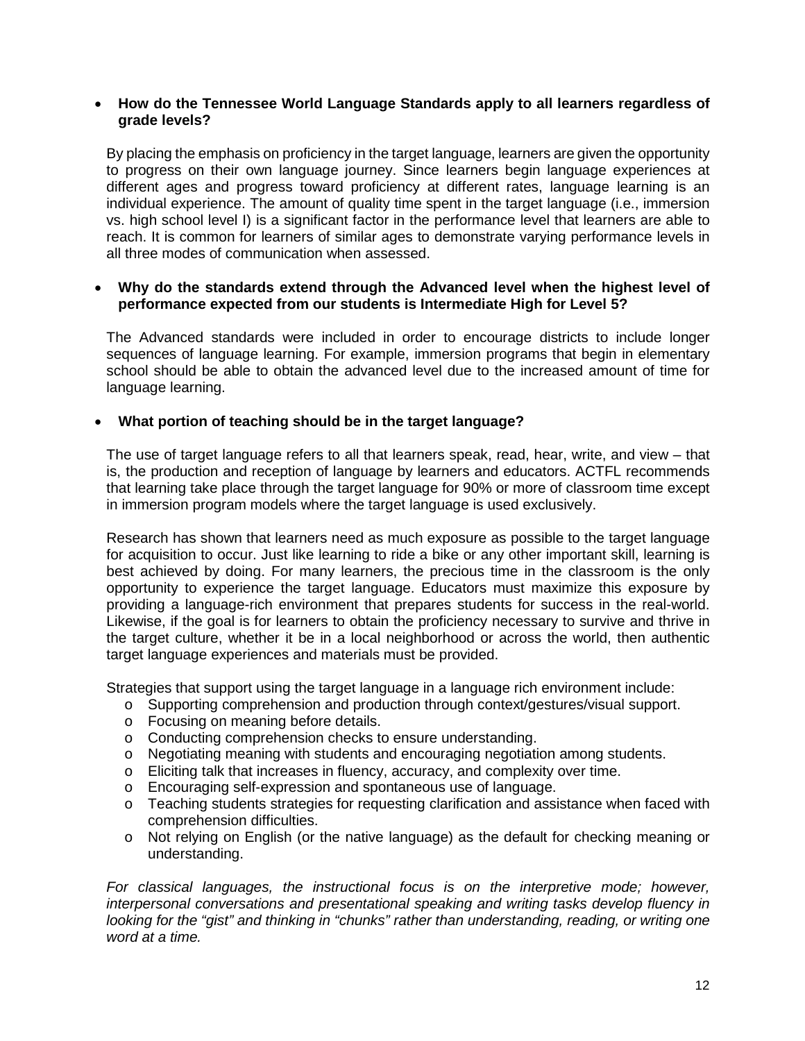- **How do the Tennessee World Language Standards apply to all learners regardless of grade levels?**

  By placing the emphasis on proficiency in the target language, learners are given the opportunity to progress on their own language journey. Since learners begin language experiences at different ages and progress toward proficiency at different rates, language learning is an individual experience. The amount of quality time spent in the target language (i.e., immersion vs. high school level I) is a significant factor in the performance level that learners are able to reach. It is common for learners of similar ages to demonstrate varying performance levels in all three modes of communication when assessed.

- **Why do the standards extend through the Advanced level when the highest level of performance expected from our students is Intermediate High for Level 5?**

  The Advanced standards were included in order to encourage districts to include longer sequences of language learning. For example, immersion programs that begin in elementary school should be able to obtain the advanced level due to the increased amount of time for language learning.

- **What portion of teaching should be in the target language?**

  The use of target language refers to all that learners speak, read, hear, write, and view – that is, the production and reception of language by learners and educators. ACTFL recommends that learning take place through the target language for 90% or more of classroom time except in immersion program models where the target language is used exclusively.

  Research has shown that learners need as much exposure as possible to the target language for acquisition to occur. Just like learning to ride a bike or any other important skill, learning is best achieved by doing. For many learners, the precious time in the classroom is the only opportunity to experience the target language. Educators must maximize this exposure by providing a language-rich environment that prepares students for success in the real-world. Likewise, if the goal is for learners to obtain the proficiency necessary to survive and thrive in the target culture, whether it be in a local neighborhood or across the world, then authentic target language experiences and materials must be provided.

  Strategies that support using the target language in a language rich environment include:

  - Supporting comprehension and production through context/gestures/visual support.
  - Focusing on meaning before details.
  - Conducting comprehension checks to ensure understanding.
  - Negotiating meaning with students and encouraging negotiation among students.
  - Eliciting talk that increases in fluency, accuracy, and complexity over time.
  - Encouraging self-expression and spontaneous use of language.
  - Teaching students strategies for requesting clarification and assistance when faced with comprehension difficulties.
  - Not relying on English (or the native language) as the default for checking meaning or understanding.

  *For classical languages, the instructional focus is on the interpretive mode; however, interpersonal conversations and presentational speaking and writing tasks develop fluency in looking for the "gist" and thinking in "chunks" rather than understanding, reading, or writing one word at a time.*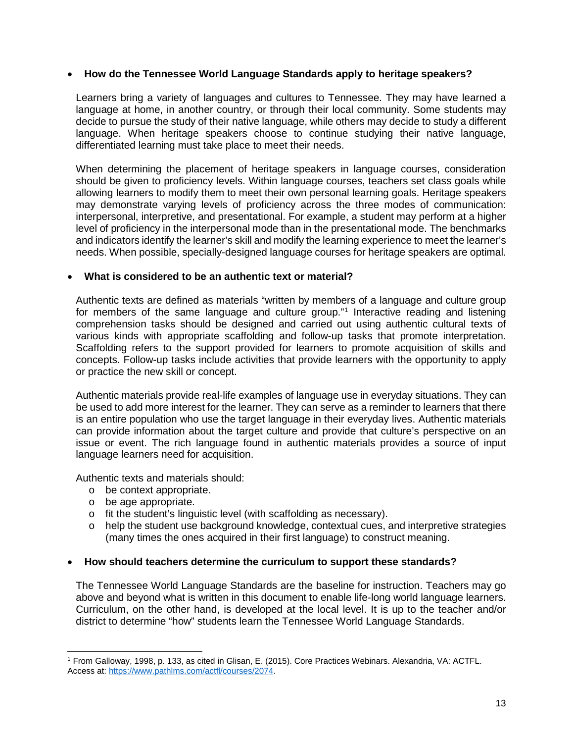- **How do the Tennessee World Language Standards apply to heritage speakers?**

  Learners bring a variety of languages and cultures to Tennessee. They may have learned a language at home, in another country, or through their local community. Some students may decide to pursue the study of their native language, while others may decide to study a different language. When heritage speakers choose to continue studying their native language, differentiated learning must take place to meet their needs.

  When determining the placement of heritage speakers in language courses, consideration should be given to proficiency levels. Within language courses, teachers set class goals while allowing learners to modify them to meet their own personal learning goals. Heritage speakers may demonstrate varying levels of proficiency across the three modes of communication: interpersonal, interpretive, and presentational. For example, a student may perform at a higher level of proficiency in the interpersonal mode than in the presentational mode. The benchmarks and indicators identify the learner's skill and modify the learning experience to meet the learner's needs. When possible, specially-designed language courses for heritage speakers are optimal.

- **What is considered to be an authentic text or material?**

  Authentic texts are defined as materials "written by members of a language and culture group for members of the same language and culture group."[1] Interactive reading and listening comprehension tasks should be designed and carried out using authentic cultural texts of various kinds with appropriate scaffolding and follow-up tasks that promote interpretation. Scaffolding refers to the support provided for learners to promote acquisition of skills and concepts. Follow-up tasks include activities that provide learners with the opportunity to apply or practice the new skill or concept.

  Authentic materials provide real-life examples of language use in everyday situations. They can be used to add more interest for the learner. They can serve as a reminder to learners that there is an entire population who use the target language in their everyday lives. Authentic materials can provide information about the target culture and provide that culture's perspective on an issue or event. The rich language found in authentic materials provides a source of input language learners need for acquisition.

  Authentic texts and materials should:
    - be context appropriate.
    - be age appropriate.
    - fit the student's linguistic level (with scaffolding as necessary).
    - help the student use background knowledge, contextual cues, and interpretive strategies (many times the ones acquired in their first language) to construct meaning.

- **How should teachers determine the curriculum to support these standards?**

  The Tennessee World Language Standards are the baseline for instruction. Teachers may go above and beyond what is written in this document to enable life-long world language learners. Curriculum, on the other hand, is developed at the local level. It is up to the teacher and/or district to determine "how" students learn the Tennessee World Language Standards.

---

[1] From Galloway, 1998, p. 133, as cited in Glisan, E. (2015). Core Practices Webinars. Alexandria, VA: ACTFL. Access at: https://www.pathlms.com/actfl/courses/2074.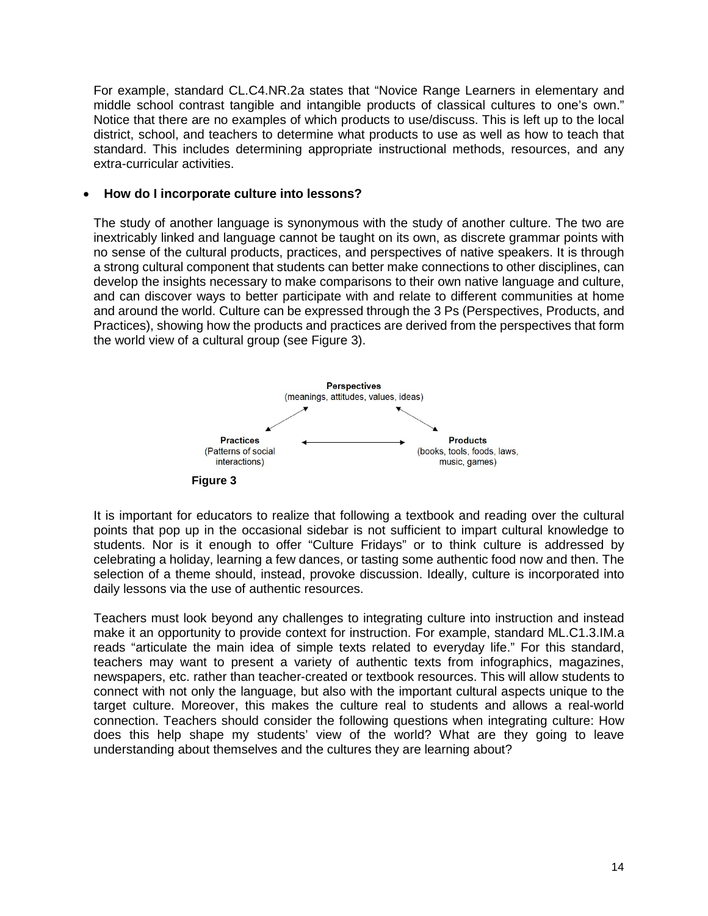For example, standard CL.C4.NR.2a states that "Novice Range Learners in elementary and middle school contrast tangible and intangible products of classical cultures to one's own." Notice that there are no examples of which products to use/discuss. This is left up to the local district, school, and teachers to determine what products to use as well as how to teach that standard. This includes determining appropriate instructional methods, resources, and any extra-curricular activities.

- **How do I incorporate culture into lessons?**

The study of another language is synonymous with the study of another culture. The two are inextricably linked and language cannot be taught on its own, as discrete grammar points with no sense of the cultural products, practices, and perspectives of native speakers. It is through a strong cultural component that students can better make connections to other disciplines, can develop the insights necessary to make comparisons to their own native language and culture, and can discover ways to better participate with and relate to different communities at home and around the world. Culture can be expressed through the 3 Ps (Perspectives, Products, and Practices), showing how the products and practices are derived from the perspectives that form the world view of a cultural group (see Figure 3).

**Perspectives**
(meanings, attitudes, values, ideas)

**Practices**
(Patterns of social interactions)

**Products**
(books, tools, foods, laws, music, games)

**Figure 3**

It is important for educators to realize that following a textbook and reading over the cultural points that pop up in the occasional sidebar is not sufficient to impart cultural knowledge to students. Nor is it enough to offer "Culture Fridays" or to think culture is addressed by celebrating a holiday, learning a few dances, or tasting some authentic food now and then. The selection of a theme should, instead, provoke discussion. Ideally, culture is incorporated into daily lessons via the use of authentic resources.

Teachers must look beyond any challenges to integrating culture into instruction and instead make it an opportunity to provide context for instruction. For example, standard ML.C1.3.IM.a reads "articulate the main idea of simple texts related to everyday life." For this standard, teachers may want to present a variety of authentic texts from infographics, magazines, newspapers, etc. rather than teacher-created or textbook resources. This will allow students to connect with not only the language, but also with the important cultural aspects unique to the target culture. Moreover, this makes the culture real to students and allows a real-world connection. Teachers should consider the following questions when integrating culture: How does this help shape my students' view of the world? What are they going to leave understanding about themselves and the cultures they are learning about?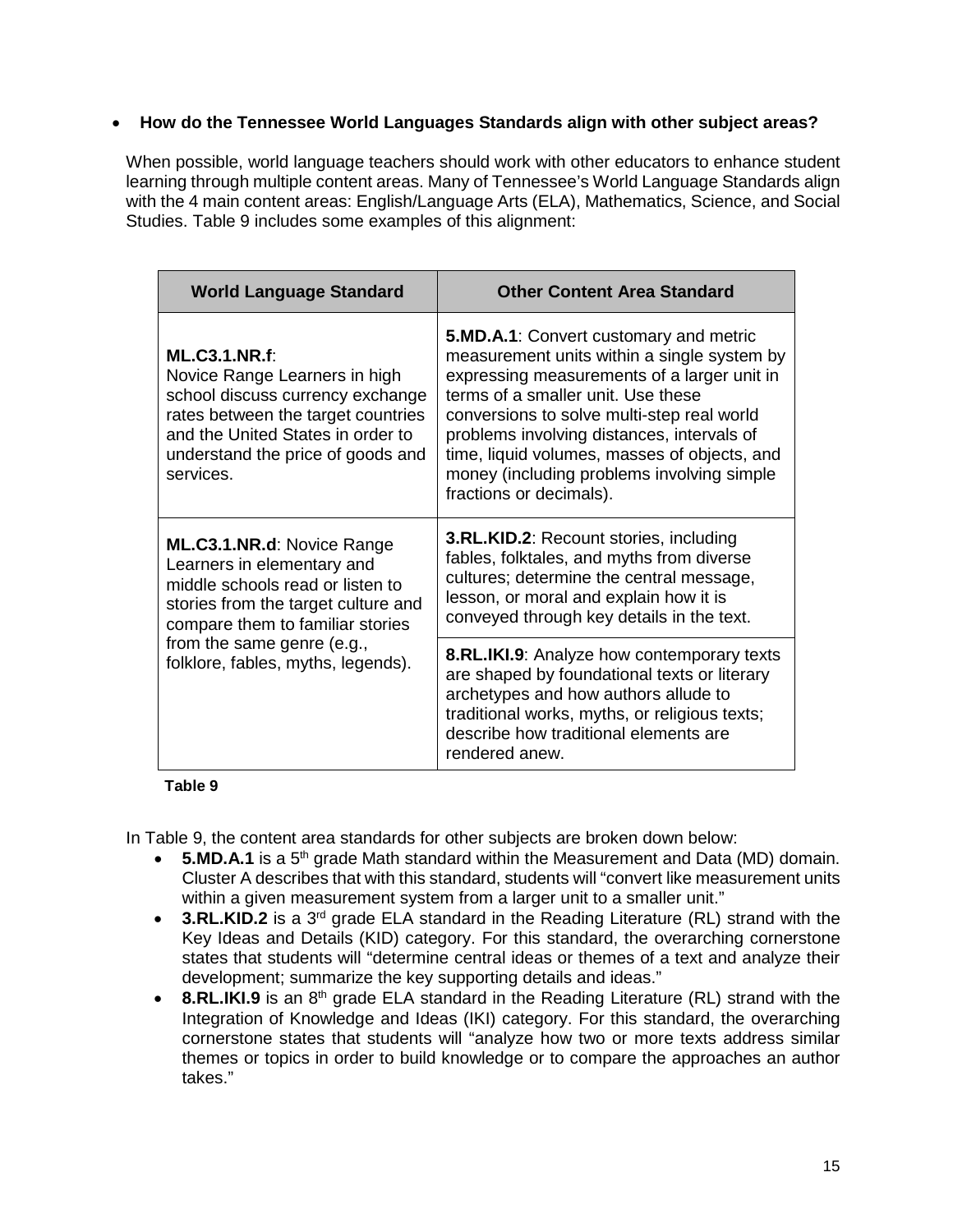- **How do the Tennessee World Languages Standards align with other subject areas?**

When possible, world language teachers should work with other educators to enhance student learning through multiple content areas. Many of Tennessee's World Language Standards align with the 4 main content areas: English/Language Arts (ELA), Mathematics, Science, and Social Studies. Table 9 includes some examples of this alignment:

| World Language Standard | Other Content Area Standard |
|---|---|
| **ML.C3.1.NR.f**: Novice Range Learners in high school discuss currency exchange rates between the target countries and the United States in order to understand the price of goods and services. | **5.MD.A.1**: Convert customary and metric measurement units within a single system by expressing measurements of a larger unit in terms of a smaller unit. Use these conversions to solve multi-step real world problems involving distances, intervals of time, liquid volumes, masses of objects, and money (including problems involving simple fractions or decimals). |
| **ML.C3.1.NR.d**: Novice Range Learners in elementary and middle schools read or listen to stories from the target culture and compare them to familiar stories from the same genre (e.g., folklore, fables, myths, legends). | **3.RL.KID.2**: Recount stories, including fables, folktales, and myths from diverse cultures; determine the central message, lesson, or moral and explain how it is conveyed through key details in the text. |
| | **8.RL.IKI.9**: Analyze how contemporary texts are shaped by foundational texts or literary archetypes and how authors allude to traditional works, myths, or religious texts; describe how traditional elements are rendered anew. |

**Table 9**

In Table 9, the content area standards for other subjects are broken down below:

- **5.MD.A.1** is a 5th grade Math standard within the Measurement and Data (MD) domain. Cluster A describes that with this standard, students will "convert like measurement units within a given measurement system from a larger unit to a smaller unit."
- **3.RL.KID.2** is a 3rd grade ELA standard in the Reading Literature (RL) strand with the Key Ideas and Details (KID) category. For this standard, the overarching cornerstone states that students will "determine central ideas or themes of a text and analyze their development; summarize the key supporting details and ideas."
- **8.RL.IKI.9** is an 8th grade ELA standard in the Reading Literature (RL) strand with the Integration of Knowledge and Ideas (IKI) category. For this standard, the overarching cornerstone states that students will "analyze how two or more texts address similar themes or topics in order to build knowledge or to compare the approaches an author takes."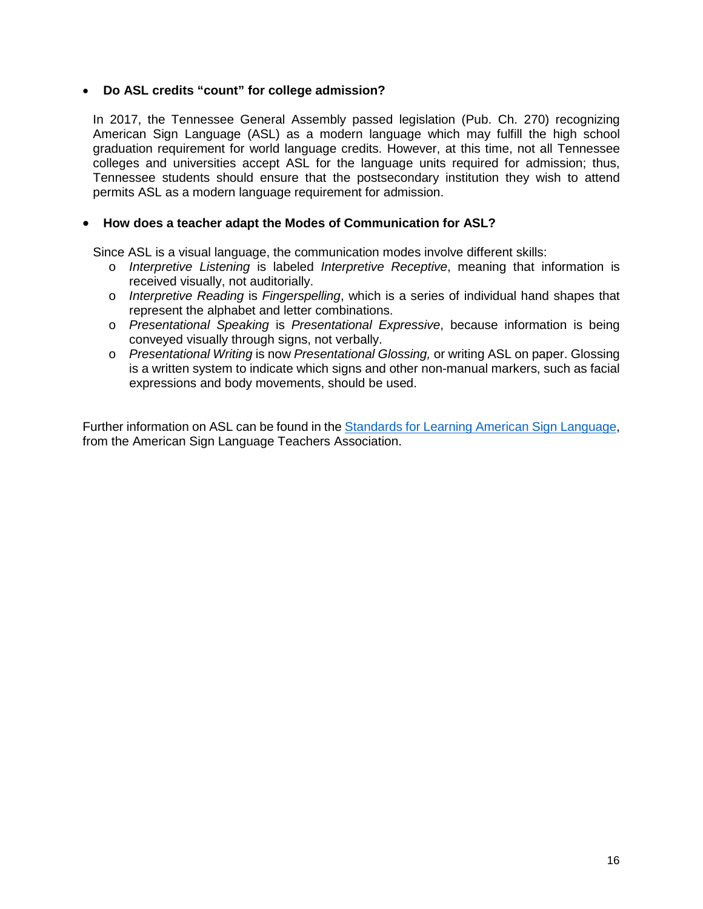- **Do ASL credits "count" for college admission?**

  In 2017, the Tennessee General Assembly passed legislation (Pub. Ch. 270) recognizing American Sign Language (ASL) as a modern language which may fulfill the high school graduation requirement for world language credits. However, at this time, not all Tennessee colleges and universities accept ASL for the language units required for admission; thus, Tennessee students should ensure that the postsecondary institution they wish to attend permits ASL as a modern language requirement for admission.

- **How does a teacher adapt the Modes of Communication for ASL?**

  Since ASL is a visual language, the communication modes involve different skills:
  - *Interpretive Listening* is labeled *Interpretive Receptive*, meaning that information is received visually, not auditorially.
  - *Interpretive Reading* is *Fingerspelling*, which is a series of individual hand shapes that represent the alphabet and letter combinations.
  - *Presentational Speaking* is *Presentational Expressive*, because information is being conveyed visually through signs, not verbally.
  - *Presentational Writing* is now *Presentational Glossing,* or writing ASL on paper. Glossing is a written system to indicate which signs and other non-manual markers, such as facial expressions and body movements, should be used.

Further information on ASL can be found in the [Standards for Learning American Sign Language](), from the American Sign Language Teachers Association.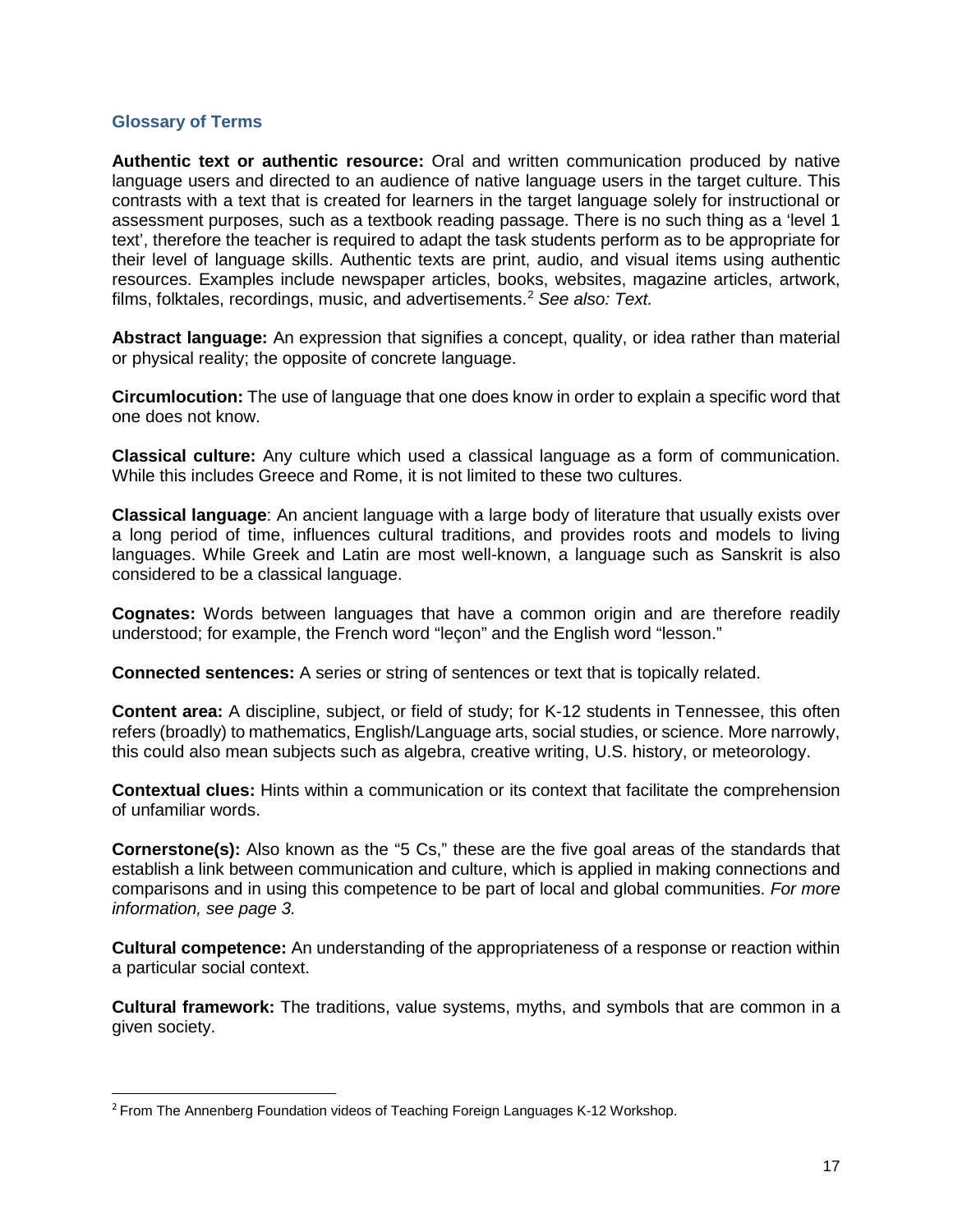## Glossary of Terms

**Authentic text or authentic resource:** Oral and written communication produced by native language users and directed to an audience of native language users in the target culture. This contrasts with a text that is created for learners in the target language solely for instructional or assessment purposes, such as a textbook reading passage. There is no such thing as a 'level 1 text', therefore the teacher is required to adapt the task students perform as to be appropriate for their level of language skills. Authentic texts are print, audio, and visual items using authentic resources. Examples include newspaper articles, books, websites, magazine articles, artwork, films, folktales, recordings, music, and advertisements.[2] *See also: Text.*

**Abstract language:** An expression that signifies a concept, quality, or idea rather than material or physical reality; the opposite of concrete language.

**Circumlocution:** The use of language that one does know in order to explain a specific word that one does not know.

**Classical culture:** Any culture which used a classical language as a form of communication. While this includes Greece and Rome, it is not limited to these two cultures.

**Classical language**: An ancient language with a large body of literature that usually exists over a long period of time, influences cultural traditions, and provides roots and models to living languages. While Greek and Latin are most well-known, a language such as Sanskrit is also considered to be a classical language.

**Cognates:** Words between languages that have a common origin and are therefore readily understood; for example, the French word "leçon" and the English word "lesson."

**Connected sentences:** A series or string of sentences or text that is topically related.

**Content area:** A discipline, subject, or field of study; for K-12 students in Tennessee, this often refers (broadly) to mathematics, English/Language arts, social studies, or science. More narrowly, this could also mean subjects such as algebra, creative writing, U.S. history, or meteorology.

**Contextual clues:** Hints within a communication or its context that facilitate the comprehension of unfamiliar words.

**Cornerstone(s):** Also known as the "5 Cs," these are the five goal areas of the standards that establish a link between communication and culture, which is applied in making connections and comparisons and in using this competence to be part of local and global communities. *For more information, see page 3.*

**Cultural competence:** An understanding of the appropriateness of a response or reaction within a particular social context.

**Cultural framework:** The traditions, value systems, myths, and symbols that are common in a given society.

[2] From The Annenberg Foundation videos of Teaching Foreign Languages K-12 Workshop.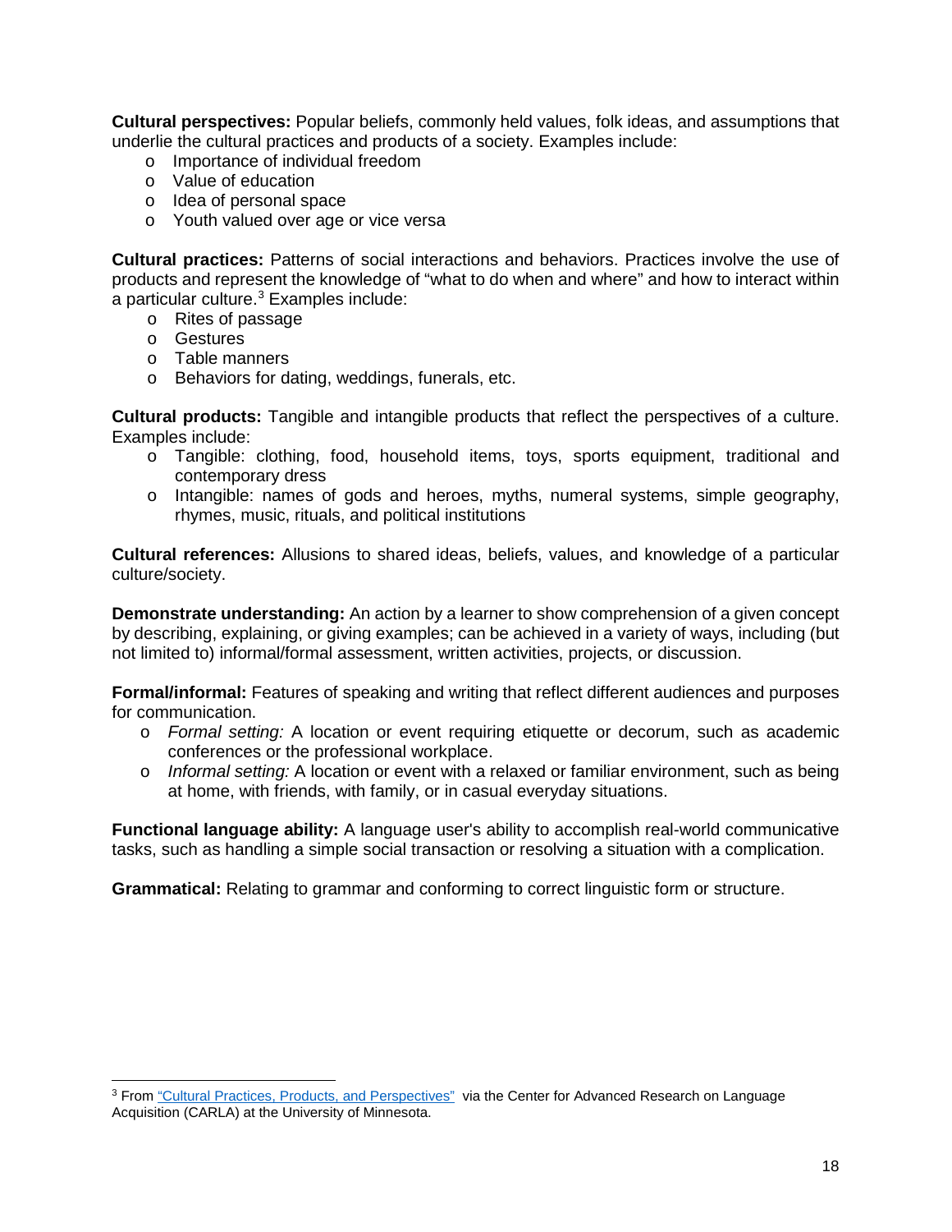**Cultural perspectives:** Popular beliefs, commonly held values, folk ideas, and assumptions that underlie the cultural practices and products of a society. Examples include:

- Importance of individual freedom
- Value of education
- Idea of personal space
- Youth valued over age or vice versa

**Cultural practices:** Patterns of social interactions and behaviors. Practices involve the use of products and represent the knowledge of "what to do when and where" and how to interact within a particular culture.[3] Examples include:

- Rites of passage
- Gestures
- Table manners
- Behaviors for dating, weddings, funerals, etc.

**Cultural products:** Tangible and intangible products that reflect the perspectives of a culture. Examples include:

- Tangible: clothing, food, household items, toys, sports equipment, traditional and contemporary dress
- Intangible: names of gods and heroes, myths, numeral systems, simple geography, rhymes, music, rituals, and political institutions

**Cultural references:** Allusions to shared ideas, beliefs, values, and knowledge of a particular culture/society.

**Demonstrate understanding:** An action by a learner to show comprehension of a given concept by describing, explaining, or giving examples; can be achieved in a variety of ways, including (but not limited to) informal/formal assessment, written activities, projects, or discussion.

**Formal/informal:** Features of speaking and writing that reflect different audiences and purposes for communication.

- *Formal setting:* A location or event requiring etiquette or decorum, such as academic conferences or the professional workplace.
- *Informal setting:* A location or event with a relaxed or familiar environment, such as being at home, with friends, with family, or in casual everyday situations.

**Functional language ability:** A language user's ability to accomplish real-world communicative tasks, such as handling a simple social transaction or resolving a situation with a complication.

**Grammatical:** Relating to grammar and conforming to correct linguistic form or structure.

[3] From "Cultural Practices, Products, and Perspectives" via the Center for Advanced Research on Language Acquisition (CARLA) at the University of Minnesota.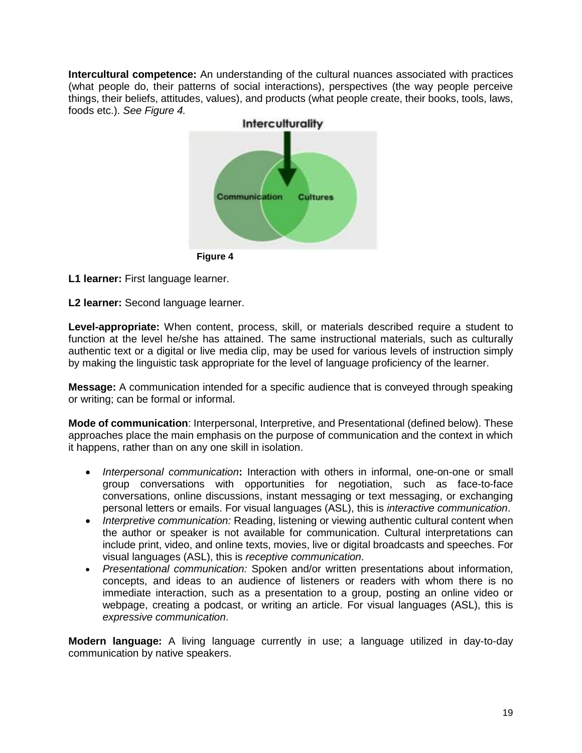**Intercultural competence:** An understanding of the cultural nuances associated with practices (what people do, their patterns of social interactions), perspectives (the way people perceive things, their beliefs, attitudes, values), and products (what people create, their books, tools, laws, foods etc.). *See Figure 4.*

Interculturality

Communication Cultures

**Figure 4**

**L1 learner:** First language learner.

**L2 learner:** Second language learner.

**Level-appropriate:** When content, process, skill, or materials described require a student to function at the level he/she has attained. The same instructional materials, such as culturally authentic text or a digital or live media clip, may be used for various levels of instruction simply by making the linguistic task appropriate for the level of language proficiency of the learner.

**Message:** A communication intended for a specific audience that is conveyed through speaking or writing; can be formal or informal.

**Mode of communication**: Interpersonal, Interpretive, and Presentational (defined below). These approaches place the main emphasis on the purpose of communication and the context in which it happens, rather than on any one skill in isolation.

- *Interpersonal communication***:** Interaction with others in informal, one-on-one or small group conversations with opportunities for negotiation, such as face-to-face conversations, online discussions, instant messaging or text messaging, or exchanging personal letters or emails. For visual languages (ASL), this is *interactive communication*.
- *Interpretive communication:* Reading, listening or viewing authentic cultural content when the author or speaker is not available for communication. Cultural interpretations can include print, video, and online texts, movies, live or digital broadcasts and speeches. For visual languages (ASL), this is *receptive communication*.
- *Presentational communication:* Spoken and/or written presentations about information, concepts, and ideas to an audience of listeners or readers with whom there is no immediate interaction, such as a presentation to a group, posting an online video or webpage, creating a podcast, or writing an article. For visual languages (ASL), this is *expressive communication*.

**Modern language:** A living language currently in use; a language utilized in day-to-day communication by native speakers.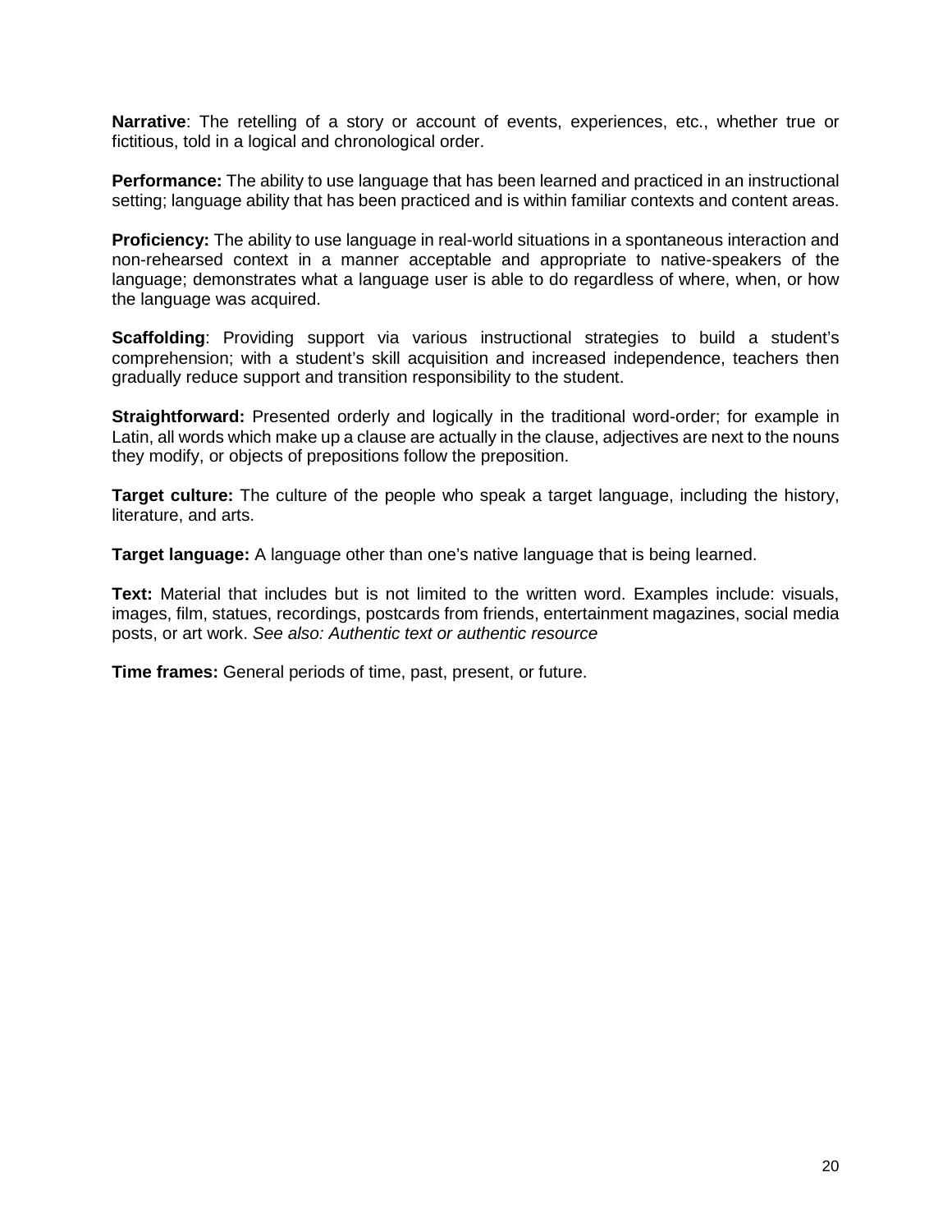**Narrative**: The retelling of a story or account of events, experiences, etc., whether true or fictitious, told in a logical and chronological order.

**Performance:** The ability to use language that has been learned and practiced in an instructional setting; language ability that has been practiced and is within familiar contexts and content areas.

**Proficiency:** The ability to use language in real-world situations in a spontaneous interaction and non-rehearsed context in a manner acceptable and appropriate to native-speakers of the language; demonstrates what a language user is able to do regardless of where, when, or how the language was acquired.

**Scaffolding**: Providing support via various instructional strategies to build a student's comprehension; with a student's skill acquisition and increased independence, teachers then gradually reduce support and transition responsibility to the student.

**Straightforward:** Presented orderly and logically in the traditional word-order; for example in Latin, all words which make up a clause are actually in the clause, adjectives are next to the nouns they modify, or objects of prepositions follow the preposition.

**Target culture:** The culture of the people who speak a target language, including the history, literature, and arts.

**Target language:** A language other than one's native language that is being learned.

**Text:** Material that includes but is not limited to the written word. Examples include: visuals, images, film, statues, recordings, postcards from friends, entertainment magazines, social media posts, or art work. *See also: Authentic text or authentic resource*

**Time frames:** General periods of time, past, present, or future.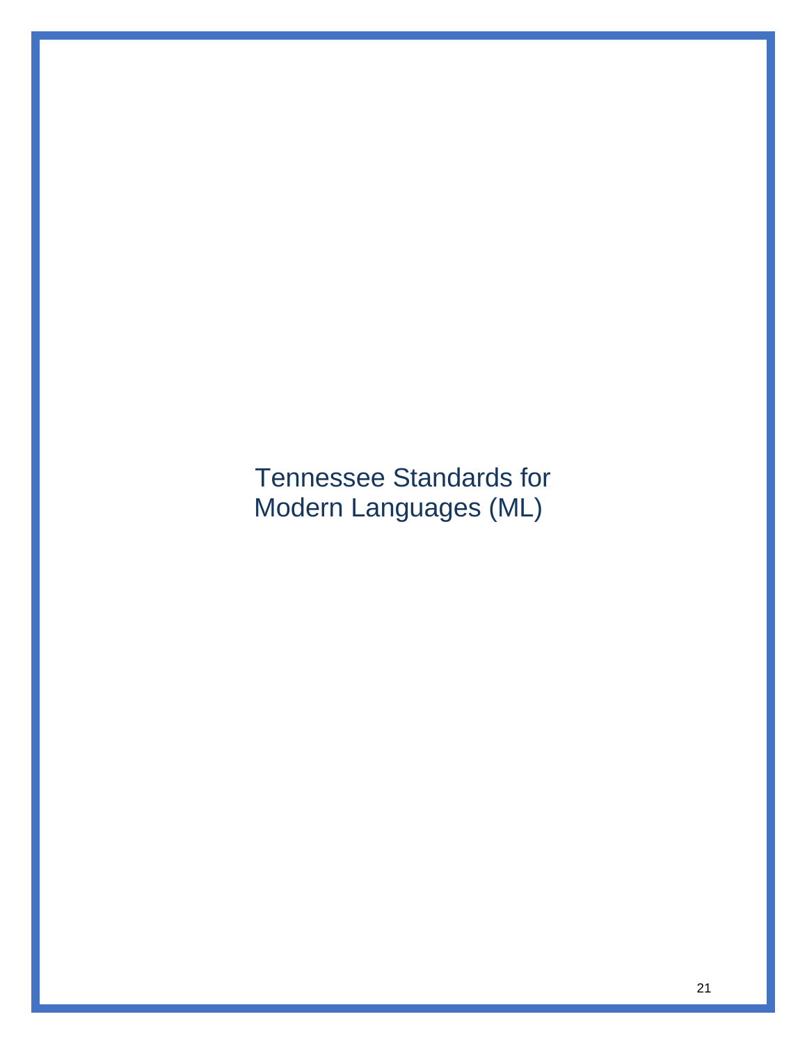# Tennessee Standards for Modern Languages (ML)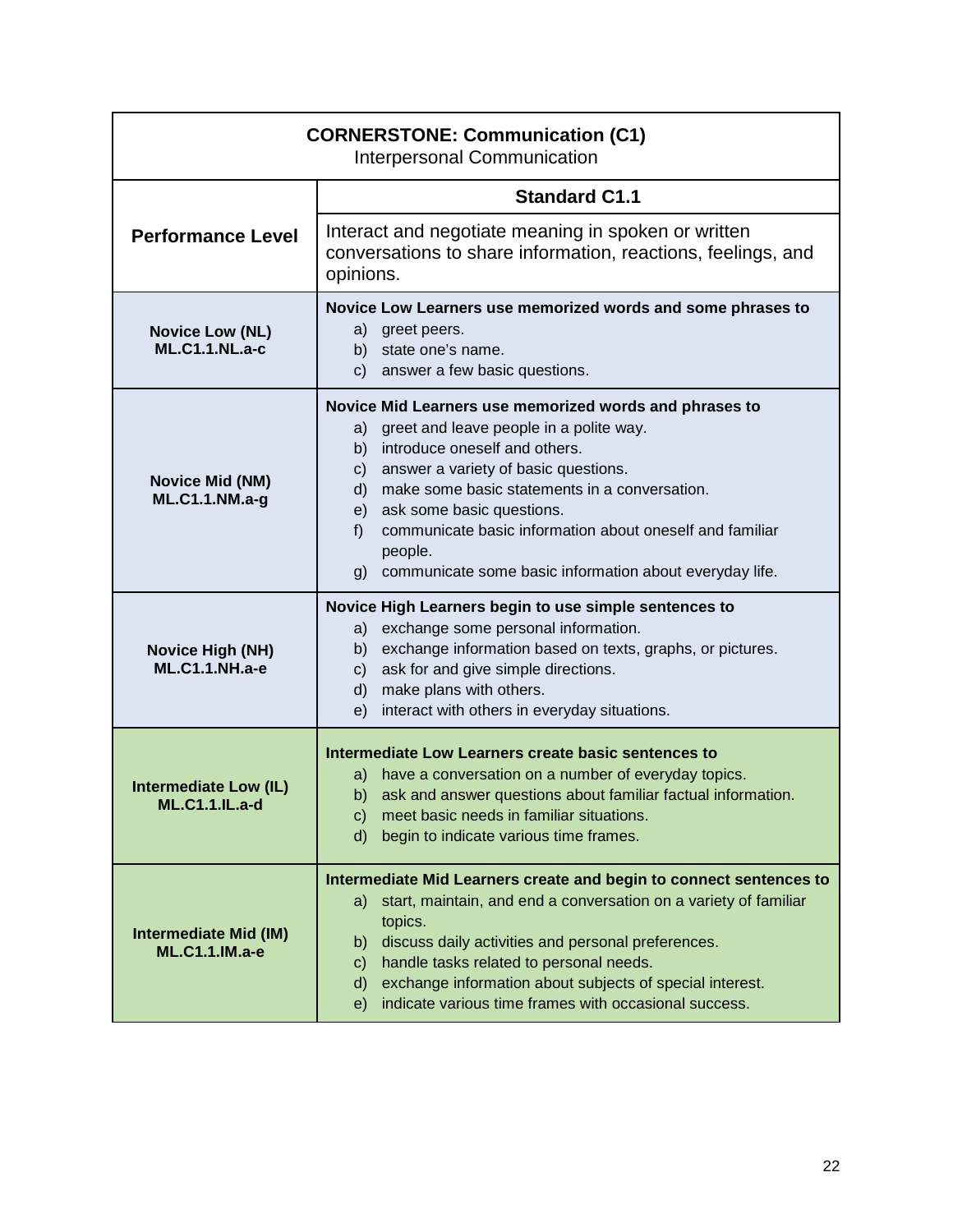| **CORNERSTONE: Communication (C1)**<br>Interpersonal Communication | |
|---|---|
| **Performance Level** | **Standard C1.1**<br>Interact and negotiate meaning in spoken or written conversations to share information, reactions, feelings, and opinions. |
| **Novice Low (NL)**<br>**ML.C1.1.NL.a-c** | **Novice Low Learners use memorized words and some phrases to**<br>a) greet peers.<br>b) state one's name.<br>c) answer a few basic questions. |
| **Novice Mid (NM)**<br>**ML.C1.1.NM.a-g** | **Novice Mid Learners use memorized words and phrases to**<br>a) greet and leave people in a polite way.<br>b) introduce oneself and others.<br>c) answer a variety of basic questions.<br>d) make some basic statements in a conversation.<br>e) ask some basic questions.<br>f) communicate basic information about oneself and familiar people.<br>g) communicate some basic information about everyday life. |
| **Novice High (NH)**<br>**ML.C1.1.NH.a-e** | **Novice High Learners begin to use simple sentences to**<br>a) exchange some personal information.<br>b) exchange information based on texts, graphs, or pictures.<br>c) ask for and give simple directions.<br>d) make plans with others.<br>e) interact with others in everyday situations. |
| **Intermediate Low (IL)**<br>**ML.C1.1.IL.a-d** | **Intermediate Low Learners create basic sentences to**<br>a) have a conversation on a number of everyday topics.<br>b) ask and answer questions about familiar factual information.<br>c) meet basic needs in familiar situations.<br>d) begin to indicate various time frames. |
| **Intermediate Mid (IM)**<br>**ML.C1.1.IM.a-e** | **Intermediate Mid Learners create and begin to connect sentences to**<br>a) start, maintain, and end a conversation on a variety of familiar topics.<br>b) discuss daily activities and personal preferences.<br>c) handle tasks related to personal needs.<br>d) exchange information about subjects of special interest.<br>e) indicate various time frames with occasional success. |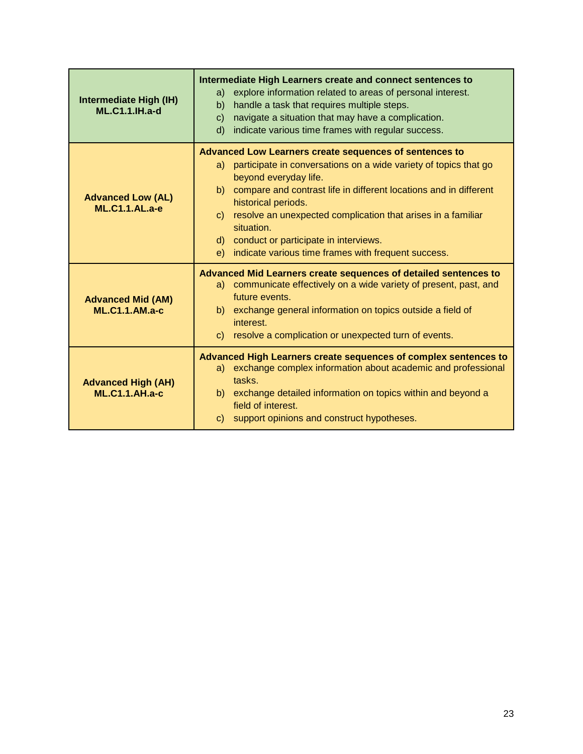| | |
|---|---|
| **Intermediate High (IH) ML.C1.1.IH.a-d** | **Intermediate High Learners create and connect sentences to**<br>a) explore information related to areas of personal interest.<br>b) handle a task that requires multiple steps.<br>c) navigate a situation that may have a complication.<br>d) indicate various time frames with regular success. |
| **Advanced Low (AL) ML.C1.1.AL.a-e** | **Advanced Low Learners create sequences of sentences to**<br>a) participate in conversations on a wide variety of topics that go beyond everyday life.<br>b) compare and contrast life in different locations and in different historical periods.<br>c) resolve an unexpected complication that arises in a familiar situation.<br>d) conduct or participate in interviews.<br>e) indicate various time frames with frequent success. |
| **Advanced Mid (AM) ML.C1.1.AM.a-c** | **Advanced Mid Learners create sequences of detailed sentences to**<br>a) communicate effectively on a wide variety of present, past, and future events.<br>b) exchange general information on topics outside a field of interest.<br>c) resolve a complication or unexpected turn of events. |
| **Advanced High (AH) ML.C1.1.AH.a-c** | **Advanced High Learners create sequences of complex sentences to**<br>a) exchange complex information about academic and professional tasks.<br>b) exchange detailed information on topics within and beyond a field of interest.<br>c) support opinions and construct hypotheses. |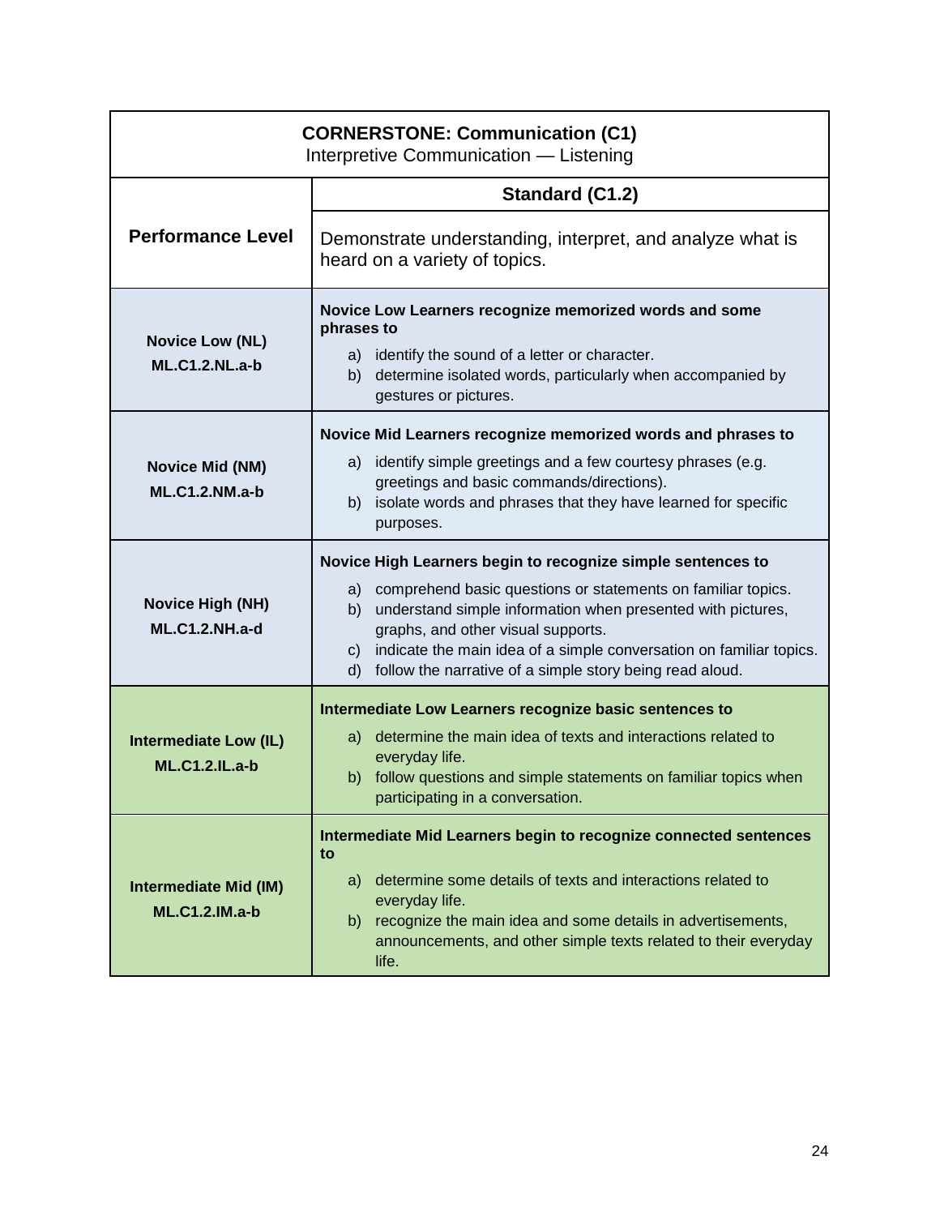| **CORNERSTONE: Communication (C1)**<br>Interpretive Communication — Listening | |
|---|---|
| **Performance Level** | **Standard (C1.2)**<br>Demonstrate understanding, interpret, and analyze what is heard on a variety of topics. |
| **Novice Low (NL)**<br>**ML.C1.2.NL.a-b** | **Novice Low Learners recognize memorized words and some phrases to**<br>a) identify the sound of a letter or character.<br>b) determine isolated words, particularly when accompanied by gestures or pictures. |
| **Novice Mid (NM)**<br>**ML.C1.2.NM.a-b** | **Novice Mid Learners recognize memorized words and phrases to**<br>a) identify simple greetings and a few courtesy phrases (e.g. greetings and basic commands/directions).<br>b) isolate words and phrases that they have learned for specific purposes. |
| **Novice High (NH)**<br>**ML.C1.2.NH.a-d** | **Novice High Learners begin to recognize simple sentences to**<br>a) comprehend basic questions or statements on familiar topics.<br>b) understand simple information when presented with pictures, graphs, and other visual supports.<br>c) indicate the main idea of a simple conversation on familiar topics.<br>d) follow the narrative of a simple story being read aloud. |
| **Intermediate Low (IL)**<br>**ML.C1.2.IL.a-b** | **Intermediate Low Learners recognize basic sentences to**<br>a) determine the main idea of texts and interactions related to everyday life.<br>b) follow questions and simple statements on familiar topics when participating in a conversation. |
| **Intermediate Mid (IM)**<br>**ML.C1.2.IM.a-b** | **Intermediate Mid Learners begin to recognize connected sentences to**<br>a) determine some details of texts and interactions related to everyday life.<br>b) recognize the main idea and some details in advertisements, announcements, and other simple texts related to their everyday life. |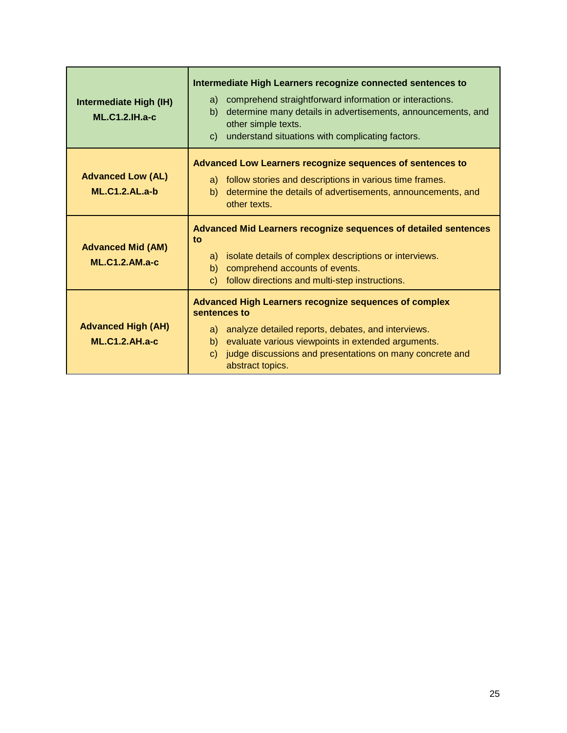| | |
|---|---|
| **Intermediate High (IH)**<br>**ML.C1.2.IH.a-c** | **Intermediate High Learners recognize connected sentences to**<br>a) comprehend straightforward information or interactions.<br>b) determine many details in advertisements, announcements, and other simple texts.<br>c) understand situations with complicating factors. |
| **Advanced Low (AL)**<br>**ML.C1.2.AL.a-b** | **Advanced Low Learners recognize sequences of sentences to**<br>a) follow stories and descriptions in various time frames.<br>b) determine the details of advertisements, announcements, and other texts. |
| **Advanced Mid (AM)**<br>**ML.C1.2.AM.a-c** | **Advanced Mid Learners recognize sequences of detailed sentences to**<br>a) isolate details of complex descriptions or interviews.<br>b) comprehend accounts of events.<br>c) follow directions and multi-step instructions. |
| **Advanced High (AH)**<br>**ML.C1.2.AH.a-c** | **Advanced High Learners recognize sequences of complex sentences to**<br>a) analyze detailed reports, debates, and interviews.<br>b) evaluate various viewpoints in extended arguments.<br>c) judge discussions and presentations on many concrete and abstract topics. |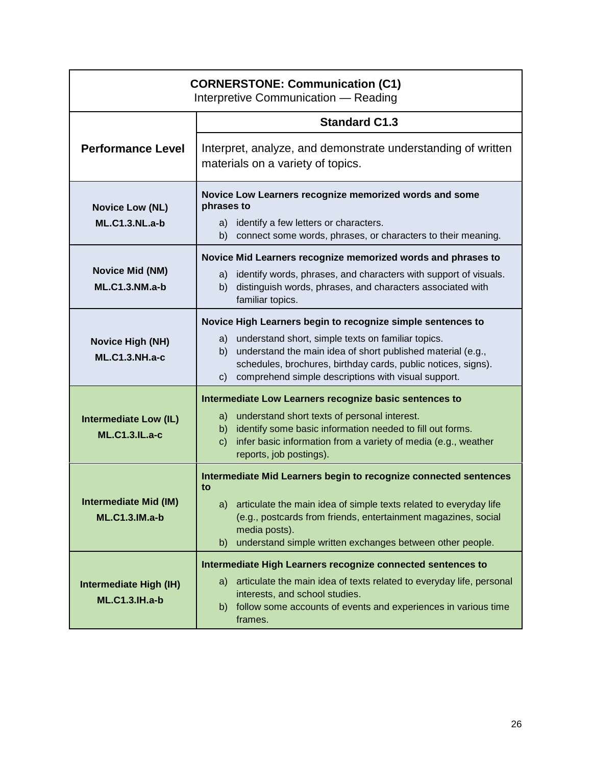| **CORNERSTONE: Communication (C1)**<br>Interpretive Communication — Reading | |
|---|---|
| **Performance Level** | **Standard C1.3**<br>Interpret, analyze, and demonstrate understanding of written materials on a variety of topics. |
| **Novice Low (NL)**<br>**ML.C1.3.NL.a-b** | **Novice Low Learners recognize memorized words and some phrases to**<br>a) identify a few letters or characters.<br>b) connect some words, phrases, or characters to their meaning. |
| **Novice Mid (NM)**<br>**ML.C1.3.NM.a-b** | **Novice Mid Learners recognize memorized words and phrases to**<br>a) identify words, phrases, and characters with support of visuals.<br>b) distinguish words, phrases, and characters associated with familiar topics. |
| **Novice High (NH)**<br>**ML.C1.3.NH.a-c** | **Novice High Learners begin to recognize simple sentences to**<br>a) understand short, simple texts on familiar topics.<br>b) understand the main idea of short published material (e.g., schedules, brochures, birthday cards, public notices, signs).<br>c) comprehend simple descriptions with visual support. |
| **Intermediate Low (IL)**<br>**ML.C1.3.IL.a-c** | **Intermediate Low Learners recognize basic sentences to**<br>a) understand short texts of personal interest.<br>b) identify some basic information needed to fill out forms.<br>c) infer basic information from a variety of media (e.g., weather reports, job postings). |
| **Intermediate Mid (IM)**<br>**ML.C1.3.IM.a-b** | **Intermediate Mid Learners begin to recognize connected sentences to**<br>a) articulate the main idea of simple texts related to everyday life (e.g., postcards from friends, entertainment magazines, social media posts).<br>b) understand simple written exchanges between other people. |
| **Intermediate High (IH)**<br>**ML.C1.3.IH.a-b** | **Intermediate High Learners recognize connected sentences to**<br>a) articulate the main idea of texts related to everyday life, personal interests, and school studies.<br>b) follow some accounts of events and experiences in various time frames. |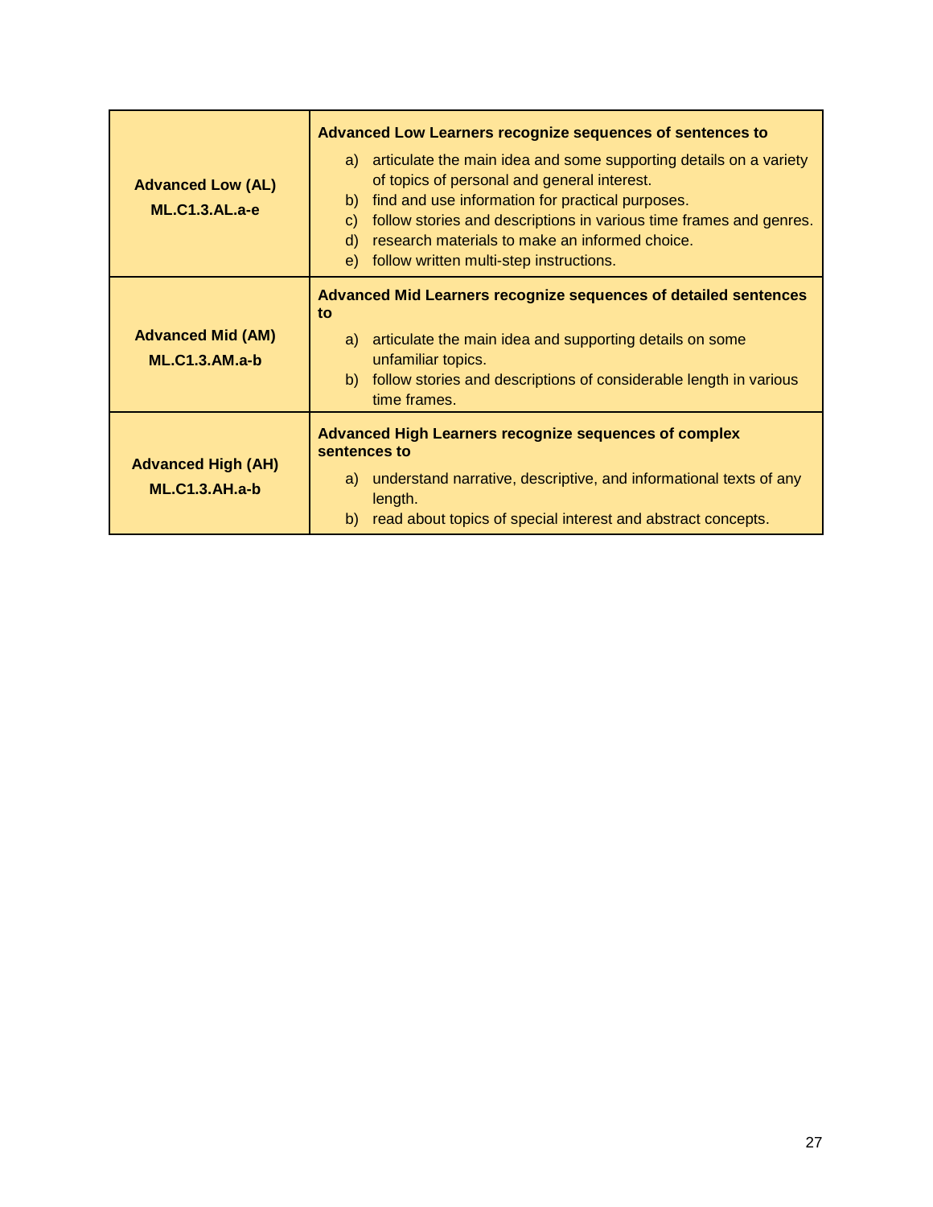| | |
|---|---|
| **Advanced Low (AL)**<br>**ML.C1.3.AL.a-e** | **Advanced Low Learners recognize sequences of sentences to**<br>a) articulate the main idea and some supporting details on a variety of topics of personal and general interest.<br>b) find and use information for practical purposes.<br>c) follow stories and descriptions in various time frames and genres.<br>d) research materials to make an informed choice.<br>e) follow written multi-step instructions. |
| **Advanced Mid (AM)**<br>**ML.C1.3.AM.a-b** | **Advanced Mid Learners recognize sequences of detailed sentences to**<br>a) articulate the main idea and supporting details on some unfamiliar topics.<br>b) follow stories and descriptions of considerable length in various time frames. |
| **Advanced High (AH)**<br>**ML.C1.3.AH.a-b** | **Advanced High Learners recognize sequences of complex sentences to**<br>a) understand narrative, descriptive, and informational texts of any length.<br>b) read about topics of special interest and abstract concepts. |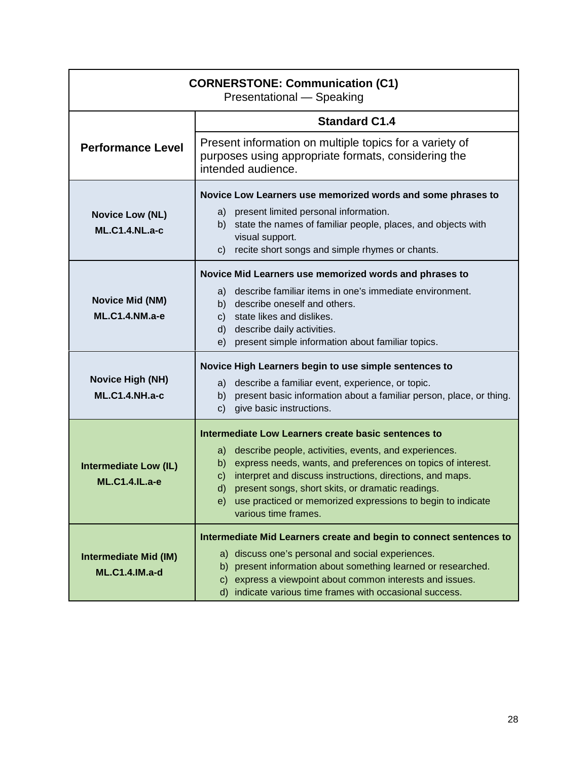| **CORNERSTONE: Communication (C1)**<br>Presentational — Speaking | |
|---|---|
| **Performance Level** | **Standard C1.4**<br>Present information on multiple topics for a variety of purposes using appropriate formats, considering the intended audience. |
| **Novice Low (NL)**<br>**ML.C1.4.NL.a-c** | **Novice Low Learners use memorized words and some phrases to**<br>a) present limited personal information.<br>b) state the names of familiar people, places, and objects with visual support.<br>c) recite short songs and simple rhymes or chants. |
| **Novice Mid (NM)**<br>**ML.C1.4.NM.a-e** | **Novice Mid Learners use memorized words and phrases to**<br>a) describe familiar items in one's immediate environment.<br>b) describe oneself and others.<br>c) state likes and dislikes.<br>d) describe daily activities.<br>e) present simple information about familiar topics. |
| **Novice High (NH)**<br>**ML.C1.4.NH.a-c** | **Novice High Learners begin to use simple sentences to**<br>a) describe a familiar event, experience, or topic.<br>b) present basic information about a familiar person, place, or thing.<br>c) give basic instructions. |
| **Intermediate Low (IL)**<br>**ML.C1.4.IL.a-e** | **Intermediate Low Learners create basic sentences to**<br>a) describe people, activities, events, and experiences.<br>b) express needs, wants, and preferences on topics of interest.<br>c) interpret and discuss instructions, directions, and maps.<br>d) present songs, short skits, or dramatic readings.<br>e) use practiced or memorized expressions to begin to indicate various time frames. |
| **Intermediate Mid (IM)**<br>**ML.C1.4.IM.a-d** | **Intermediate Mid Learners create and begin to connect sentences to**<br>a) discuss one's personal and social experiences.<br>b) present information about something learned or researched.<br>c) express a viewpoint about common interests and issues.<br>d) indicate various time frames with occasional success. |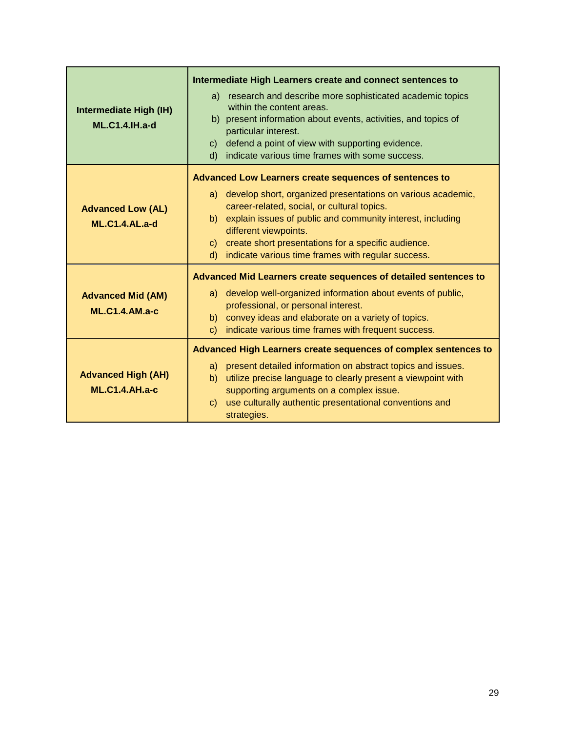| | |
|---|---|
| **Intermediate High (IH) ML.C1.4.IH.a-d** | **Intermediate High Learners create and connect sentences to** a) research and describe more sophisticated academic topics within the content areas. b) present information about events, activities, and topics of particular interest. c) defend a point of view with supporting evidence. d) indicate various time frames with some success. |
| **Advanced Low (AL) ML.C1.4.AL.a-d** | **Advanced Low Learners create sequences of sentences to** a) develop short, organized presentations on various academic, career-related, social, or cultural topics. b) explain issues of public and community interest, including different viewpoints. c) create short presentations for a specific audience. d) indicate various time frames with regular success. |
| **Advanced Mid (AM) ML.C1.4.AM.a-c** | **Advanced Mid Learners create sequences of detailed sentences to** a) develop well-organized information about events of public, professional, or personal interest. b) convey ideas and elaborate on a variety of topics. c) indicate various time frames with frequent success. |
| **Advanced High (AH) ML.C1.4.AH.a-c** | **Advanced High Learners create sequences of complex sentences to** a) present detailed information on abstract topics and issues. b) utilize precise language to clearly present a viewpoint with supporting arguments on a complex issue. c) use culturally authentic presentational conventions and strategies. |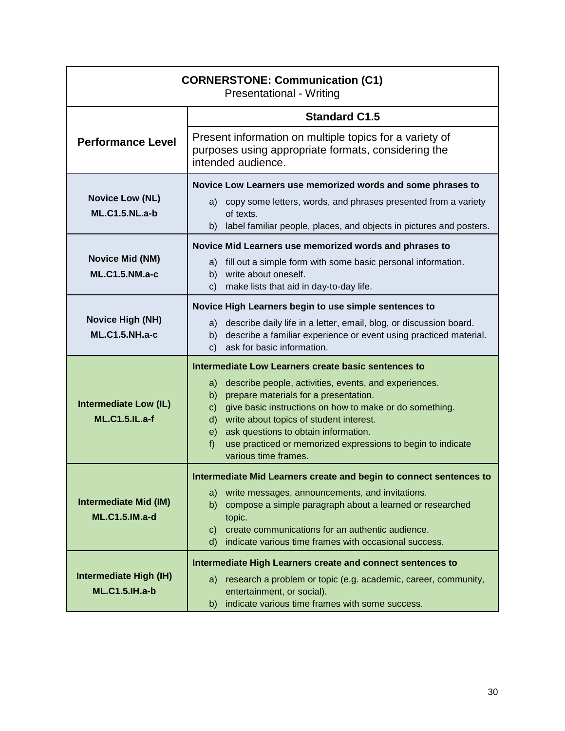| **CORNERSTONE: Communication (C1)**<br>Presentational - Writing | |
|---|---|
| **Performance Level** | **Standard C1.5**<br>Present information on multiple topics for a variety of purposes using appropriate formats, considering the intended audience. |
| **Novice Low (NL)**<br>**ML.C1.5.NL.a-b** | **Novice Low Learners use memorized words and some phrases to**<br>a) copy some letters, words, and phrases presented from a variety of texts.<br>b) label familiar people, places, and objects in pictures and posters. |
| **Novice Mid (NM)**<br>**ML.C1.5.NM.a-c** | **Novice Mid Learners use memorized words and phrases to**<br>a) fill out a simple form with some basic personal information.<br>b) write about oneself.<br>c) make lists that aid in day-to-day life. |
| **Novice High (NH)**<br>**ML.C1.5.NH.a-c** | **Novice High Learners begin to use simple sentences to**<br>a) describe daily life in a letter, email, blog, or discussion board.<br>b) describe a familiar experience or event using practiced material.<br>c) ask for basic information. |
| **Intermediate Low (IL)**<br>**ML.C1.5.IL.a-f** | **Intermediate Low Learners create basic sentences to**<br>a) describe people, activities, events, and experiences.<br>b) prepare materials for a presentation.<br>c) give basic instructions on how to make or do something.<br>d) write about topics of student interest.<br>e) ask questions to obtain information.<br>f) use practiced or memorized expressions to begin to indicate various time frames. |
| **Intermediate Mid (IM)**<br>**ML.C1.5.IM.a-d** | **Intermediate Mid Learners create and begin to connect sentences to**<br>a) write messages, announcements, and invitations.<br>b) compose a simple paragraph about a learned or researched topic.<br>c) create communications for an authentic audience.<br>d) indicate various time frames with occasional success. |
| **Intermediate High (IH)**<br>**ML.C1.5.IH.a-b** | **Intermediate High Learners create and connect sentences to**<br>a) research a problem or topic (e.g. academic, career, community, entertainment, or social).<br>b) indicate various time frames with some success. |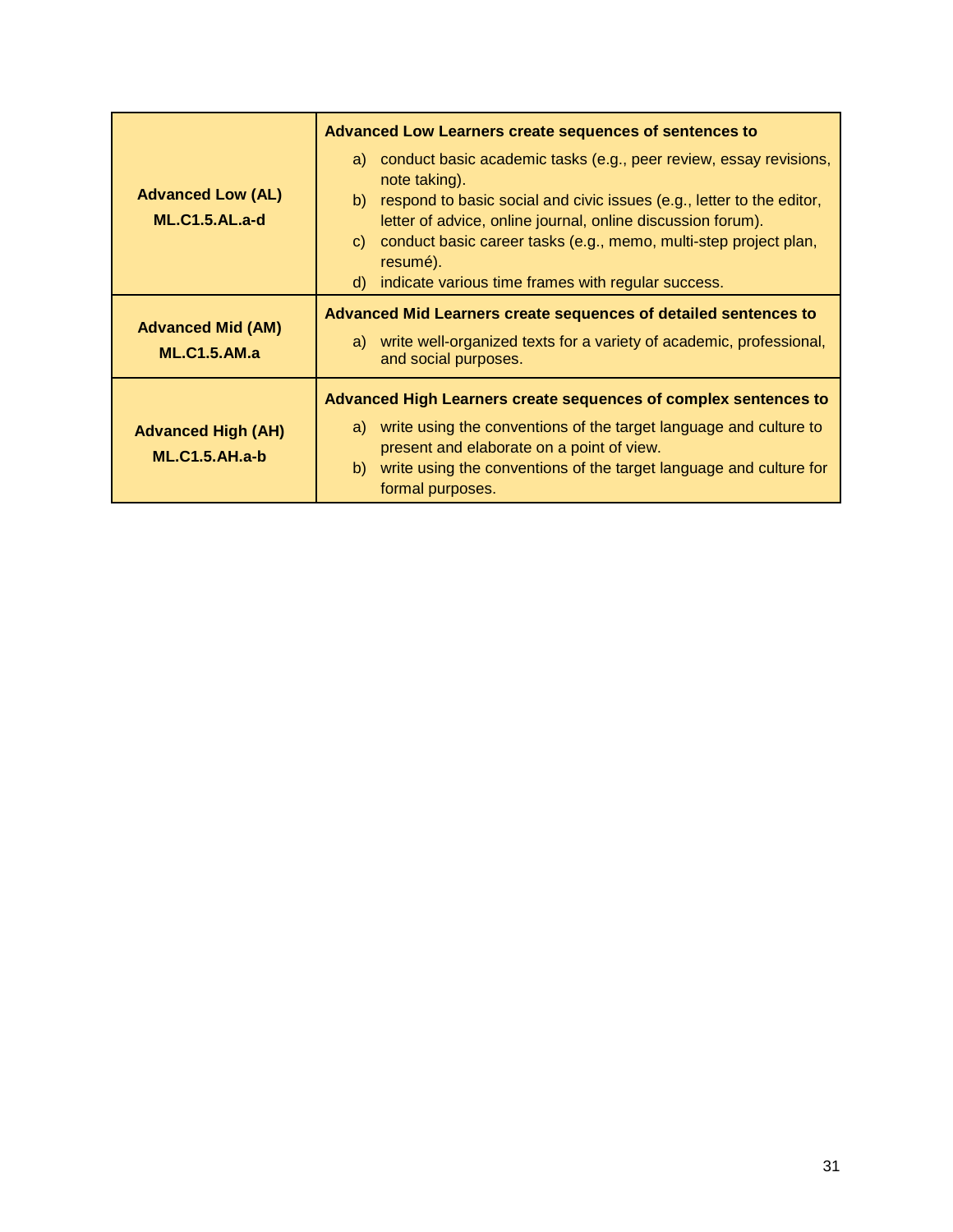| | |
|---|---|
| **Advanced Low (AL)**<br>**ML.C1.5.AL.a-d** | **Advanced Low Learners create sequences of sentences to**<br>a) conduct basic academic tasks (e.g., peer review, essay revisions, note taking).<br>b) respond to basic social and civic issues (e.g., letter to the editor, letter of advice, online journal, online discussion forum).<br>c) conduct basic career tasks (e.g., memo, multi-step project plan, resumé).<br>d) indicate various time frames with regular success. |
| **Advanced Mid (AM)**<br>**ML.C1.5.AM.a** | **Advanced Mid Learners create sequences of detailed sentences to**<br>a) write well-organized texts for a variety of academic, professional, and social purposes. |
| **Advanced High (AH)**<br>**ML.C1.5.AH.a-b** | **Advanced High Learners create sequences of complex sentences to**<br>a) write using the conventions of the target language and culture to present and elaborate on a point of view.<br>b) write using the conventions of the target language and culture for formal purposes. |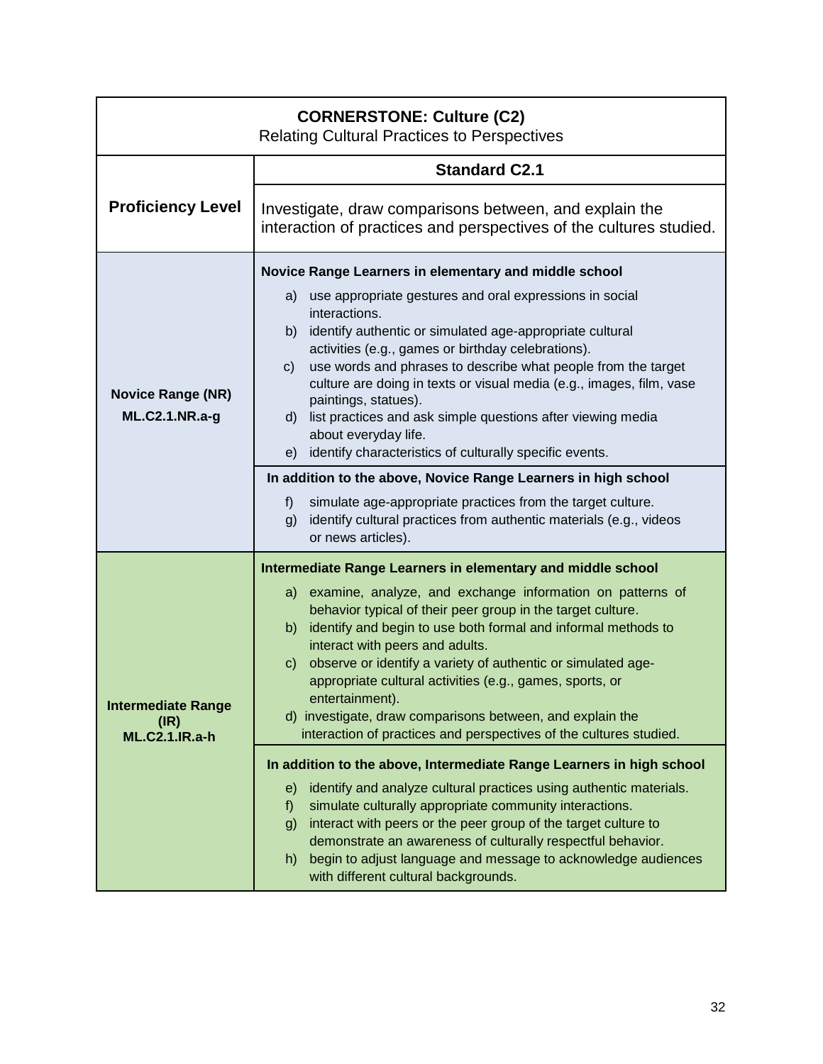| **CORNERSTONE: Culture (C2)**<br>Relating Cultural Practices to Perspectives | |
|---|---|
| **Proficiency Level** | **Standard C2.1**<br>Investigate, draw comparisons between, and explain the interaction of practices and perspectives of the cultures studied. |
| **Novice Range (NR)**<br>**ML.C2.1.NR.a-g** | **Novice Range Learners in elementary and middle school**<br>a) use appropriate gestures and oral expressions in social interactions.<br>b) identify authentic or simulated age-appropriate cultural activities (e.g., games or birthday celebrations).<br>c) use words and phrases to describe what people from the target culture are doing in texts or visual media (e.g., images, film, vase paintings, statues).<br>d) list practices and ask simple questions after viewing media about everyday life.<br>e) identify characteristics of culturally specific events.<br>**In addition to the above, Novice Range Learners in high school**<br>f) simulate age-appropriate practices from the target culture.<br>g) identify cultural practices from authentic materials (e.g., videos or news articles). |
| **Intermediate Range (IR)**<br>**ML.C2.1.IR.a-h** | **Intermediate Range Learners in elementary and middle school**<br>a) examine, analyze, and exchange information on patterns of behavior typical of their peer group in the target culture.<br>b) identify and begin to use both formal and informal methods to interact with peers and adults.<br>c) observe or identify a variety of authentic or simulated age-appropriate cultural activities (e.g., games, sports, or entertainment).<br>d) investigate, draw comparisons between, and explain the interaction of practices and perspectives of the cultures studied.<br>**In addition to the above, Intermediate Range Learners in high school**<br>e) identify and analyze cultural practices using authentic materials.<br>f) simulate culturally appropriate community interactions.<br>g) interact with peers or the peer group of the target culture to demonstrate an awareness of culturally respectful behavior.<br>h) begin to adjust language and message to acknowledge audiences with different cultural backgrounds. |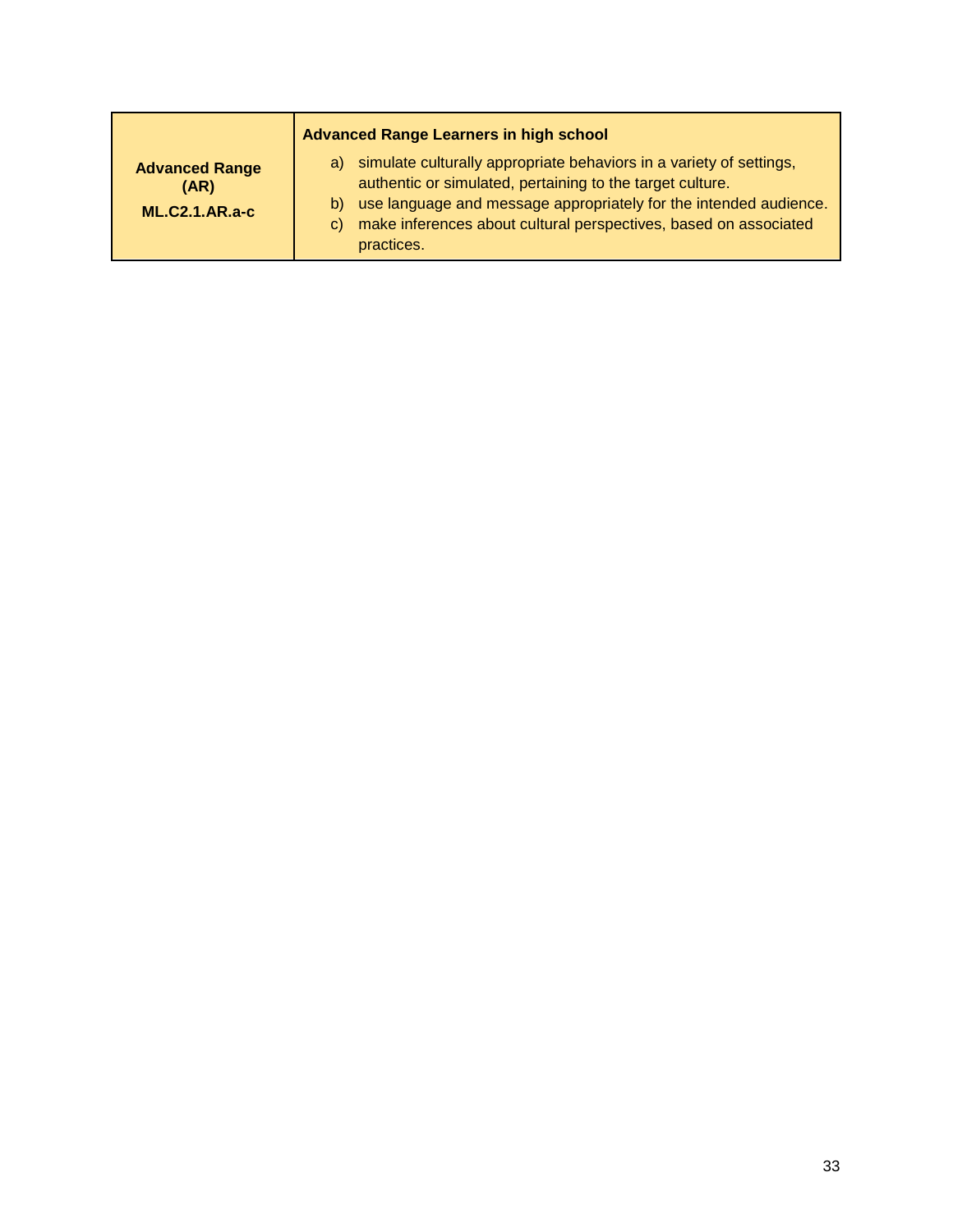| | |
|---|---|
| **Advanced Range (AR)**<br>**ML.C2.1.AR.a-c** | **Advanced Range Learners in high school**<br>a) simulate culturally appropriate behaviors in a variety of settings, authentic or simulated, pertaining to the target culture.<br>b) use language and message appropriately for the intended audience.<br>c) make inferences about cultural perspectives, based on associated practices. |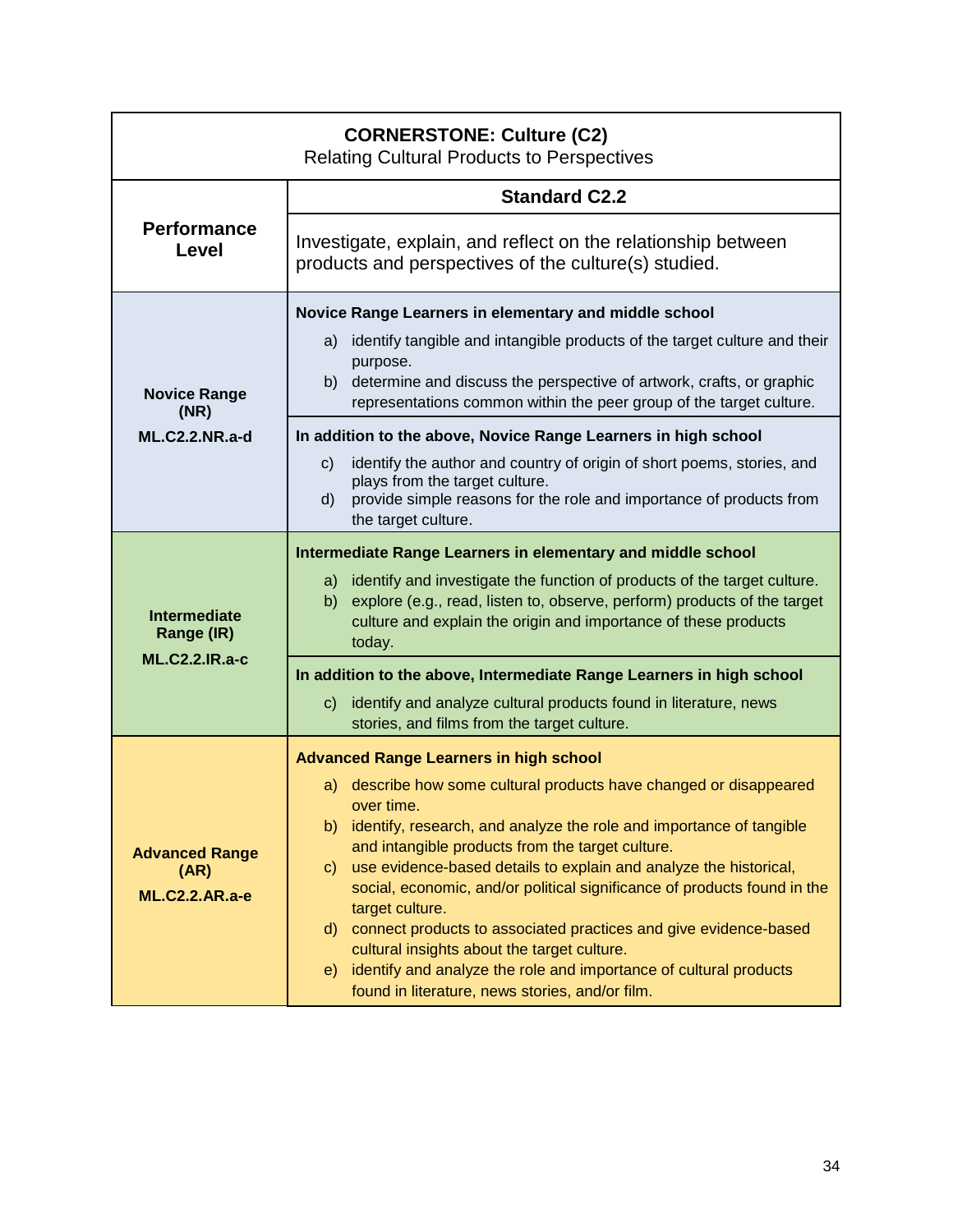| **CORNERSTONE: Culture (C2)**<br>Relating Cultural Products to Perspectives | |
|---|---|
| **Performance Level** | **Standard C2.2**<br>Investigate, explain, and reflect on the relationship between products and perspectives of the culture(s) studied. |
| **Novice Range (NR)**<br>**ML.C2.2.NR.a-d** | **Novice Range Learners in elementary and middle school**<br>a) identify tangible and intangible products of the target culture and their purpose.<br>b) determine and discuss the perspective of artwork, crafts, or graphic representations common within the peer group of the target culture.<br>**In addition to the above, Novice Range Learners in high school**<br>c) identify the author and country of origin of short poems, stories, and plays from the target culture.<br>d) provide simple reasons for the role and importance of products from the target culture. |
| **Intermediate Range (IR)**<br>**ML.C2.2.IR.a-c** | **Intermediate Range Learners in elementary and middle school**<br>a) identify and investigate the function of products of the target culture.<br>b) explore (e.g., read, listen to, observe, perform) products of the target culture and explain the origin and importance of these products today.<br>**In addition to the above, Intermediate Range Learners in high school**<br>c) identify and analyze cultural products found in literature, news stories, and films from the target culture. |
| **Advanced Range (AR)**<br>**ML.C2.2.AR.a-e** | **Advanced Range Learners in high school**<br>a) describe how some cultural products have changed or disappeared over time.<br>b) identify, research, and analyze the role and importance of tangible and intangible products from the target culture.<br>c) use evidence-based details to explain and analyze the historical, social, economic, and/or political significance of products found in the target culture.<br>d) connect products to associated practices and give evidence-based cultural insights about the target culture.<br>e) identify and analyze the role and importance of cultural products found in literature, news stories, and/or film. |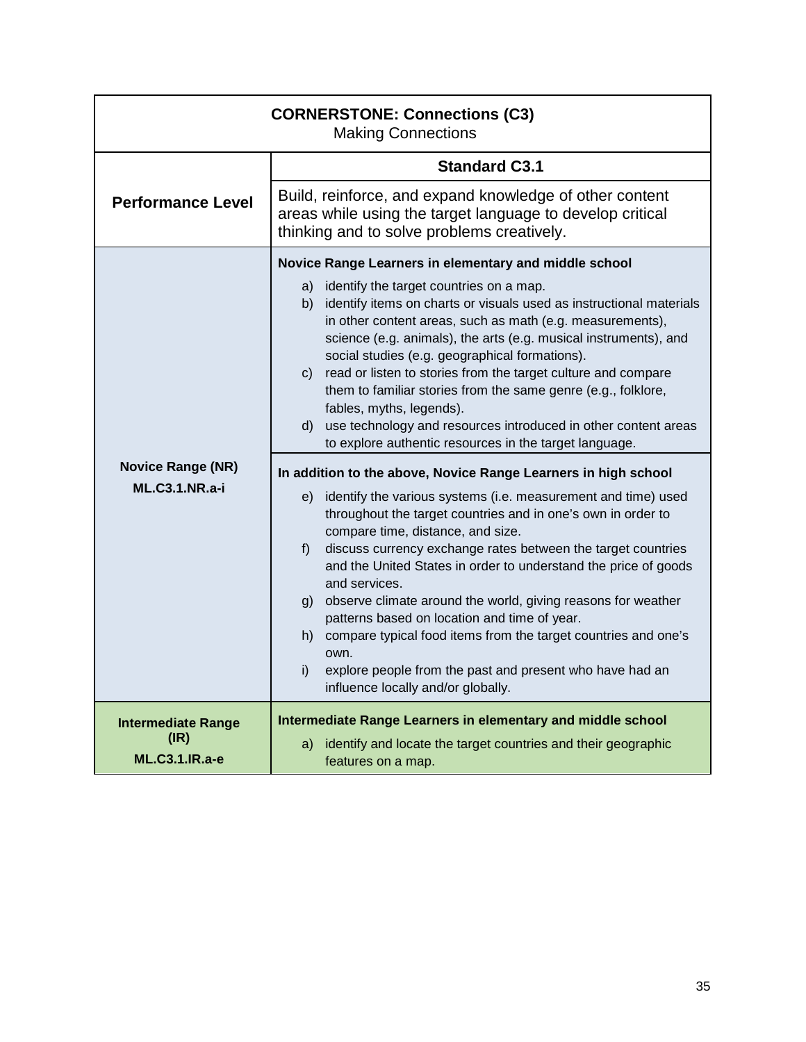| **CORNERSTONE: Connections (C3)**<br>Making Connections | |
|---|---|
| **Performance Level** | **Standard C3.1**<br>Build, reinforce, and expand knowledge of other content areas while using the target language to develop critical thinking and to solve problems creatively. |
| **Novice Range (NR)**<br>**ML.C3.1.NR.a-i** | **Novice Range Learners in elementary and middle school**<br>a) identify the target countries on a map.<br>b) identify items on charts or visuals used as instructional materials in other content areas, such as math (e.g. measurements), science (e.g. animals), the arts (e.g. musical instruments), and social studies (e.g. geographical formations).<br>c) read or listen to stories from the target culture and compare them to familiar stories from the same genre (e.g., folklore, fables, myths, legends).<br>d) use technology and resources introduced in other content areas to explore authentic resources in the target language.<br><br>**In addition to the above, Novice Range Learners in high school**<br>e) identify the various systems (i.e. measurement and time) used throughout the target countries and in one's own in order to compare time, distance, and size.<br>f) discuss currency exchange rates between the target countries and the United States in order to understand the price of goods and services.<br>g) observe climate around the world, giving reasons for weather patterns based on location and time of year.<br>h) compare typical food items from the target countries and one's own.<br>i) explore people from the past and present who have had an influence locally and/or globally. |
| **Intermediate Range (IR)**<br>**ML.C3.1.IR.a-e** | **Intermediate Range Learners in elementary and middle school**<br>a) identify and locate the target countries and their geographic features on a map. |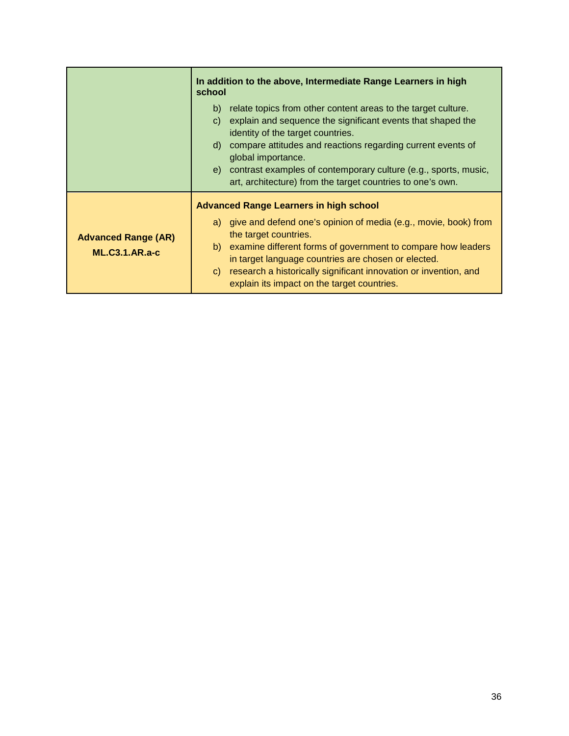| | |
|---|---|
| | **In addition to the above, Intermediate Range Learners in high school**<br><br>b) relate topics from other content areas to the target culture.<br>c) explain and sequence the significant events that shaped the identity of the target countries.<br>d) compare attitudes and reactions regarding current events of global importance.<br>e) contrast examples of contemporary culture (e.g., sports, music, art, architecture) from the target countries to one's own. |
| **Advanced Range (AR)**<br>**ML.C3.1.AR.a-c** | **Advanced Range Learners in high school**<br><br>a) give and defend one's opinion of media (e.g., movie, book) from the target countries.<br>b) examine different forms of government to compare how leaders in target language countries are chosen or elected.<br>c) research a historically significant innovation or invention, and explain its impact on the target countries. |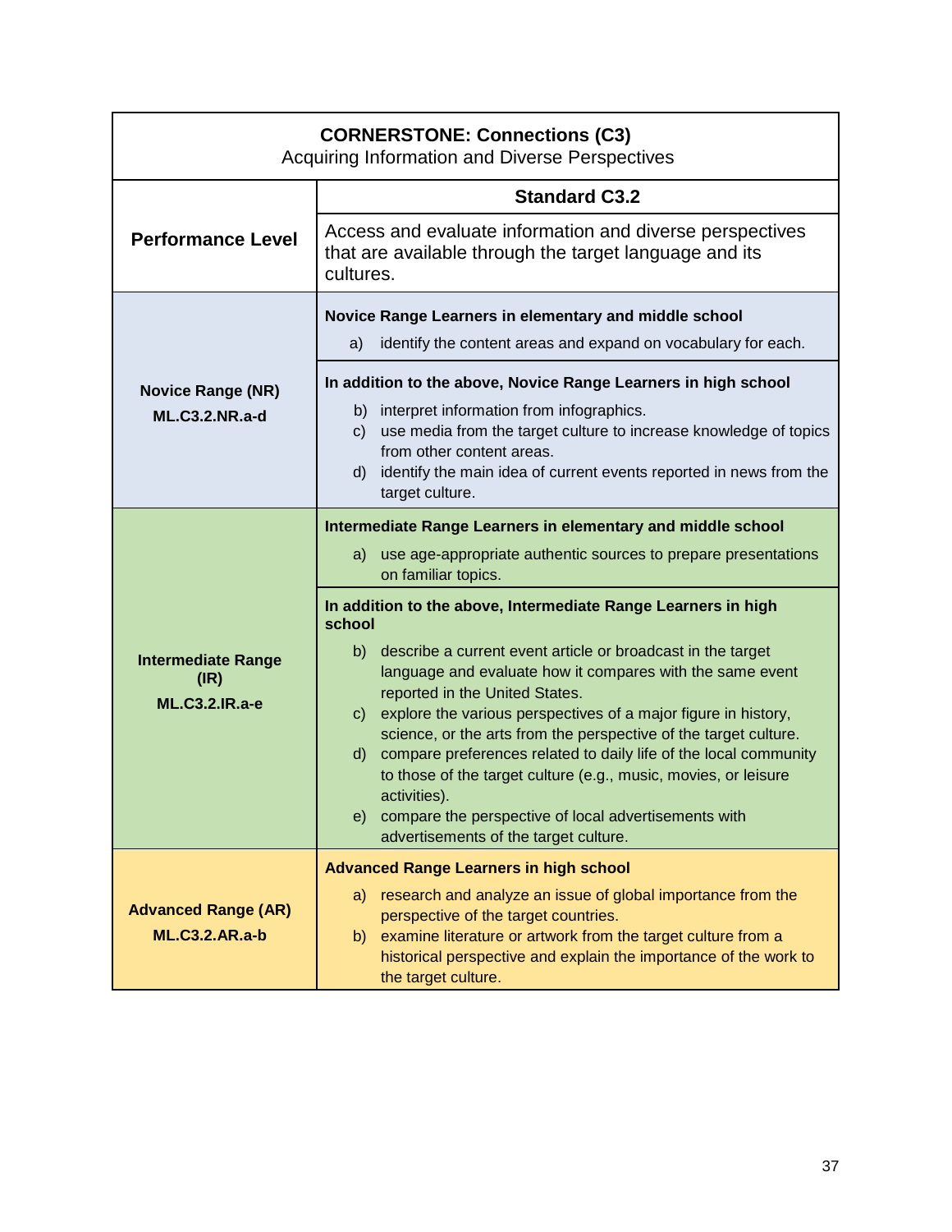| **CORNERSTONE: Connections (C3)**<br>Acquiring Information and Diverse Perspectives | |
|---|---|
| **Performance Level** | **Standard C3.2**<br>Access and evaluate information and diverse perspectives that are available through the target language and its cultures. |
| **Novice Range (NR)**<br>**ML.C3.2.NR.a-d** | **Novice Range Learners in elementary and middle school**<br>a) identify the content areas and expand on vocabulary for each.<br><br>**In addition to the above, Novice Range Learners in high school**<br>b) interpret information from infographics.<br>c) use media from the target culture to increase knowledge of topics from other content areas.<br>d) identify the main idea of current events reported in news from the target culture. |
| **Intermediate Range (IR)**<br>**ML.C3.2.IR.a-e** | **Intermediate Range Learners in elementary and middle school**<br>a) use age-appropriate authentic sources to prepare presentations on familiar topics.<br><br>**In addition to the above, Intermediate Range Learners in high school**<br>b) describe a current event article or broadcast in the target language and evaluate how it compares with the same event reported in the United States.<br>c) explore the various perspectives of a major figure in history, science, or the arts from the perspective of the target culture.<br>d) compare preferences related to daily life of the local community to those of the target culture (e.g., music, movies, or leisure activities).<br>e) compare the perspective of local advertisements with advertisements of the target culture. |
| **Advanced Range (AR)**<br>**ML.C3.2.AR.a-b** | **Advanced Range Learners in high school**<br>a) research and analyze an issue of global importance from the perspective of the target countries.<br>b) examine literature or artwork from the target culture from a historical perspective and explain the importance of the work to the target culture. |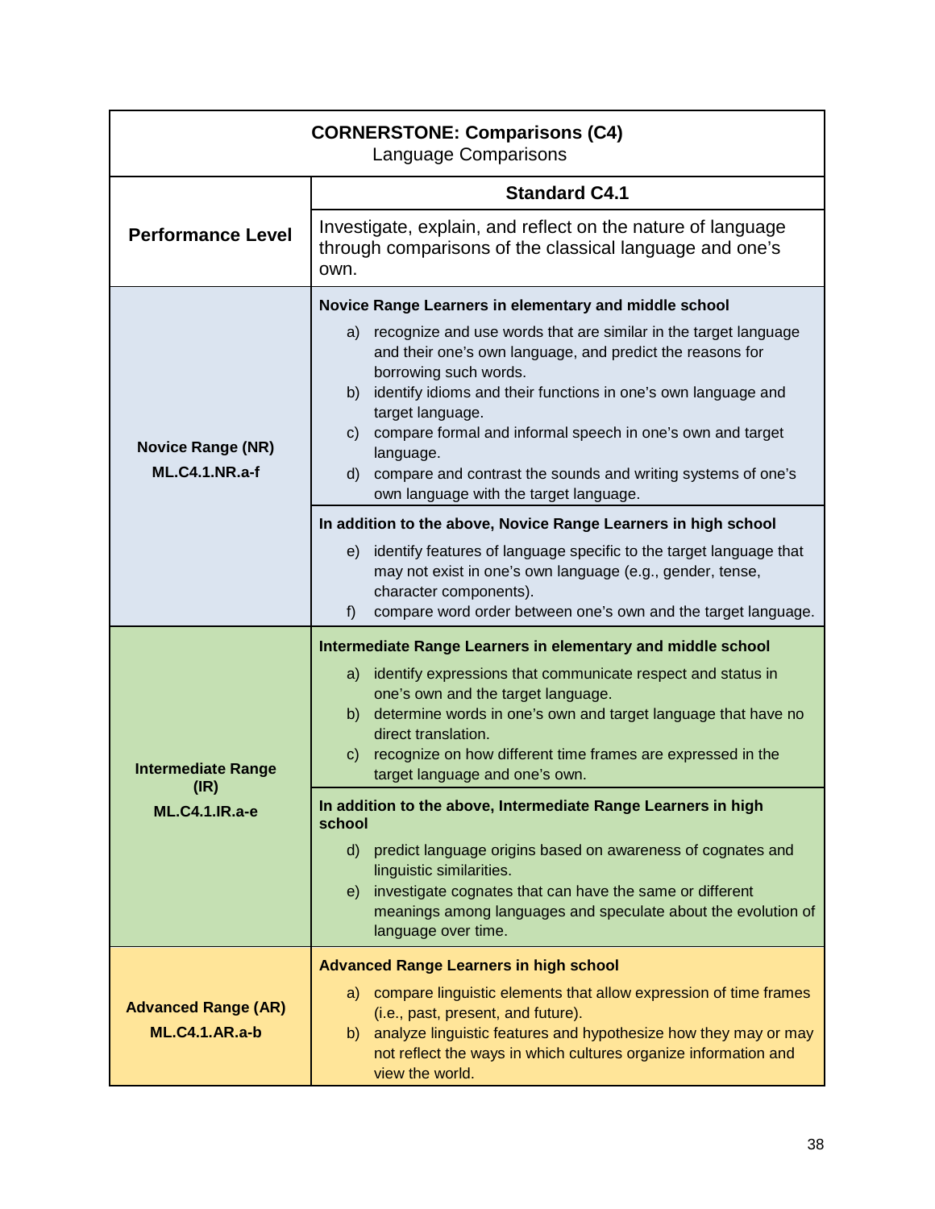| **CORNERSTONE: Comparisons (C4)** Language Comparisons | |
|---|---|
| **Performance Level** | **Standard C4.1** Investigate, explain, and reflect on the nature of language through comparisons of the classical language and one's own. |
| **Novice Range (NR)** **ML.C4.1.NR.a-f** | **Novice Range Learners in elementary and middle school** a) recognize and use words that are similar in the target language and their one's own language, and predict the reasons for borrowing such words. b) identify idioms and their functions in one's own language and target language. c) compare formal and informal speech in one's own and target language. d) compare and contrast the sounds and writing systems of one's own language with the target language. |
| | **In addition to the above, Novice Range Learners in high school** e) identify features of language specific to the target language that may not exist in one's own language (e.g., gender, tense, character components). f) compare word order between one's own and the target language. |
| **Intermediate Range (IR)** **ML.C4.1.IR.a-e** | **Intermediate Range Learners in elementary and middle school** a) identify expressions that communicate respect and status in one's own and the target language. b) determine words in one's own and target language that have no direct translation. c) recognize on how different time frames are expressed in the target language and one's own. |
| | **In addition to the above, Intermediate Range Learners in high school** d) predict language origins based on awareness of cognates and linguistic similarities. e) investigate cognates that can have the same or different meanings among languages and speculate about the evolution of language over time. |
| **Advanced Range (AR)** **ML.C4.1.AR.a-b** | **Advanced Range Learners in high school** a) compare linguistic elements that allow expression of time frames (i.e., past, present, and future). b) analyze linguistic features and hypothesize how they may or may not reflect the ways in which cultures organize information and view the world. |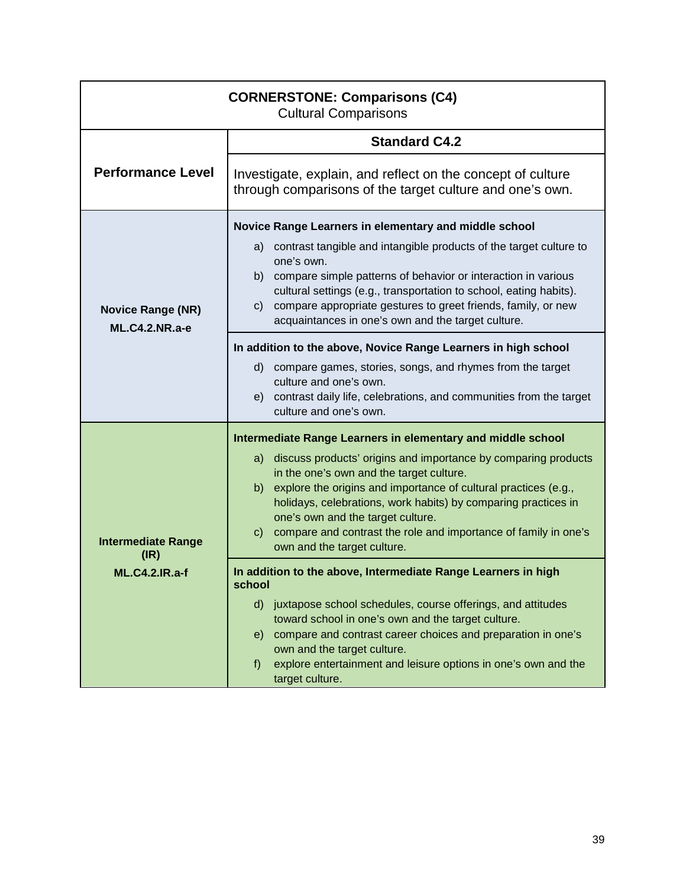| **CORNERSTONE: Comparisons (C4)**<br>Cultural Comparisons | |
|---|---|
| **Performance Level** | **Standard C4.2**<br>Investigate, explain, and reflect on the concept of culture through comparisons of the target culture and one's own. |
| **Novice Range (NR)**<br>**ML.C4.2.NR.a-e** | **Novice Range Learners in elementary and middle school**<br>a) contrast tangible and intangible products of the target culture to one's own.<br>b) compare simple patterns of behavior or interaction in various cultural settings (e.g., transportation to school, eating habits).<br>c) compare appropriate gestures to greet friends, family, or new acquaintances in one's own and the target culture. |
| | **In addition to the above, Novice Range Learners in high school**<br>d) compare games, stories, songs, and rhymes from the target culture and one's own.<br>e) contrast daily life, celebrations, and communities from the target culture and one's own. |
| **Intermediate Range (IR)**<br>**ML.C4.2.IR.a-f** | **Intermediate Range Learners in elementary and middle school**<br>a) discuss products' origins and importance by comparing products in the one's own and the target culture.<br>b) explore the origins and importance of cultural practices (e.g., holidays, celebrations, work habits) by comparing practices in one's own and the target culture.<br>c) compare and contrast the role and importance of family in one's own and the target culture. |
| | **In addition to the above, Intermediate Range Learners in high school**<br>d) juxtapose school schedules, course offerings, and attitudes toward school in one's own and the target culture.<br>e) compare and contrast career choices and preparation in one's own and the target culture.<br>f) explore entertainment and leisure options in one's own and the target culture. |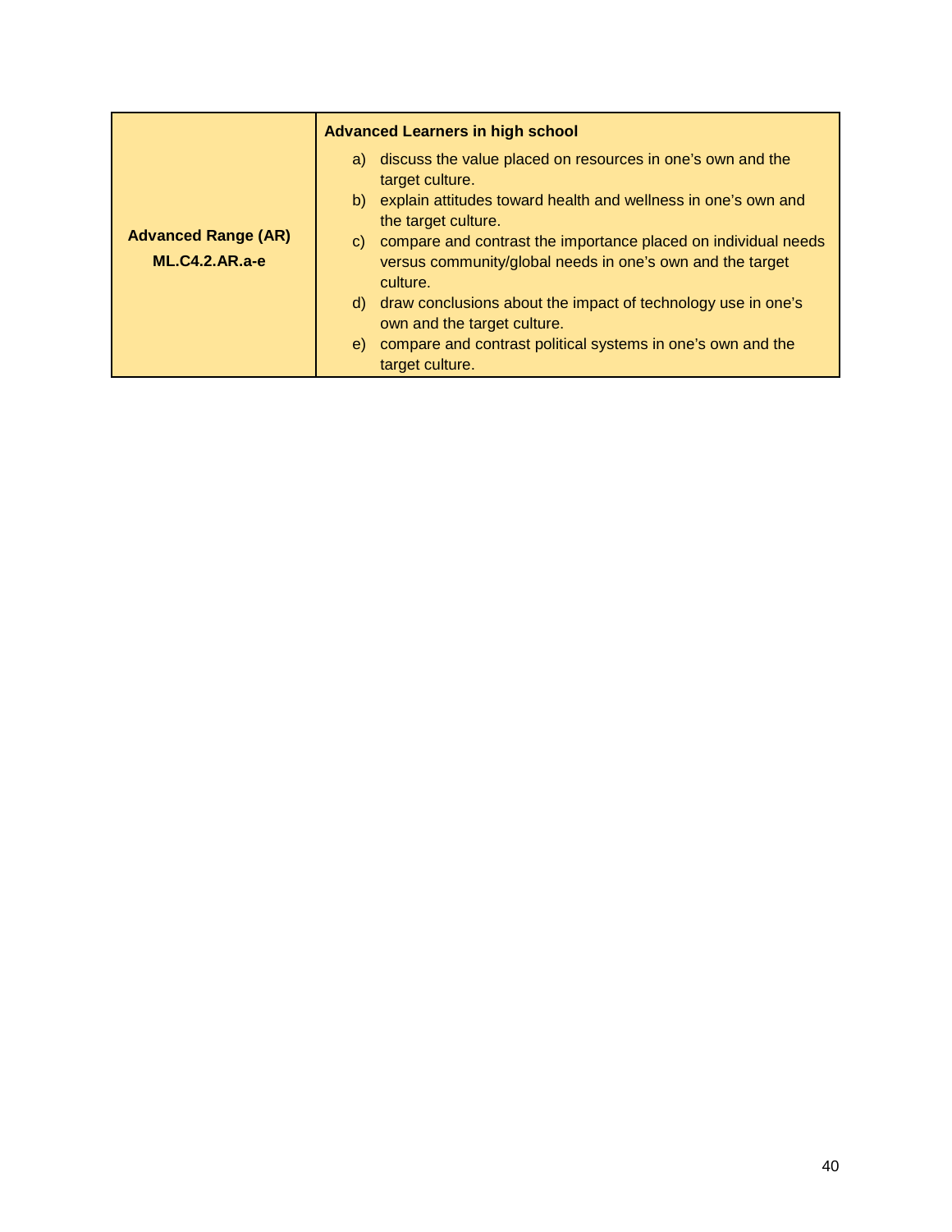| Advanced Range (AR) ML.C4.2.AR.a-e | **Advanced Learners in high school**<br>a) discuss the value placed on resources in one's own and the target culture.<br>b) explain attitudes toward health and wellness in one's own and the target culture.<br>c) compare and contrast the importance placed on individual needs versus community/global needs in one's own and the target culture.<br>d) draw conclusions about the impact of technology use in one's own and the target culture.<br>e) compare and contrast political systems in one's own and the target culture. |
|---|---|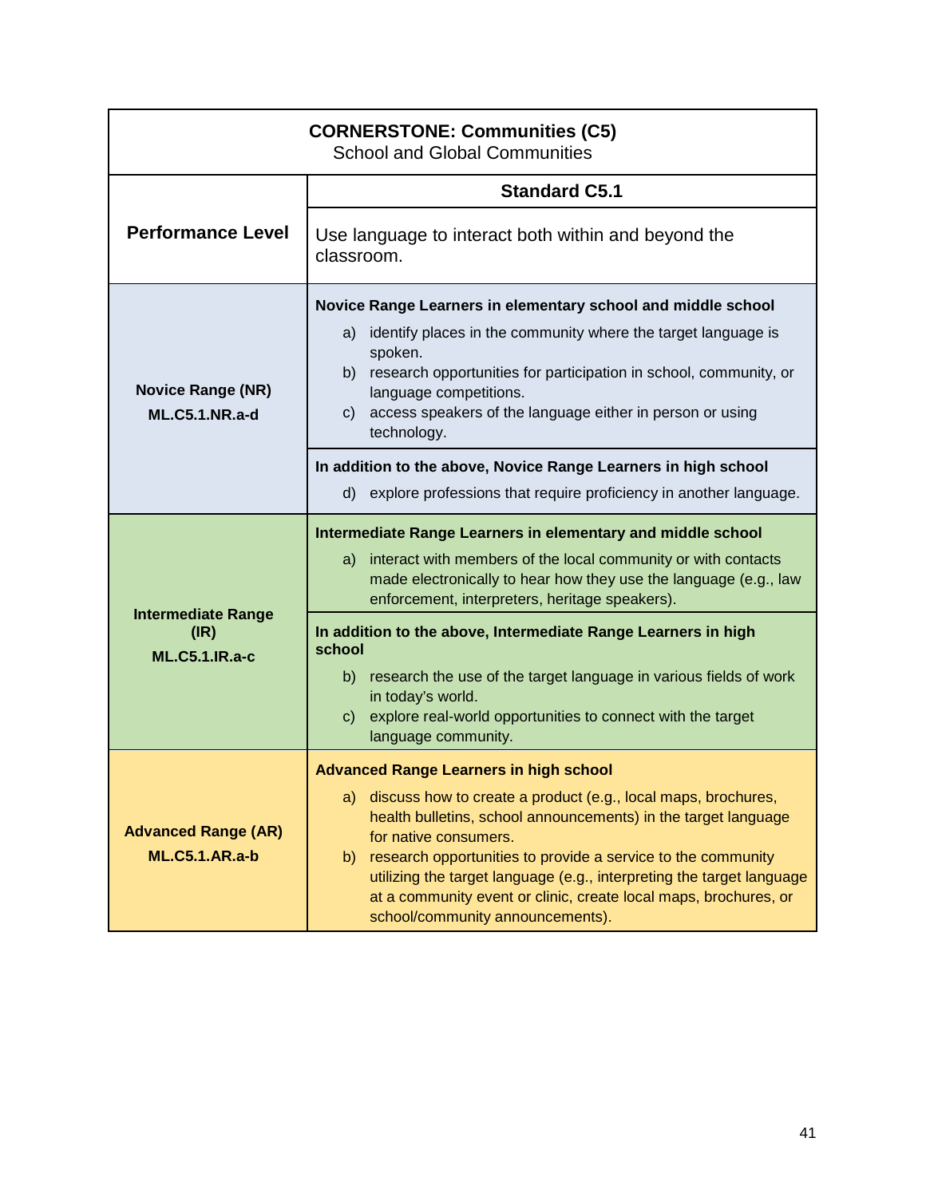| **CORNERSTONE: Communities (C5)**<br>School and Global Communities | |
|---|---|
| **Performance Level** | **Standard C5.1**<br>Use language to interact both within and beyond the classroom. |
| **Novice Range (NR)**<br>**ML.C5.1.NR.a-d** | **Novice Range Learners in elementary school and middle school**<br>a) identify places in the community where the target language is spoken.<br>b) research opportunities for participation in school, community, or language competitions.<br>c) access speakers of the language either in person or using technology.<br>**In addition to the above, Novice Range Learners in high school**<br>d) explore professions that require proficiency in another language. |
| **Intermediate Range (IR)**<br>**ML.C5.1.IR.a-c** | **Intermediate Range Learners in elementary and middle school**<br>a) interact with members of the local community or with contacts made electronically to hear how they use the language (e.g., law enforcement, interpreters, heritage speakers).<br>**In addition to the above, Intermediate Range Learners in high school**<br>b) research the use of the target language in various fields of work in today's world.<br>c) explore real-world opportunities to connect with the target language community. |
| **Advanced Range (AR)**<br>**ML.C5.1.AR.a-b** | **Advanced Range Learners in high school**<br>a) discuss how to create a product (e.g., local maps, brochures, health bulletins, school announcements) in the target language for native consumers.<br>b) research opportunities to provide a service to the community utilizing the target language (e.g., interpreting the target language at a community event or clinic, create local maps, brochures, or school/community announcements). |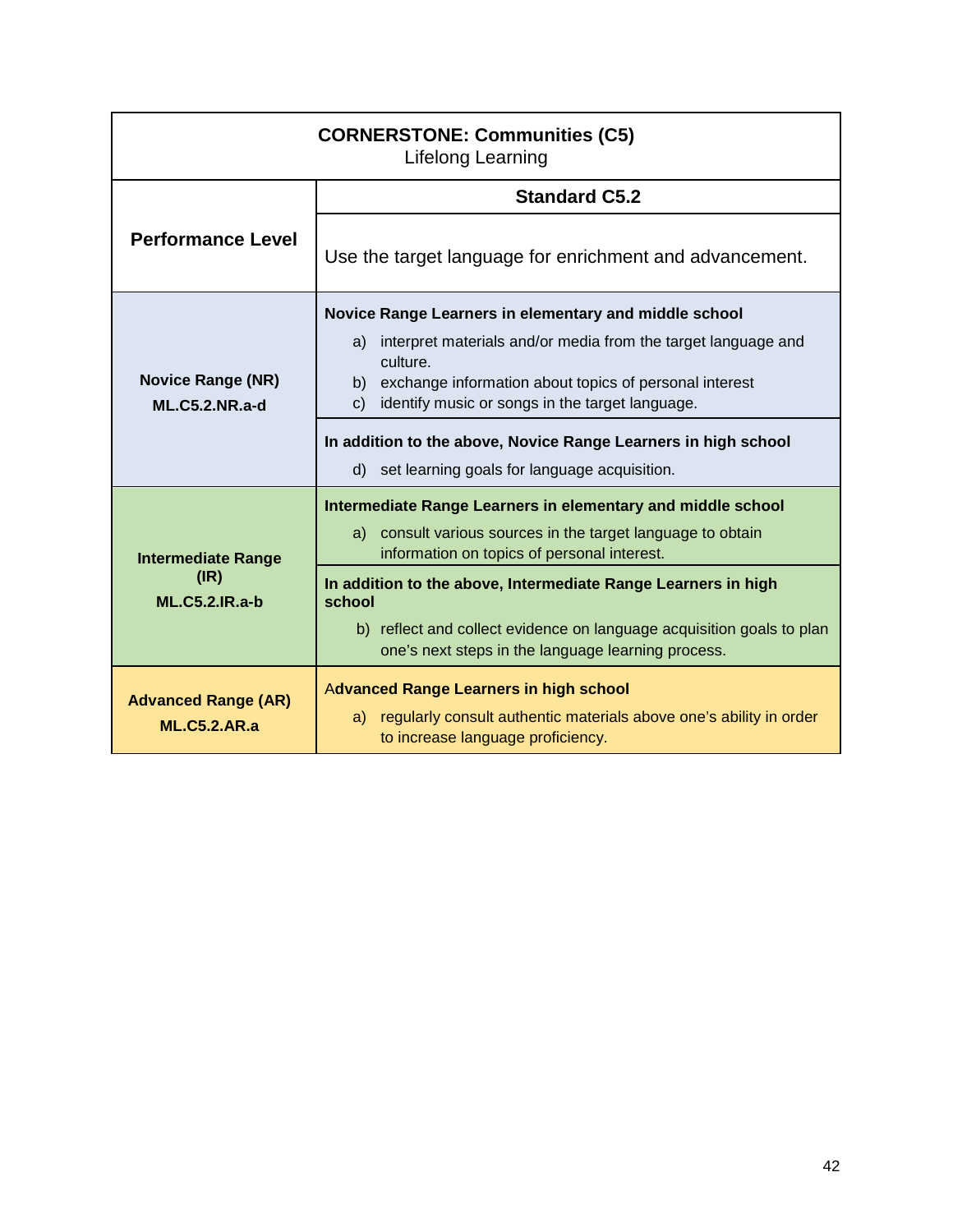| **CORNERSTONE: Communities (C5)**<br>Lifelong Learning | |
|---|---|
| **Performance Level** | **Standard C5.2**<br><br>Use the target language for enrichment and advancement. |
| **Novice Range (NR)**<br>**ML.C5.2.NR.a-d** | **Novice Range Learners in elementary and middle school**<br>a) interpret materials and/or media from the target language and culture.<br>b) exchange information about topics of personal interest<br>c) identify music or songs in the target language.<br><br>**In addition to the above, Novice Range Learners in high school**<br>d) set learning goals for language acquisition. |
| **Intermediate Range (IR)**<br>**ML.C5.2.IR.a-b** | **Intermediate Range Learners in elementary and middle school**<br>a) consult various sources in the target language to obtain information on topics of personal interest.<br><br>**In addition to the above, Intermediate Range Learners in high school**<br>b) reflect and collect evidence on language acquisition goals to plan one's next steps in the language learning process. |
| **Advanced Range (AR)**<br>**ML.C5.2.AR.a** | A**dvanced Range Learners in high school**<br>a) regularly consult authentic materials above one's ability in order to increase language proficiency. |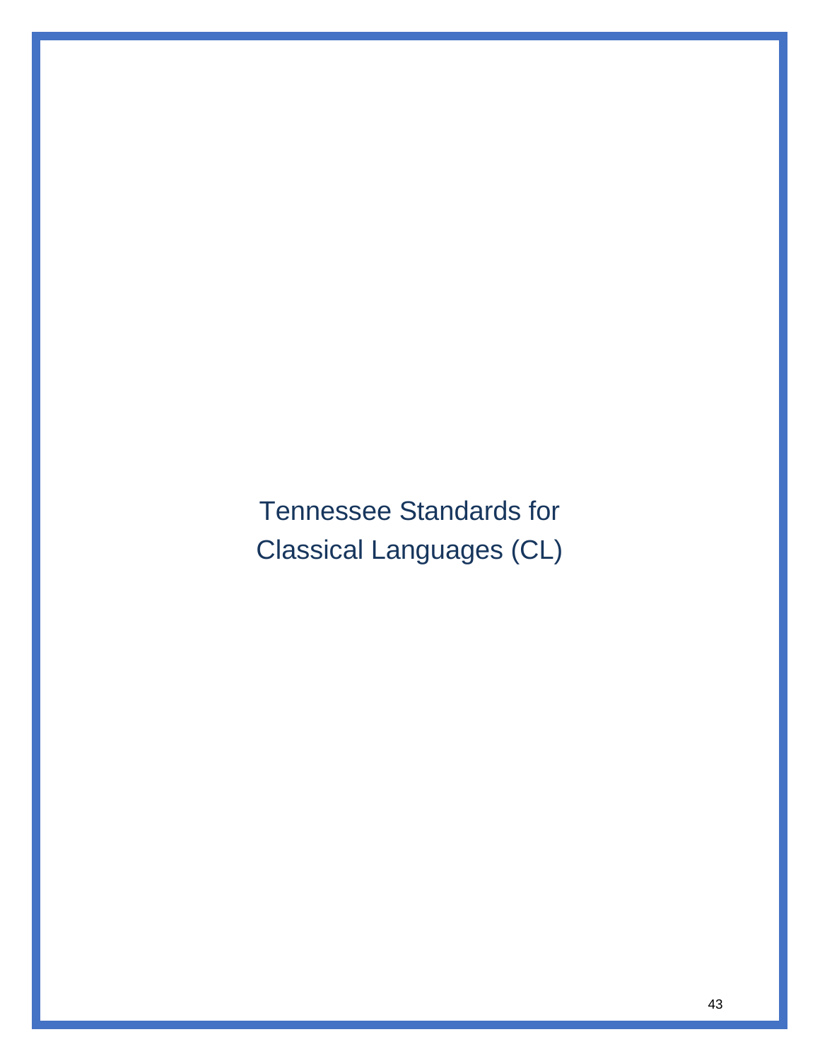# Tennessee Standards for Classical Languages (CL)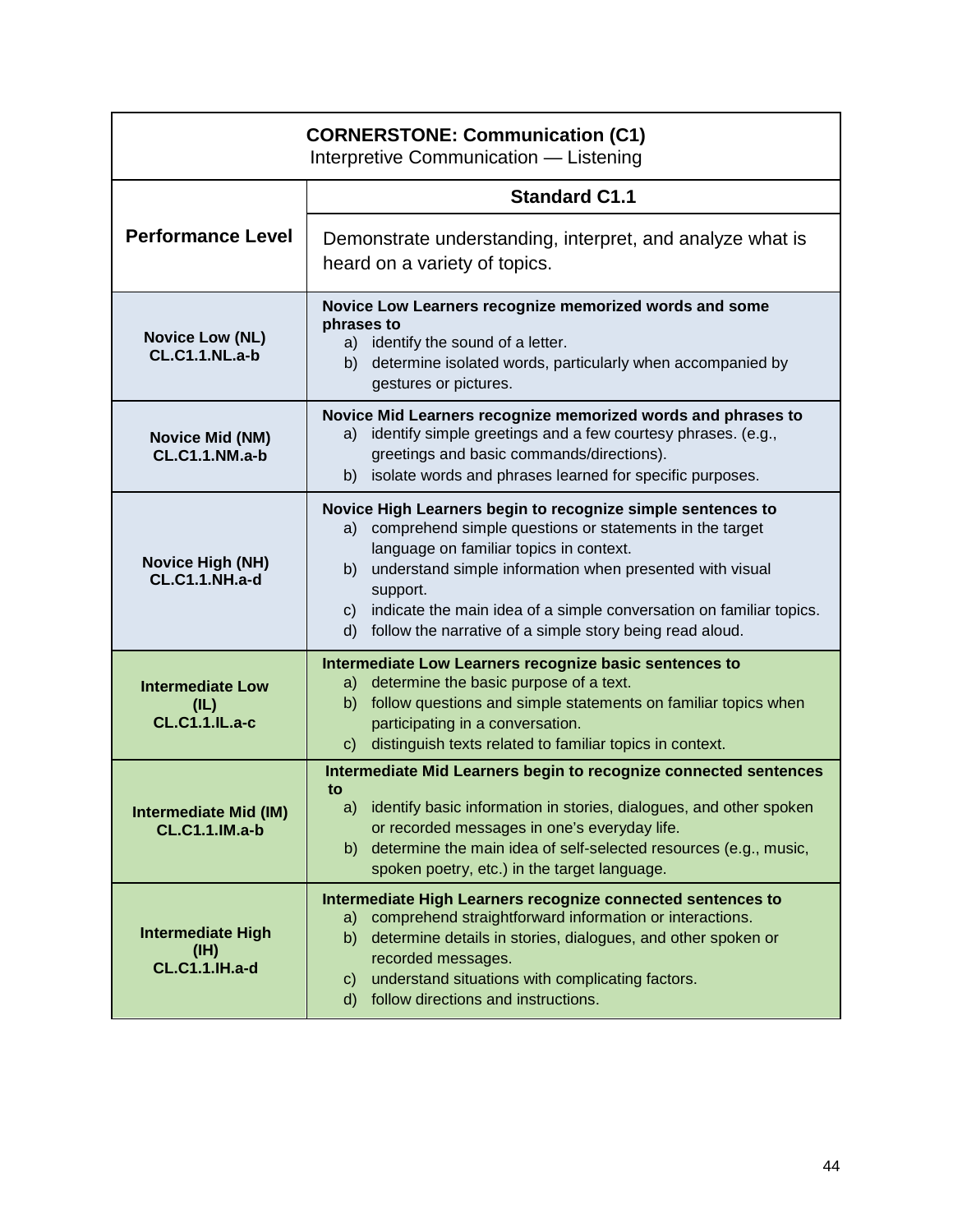| **CORNERSTONE: Communication (C1)**<br>Interpretive Communication — Listening | |
|---|---|
| **Performance Level** | **Standard C1.1**<br>Demonstrate understanding, interpret, and analyze what is heard on a variety of topics. |
| **Novice Low (NL)**<br>**CL.C1.1.NL.a-b** | **Novice Low Learners recognize memorized words and some phrases to**<br>a) identify the sound of a letter.<br>b) determine isolated words, particularly when accompanied by gestures or pictures. |
| **Novice Mid (NM)**<br>**CL.C1.1.NM.a-b** | **Novice Mid Learners recognize memorized words and phrases to**<br>a) identify simple greetings and a few courtesy phrases. (e.g., greetings and basic commands/directions).<br>b) isolate words and phrases learned for specific purposes. |
| **Novice High (NH)**<br>**CL.C1.1.NH.a-d** | **Novice High Learners begin to recognize simple sentences to**<br>a) comprehend simple questions or statements in the target language on familiar topics in context.<br>b) understand simple information when presented with visual support.<br>c) indicate the main idea of a simple conversation on familiar topics.<br>d) follow the narrative of a simple story being read aloud. |
| **Intermediate Low (IL)**<br>**CL.C1.1.IL.a-c** | **Intermediate Low Learners recognize basic sentences to**<br>a) determine the basic purpose of a text.<br>b) follow questions and simple statements on familiar topics when participating in a conversation.<br>c) distinguish texts related to familiar topics in context. |
| **Intermediate Mid (IM)**<br>**CL.C1.1.IM.a-b** | **Intermediate Mid Learners begin to recognize connected sentences to**<br>a) identify basic information in stories, dialogues, and other spoken or recorded messages in one's everyday life.<br>b) determine the main idea of self-selected resources (e.g., music, spoken poetry, etc.) in the target language. |
| **Intermediate High (IH)**<br>**CL.C1.1.IH.a-d** | **Intermediate High Learners recognize connected sentences to**<br>a) comprehend straightforward information or interactions.<br>b) determine details in stories, dialogues, and other spoken or recorded messages.<br>c) understand situations with complicating factors.<br>d) follow directions and instructions. |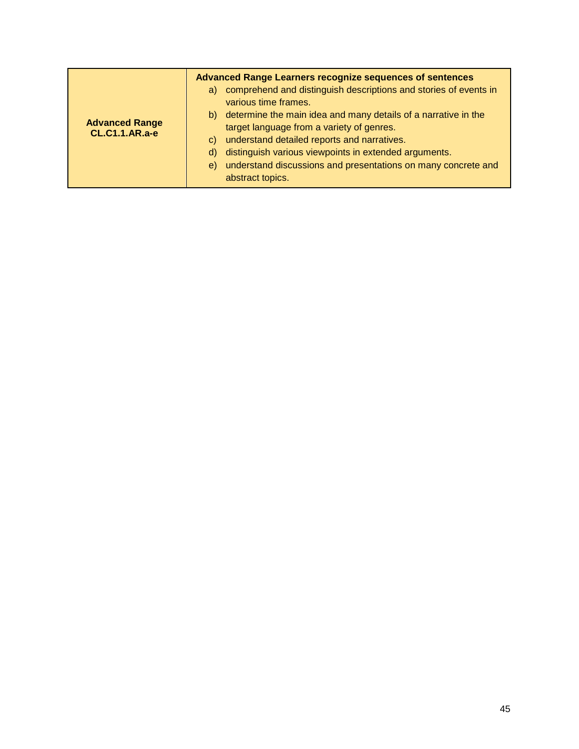| **Advanced Range CL.C1.1.AR.a-e** | **Advanced Range Learners recognize sequences of sentences**<br>a) comprehend and distinguish descriptions and stories of events in various time frames.<br>b) determine the main idea and many details of a narrative in the target language from a variety of genres.<br>c) understand detailed reports and narratives.<br>d) distinguish various viewpoints in extended arguments.<br>e) understand discussions and presentations on many concrete and abstract topics. |
|---|---|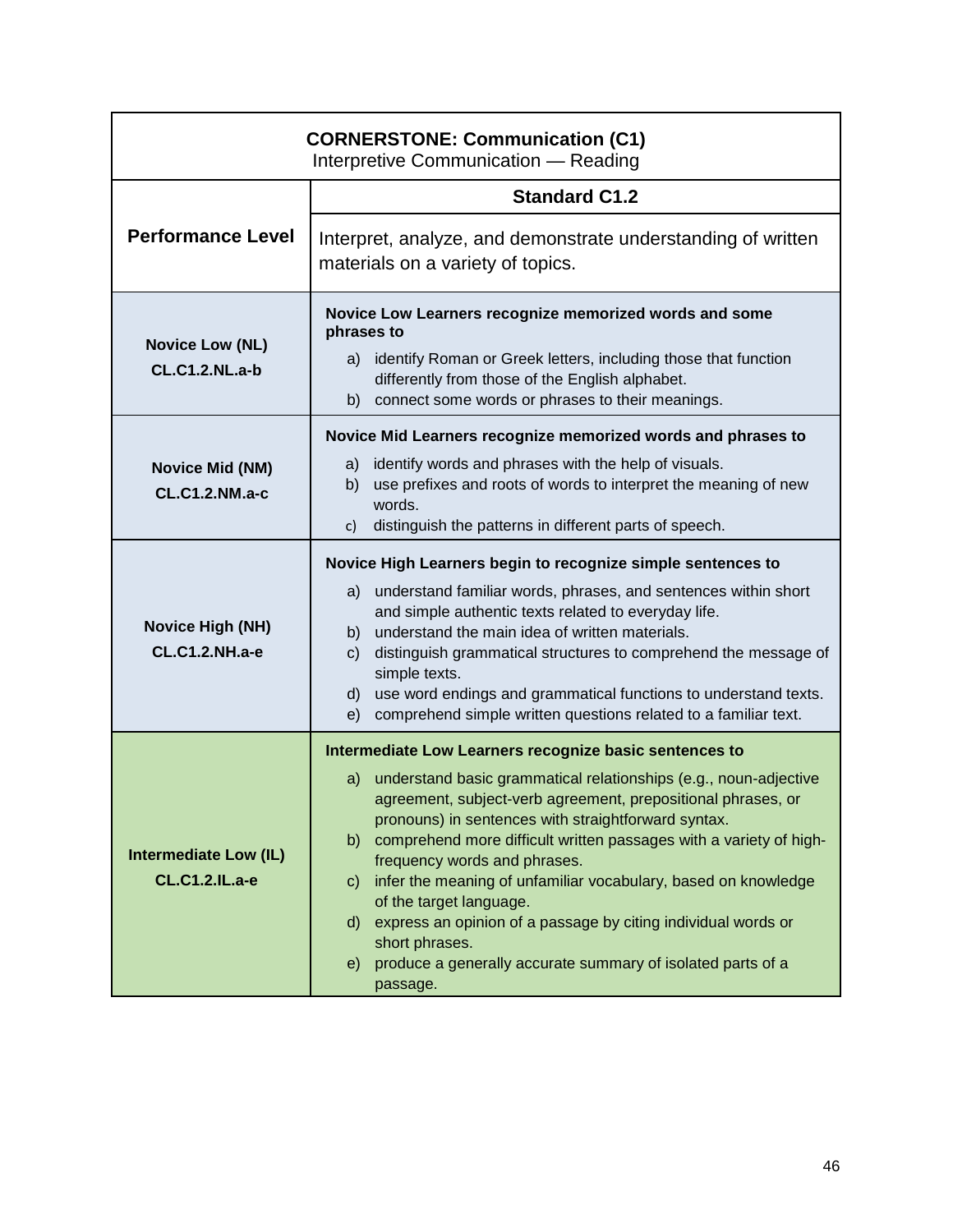| **CORNERSTONE: Communication (C1)**<br>Interpretive Communication — Reading | |
|---|---|
| **Performance Level** | **Standard C1.2**<br>Interpret, analyze, and demonstrate understanding of written materials on a variety of topics. |
| **Novice Low (NL)**<br>**CL.C1.2.NL.a-b** | **Novice Low Learners recognize memorized words and some phrases to**<br>a) identify Roman or Greek letters, including those that function differently from those of the English alphabet.<br>b) connect some words or phrases to their meanings. |
| **Novice Mid (NM)**<br>**CL.C1.2.NM.a-c** | **Novice Mid Learners recognize memorized words and phrases to**<br>a) identify words and phrases with the help of visuals.<br>b) use prefixes and roots of words to interpret the meaning of new words.<br>c) distinguish the patterns in different parts of speech. |
| **Novice High (NH)**<br>**CL.C1.2.NH.a-e** | **Novice High Learners begin to recognize simple sentences to**<br>a) understand familiar words, phrases, and sentences within short and simple authentic texts related to everyday life.<br>b) understand the main idea of written materials.<br>c) distinguish grammatical structures to comprehend the message of simple texts.<br>d) use word endings and grammatical functions to understand texts.<br>e) comprehend simple written questions related to a familiar text. |
| **Intermediate Low (IL)**<br>**CL.C1.2.IL.a-e** | **Intermediate Low Learners recognize basic sentences to**<br>a) understand basic grammatical relationships (e.g., noun-adjective agreement, subject-verb agreement, prepositional phrases, or pronouns) in sentences with straightforward syntax.<br>b) comprehend more difficult written passages with a variety of high-frequency words and phrases.<br>c) infer the meaning of unfamiliar vocabulary, based on knowledge of the target language.<br>d) express an opinion of a passage by citing individual words or short phrases.<br>e) produce a generally accurate summary of isolated parts of a passage. |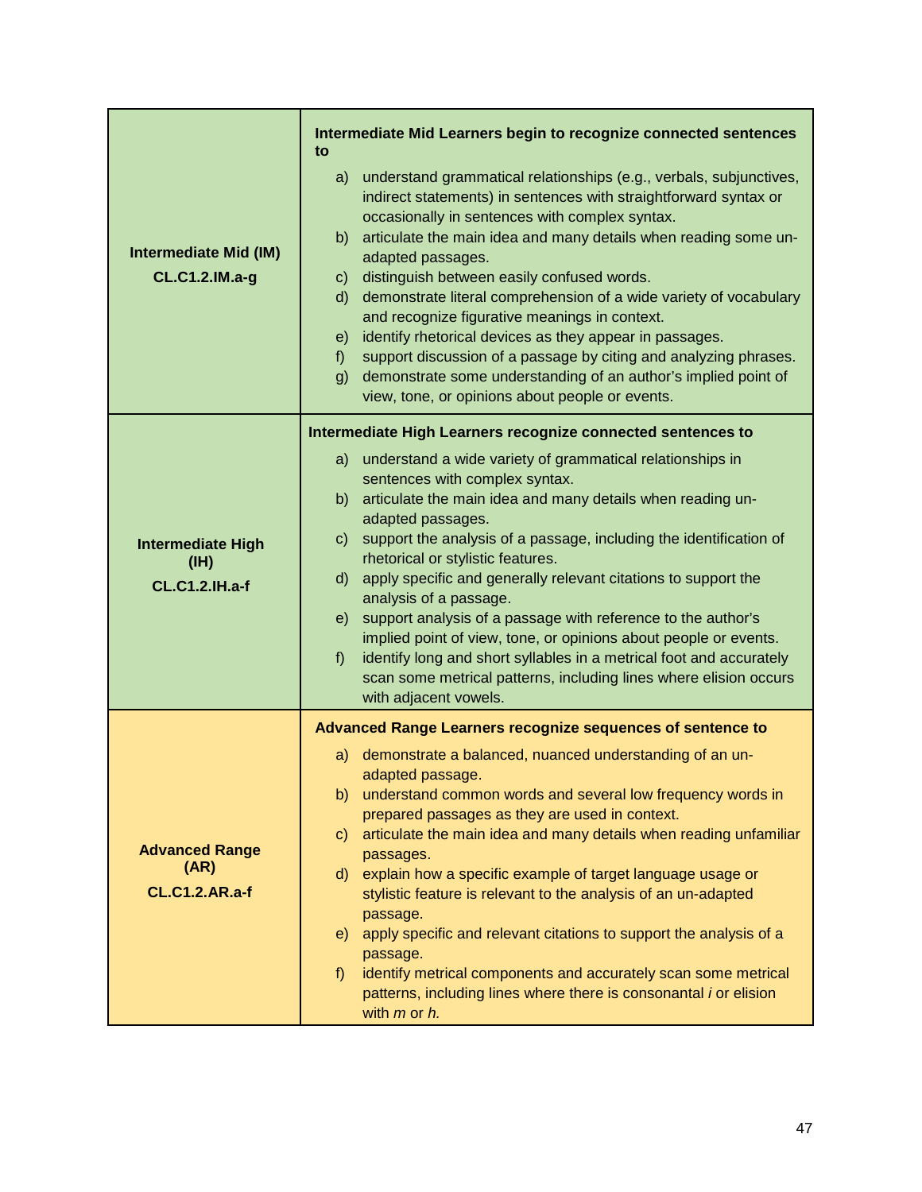| | |
|---|---|
| **Intermediate Mid (IM)**<br>**CL.C1.2.IM.a-g** | **Intermediate Mid Learners begin to recognize connected sentences to**<br>a) understand grammatical relationships (e.g., verbals, subjunctives, indirect statements) in sentences with straightforward syntax or occasionally in sentences with complex syntax.<br>b) articulate the main idea and many details when reading some un-adapted passages.<br>c) distinguish between easily confused words.<br>d) demonstrate literal comprehension of a wide variety of vocabulary and recognize figurative meanings in context.<br>e) identify rhetorical devices as they appear in passages.<br>f) support discussion of a passage by citing and analyzing phrases.<br>g) demonstrate some understanding of an author's implied point of view, tone, or opinions about people or events. |
| **Intermediate High (IH)**<br>**CL.C1.2.IH.a-f** | **Intermediate High Learners recognize connected sentences to**<br>a) understand a wide variety of grammatical relationships in sentences with complex syntax.<br>b) articulate the main idea and many details when reading un-adapted passages.<br>c) support the analysis of a passage, including the identification of rhetorical or stylistic features.<br>d) apply specific and generally relevant citations to support the analysis of a passage.<br>e) support analysis of a passage with reference to the author's implied point of view, tone, or opinions about people or events.<br>f) identify long and short syllables in a metrical foot and accurately scan some metrical patterns, including lines where elision occurs with adjacent vowels. |
| **Advanced Range (AR)**<br>**CL.C1.2.AR.a-f** | **Advanced Range Learners recognize sequences of sentence to**<br>a) demonstrate a balanced, nuanced understanding of an un-adapted passage.<br>b) understand common words and several low frequency words in prepared passages as they are used in context.<br>c) articulate the main idea and many details when reading unfamiliar passages.<br>d) explain how a specific example of target language usage or stylistic feature is relevant to the analysis of an un-adapted passage.<br>e) apply specific and relevant citations to support the analysis of a passage.<br>f) identify metrical components and accurately scan some metrical patterns, including lines where there is consonantal *i* or elision with *m* or *h.* |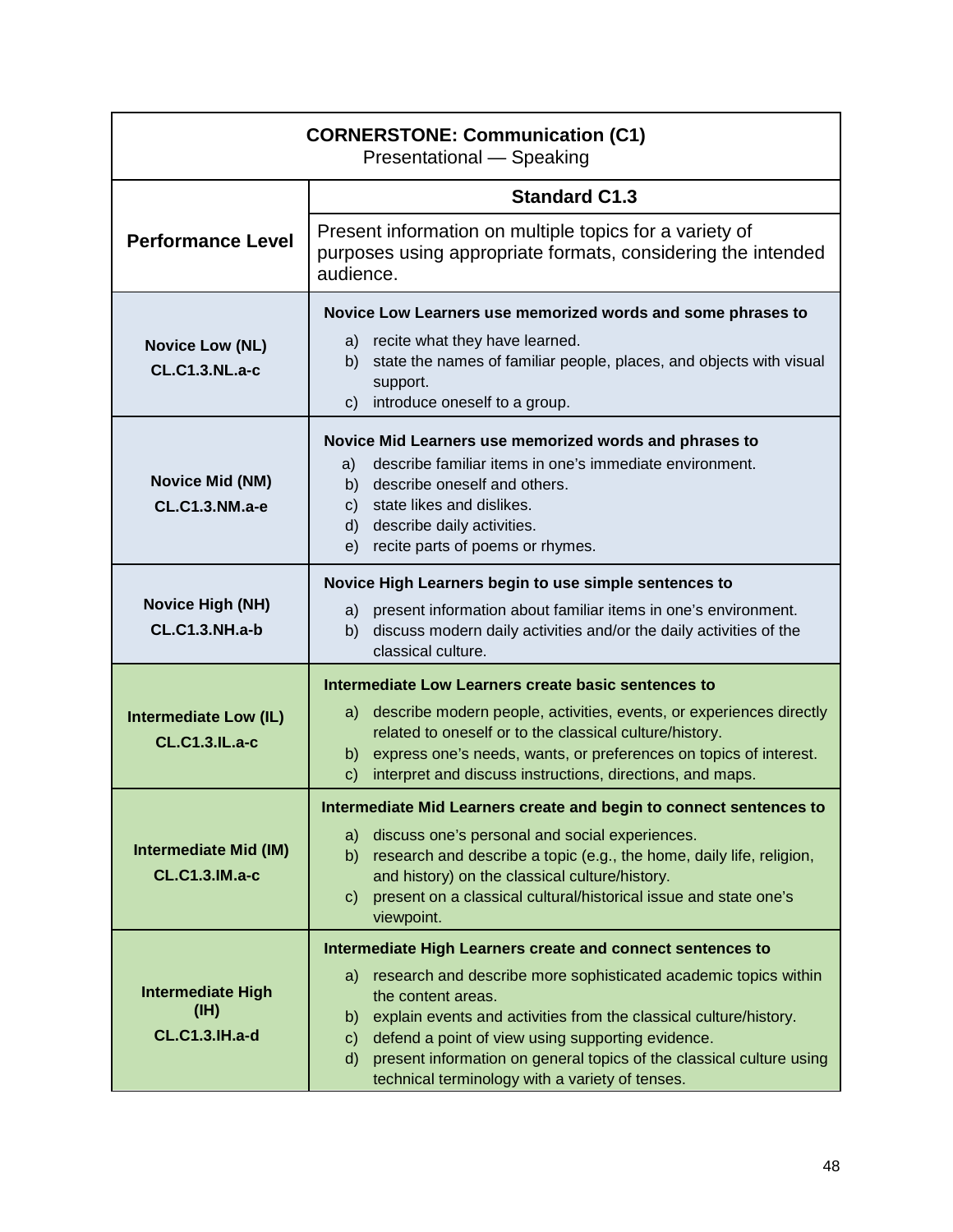| **CORNERSTONE: Communication (C1)**<br>Presentational — Speaking | |
|---|---|
| **Performance Level** | **Standard C1.3**<br>Present information on multiple topics for a variety of purposes using appropriate formats, considering the intended audience. |
| **Novice Low (NL)**<br>**CL.C1.3.NL.a-c** | **Novice Low Learners use memorized words and some phrases to**<br>a) recite what they have learned.<br>b) state the names of familiar people, places, and objects with visual support.<br>c) introduce oneself to a group. |
| **Novice Mid (NM)**<br>**CL.C1.3.NM.a-e** | **Novice Mid Learners use memorized words and phrases to**<br>a) describe familiar items in one's immediate environment.<br>b) describe oneself and others.<br>c) state likes and dislikes.<br>d) describe daily activities.<br>e) recite parts of poems or rhymes. |
| **Novice High (NH)**<br>**CL.C1.3.NH.a-b** | **Novice High Learners begin to use simple sentences to**<br>a) present information about familiar items in one's environment.<br>b) discuss modern daily activities and/or the daily activities of the classical culture. |
| **Intermediate Low (IL)**<br>**CL.C1.3.IL.a-c** | **Intermediate Low Learners create basic sentences to**<br>a) describe modern people, activities, events, or experiences directly related to oneself or to the classical culture/history.<br>b) express one's needs, wants, or preferences on topics of interest.<br>c) interpret and discuss instructions, directions, and maps. |
| **Intermediate Mid (IM)**<br>**CL.C1.3.IM.a-c** | **Intermediate Mid Learners create and begin to connect sentences to**<br>a) discuss one's personal and social experiences.<br>b) research and describe a topic (e.g., the home, daily life, religion, and history) on the classical culture/history.<br>c) present on a classical cultural/historical issue and state one's viewpoint. |
| **Intermediate High (IH)**<br>**CL.C1.3.IH.a-d** | **Intermediate High Learners create and connect sentences to**<br>a) research and describe more sophisticated academic topics within the content areas.<br>b) explain events and activities from the classical culture/history.<br>c) defend a point of view using supporting evidence.<br>d) present information on general topics of the classical culture using technical terminology with a variety of tenses. |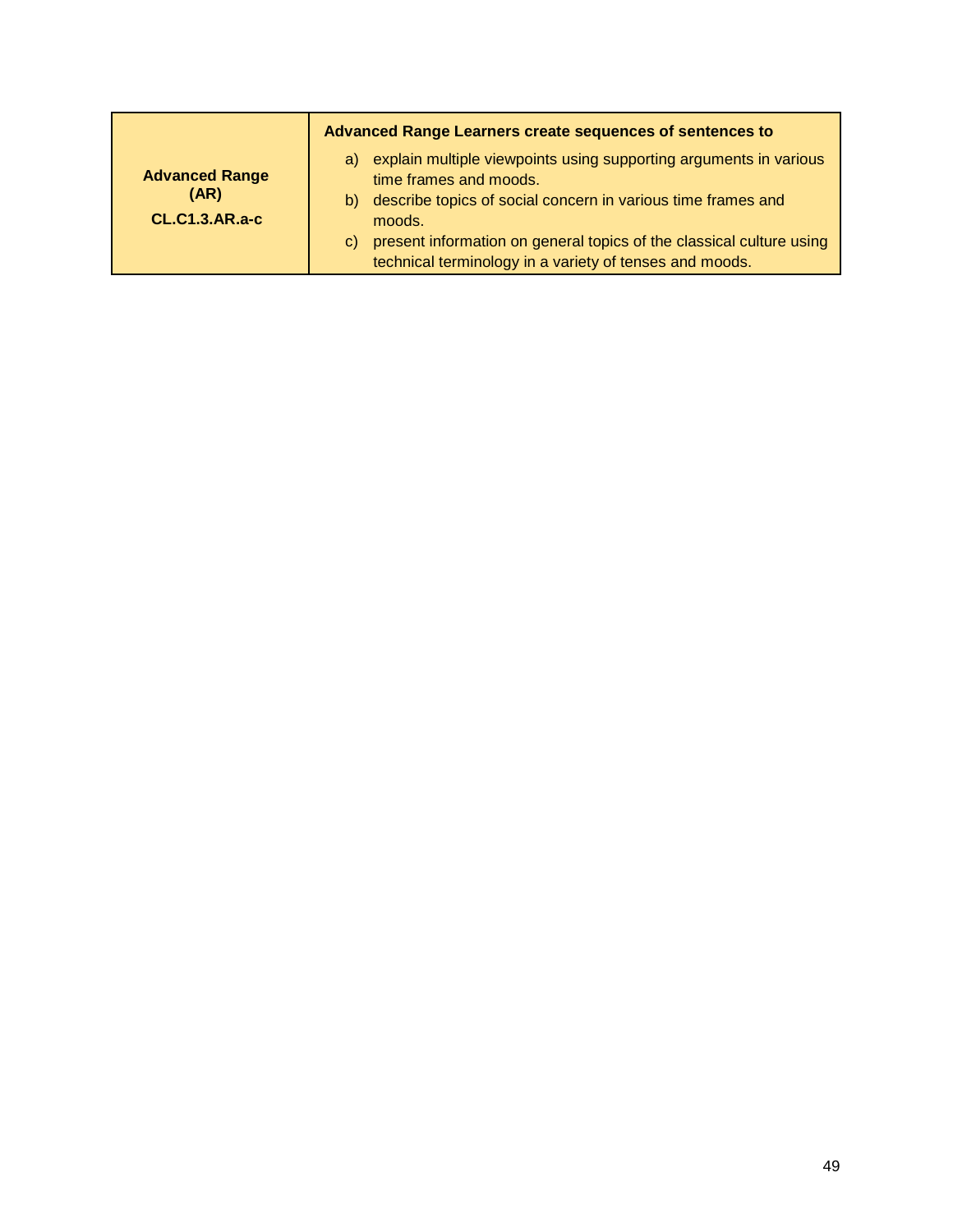| **Advanced Range (AR)**<br>**CL.C1.3.AR.a-c** | **Advanced Range Learners create sequences of sentences to**<br>a) explain multiple viewpoints using supporting arguments in various time frames and moods.<br>b) describe topics of social concern in various time frames and moods.<br>c) present information on general topics of the classical culture using technical terminology in a variety of tenses and moods. |
|---|---|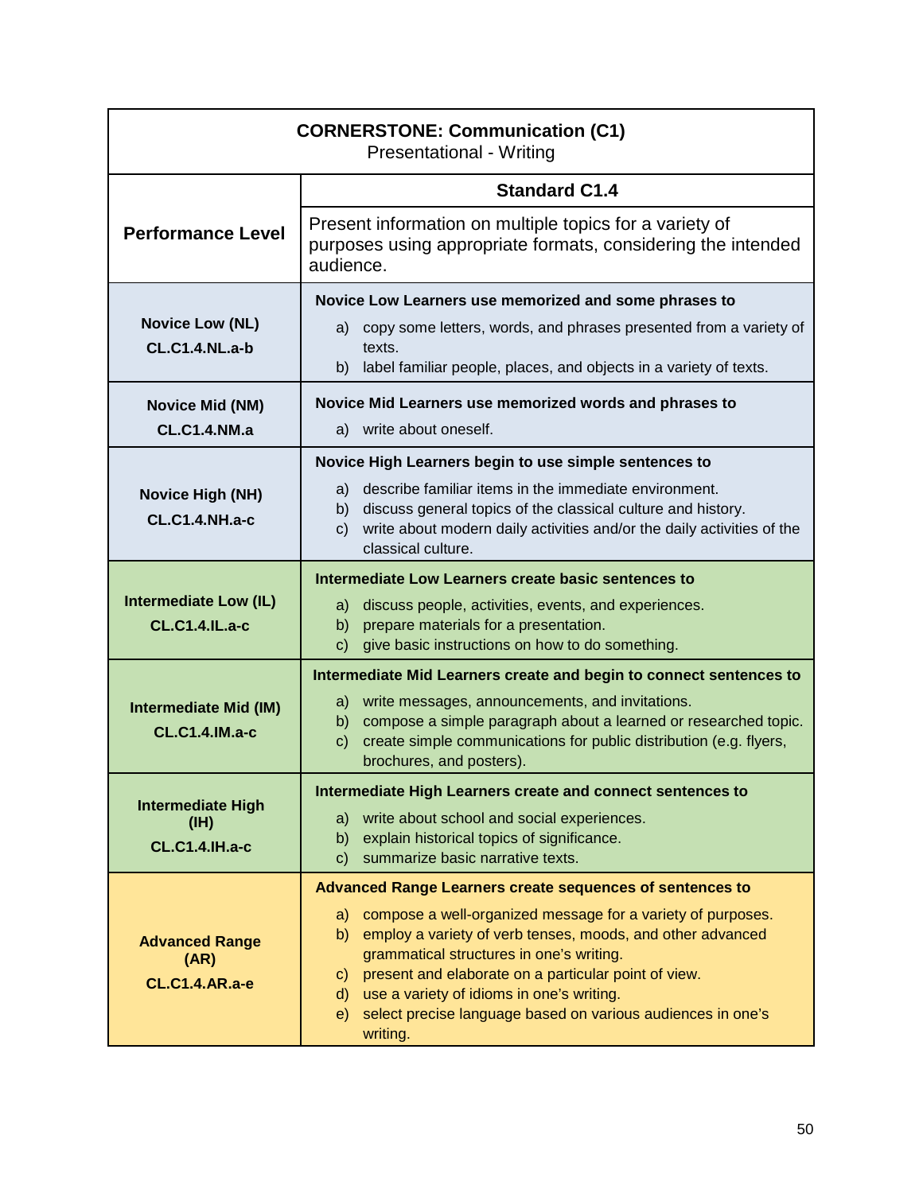| **CORNERSTONE: Communication (C1)**<br>Presentational - Writing | |
|---|---|
| **Performance Level** | **Standard C1.4**<br>Present information on multiple topics for a variety of purposes using appropriate formats, considering the intended audience. |
| **Novice Low (NL)**<br>**CL.C1.4.NL.a-b** | **Novice Low Learners use memorized and some phrases to**<br>a) copy some letters, words, and phrases presented from a variety of texts.<br>b) label familiar people, places, and objects in a variety of texts. |
| **Novice Mid (NM)**<br>**CL.C1.4.NM.a** | **Novice Mid Learners use memorized words and phrases to**<br>a) write about oneself. |
| **Novice High (NH)**<br>**CL.C1.4.NH.a-c** | **Novice High Learners begin to use simple sentences to**<br>a) describe familiar items in the immediate environment.<br>b) discuss general topics of the classical culture and history.<br>c) write about modern daily activities and/or the daily activities of the classical culture. |
| **Intermediate Low (IL)**<br>**CL.C1.4.IL.a-c** | **Intermediate Low Learners create basic sentences to**<br>a) discuss people, activities, events, and experiences.<br>b) prepare materials for a presentation.<br>c) give basic instructions on how to do something. |
| **Intermediate Mid (IM)**<br>**CL.C1.4.IM.a-c** | **Intermediate Mid Learners create and begin to connect sentences to**<br>a) write messages, announcements, and invitations.<br>b) compose a simple paragraph about a learned or researched topic.<br>c) create simple communications for public distribution (e.g. flyers, brochures, and posters). |
| **Intermediate High (IH)**<br>**CL.C1.4.IH.a-c** | **Intermediate High Learners create and connect sentences to**<br>a) write about school and social experiences.<br>b) explain historical topics of significance.<br>c) summarize basic narrative texts. |
| **Advanced Range (AR)**<br>**CL.C1.4.AR.a-e** | **Advanced Range Learners create sequences of sentences to**<br>a) compose a well-organized message for a variety of purposes.<br>b) employ a variety of verb tenses, moods, and other advanced grammatical structures in one's writing.<br>c) present and elaborate on a particular point of view.<br>d) use a variety of idioms in one's writing.<br>e) select precise language based on various audiences in one's writing. |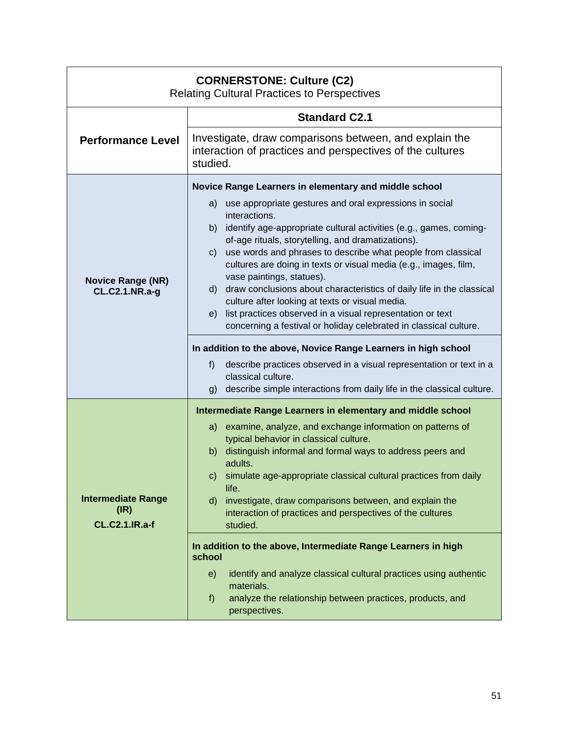| **CORNERSTONE: Culture (C2)**<br>Relating Cultural Practices to Perspectives | |
|---|---|
| **Performance Level** | **Standard C2.1**<br>Investigate, draw comparisons between, and explain the interaction of practices and perspectives of the cultures studied. |
| **Novice Range (NR)**<br>**CL.C2.1.NR.a-g** | **Novice Range Learners in elementary and middle school**<br>a) use appropriate gestures and oral expressions in social interactions.<br>b) identify age-appropriate cultural activities (e.g., games, coming-of-age rituals, storytelling, and dramatizations).<br>c) use words and phrases to describe what people from classical cultures are doing in texts or visual media (e.g., images, film, vase paintings, statues).<br>d) draw conclusions about characteristics of daily life in the classical culture after looking at texts or visual media.<br>e) list practices observed in a visual representation or text concerning a festival or holiday celebrated in classical culture.<br><br>**In addition to the above, Novice Range Learners in high school**<br>f) describe practices observed in a visual representation or text in a classical culture.<br>g) describe simple interactions from daily life in the classical culture. |
| **Intermediate Range (IR)**<br>**CL.C2.1.IR.a-f** | **Intermediate Range Learners in elementary and middle school**<br>a) examine, analyze, and exchange information on patterns of typical behavior in classical culture.<br>b) distinguish informal and formal ways to address peers and adults.<br>c) simulate age-appropriate classical cultural practices from daily life.<br>d) investigate, draw comparisons between, and explain the interaction of practices and perspectives of the cultures studied.<br><br>**In addition to the above, Intermediate Range Learners in high school**<br>e) identify and analyze classical cultural practices using authentic materials.<br>f) analyze the relationship between practices, products, and perspectives. |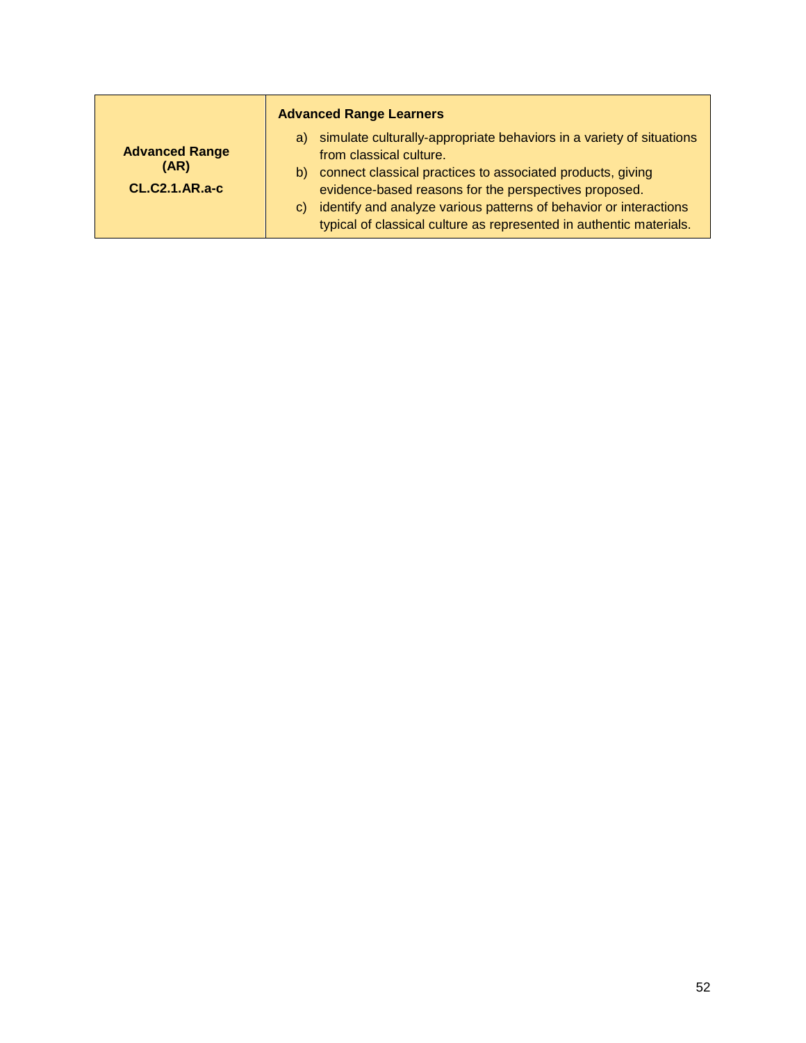| **Advanced Range (AR)**<br>**CL.C2.1.AR.a-c** | **Advanced Range Learners**<br>a) simulate culturally-appropriate behaviors in a variety of situations from classical culture.<br>b) connect classical practices to associated products, giving evidence-based reasons for the perspectives proposed.<br>c) identify and analyze various patterns of behavior or interactions typical of classical culture as represented in authentic materials. |
|---|---|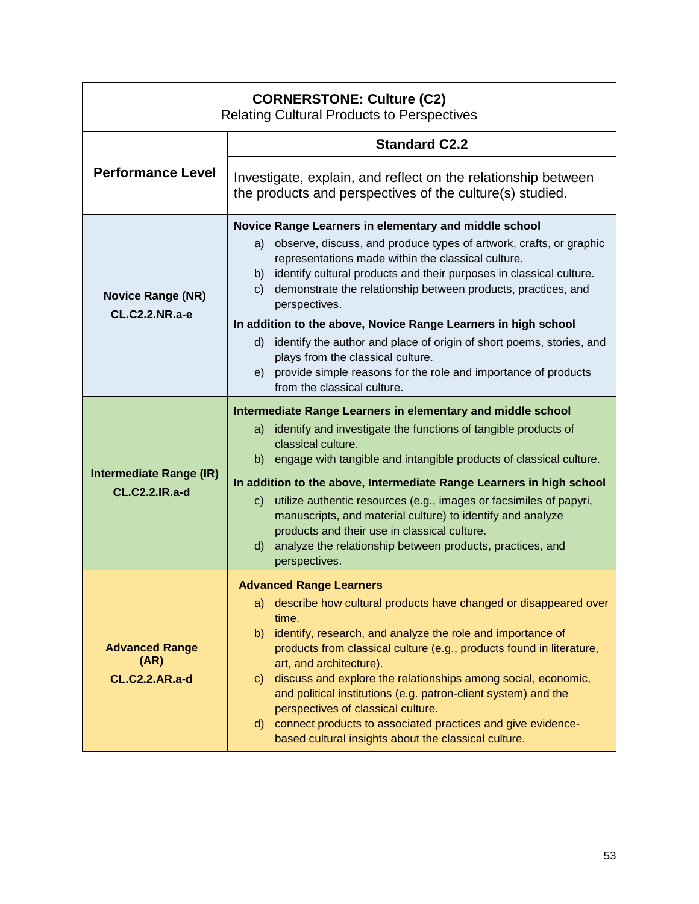| **CORNERSTONE: Culture (C2)**<br>Relating Cultural Products to Perspectives | |
|---|---|
| **Performance Level** | **Standard C2.2**<br>Investigate, explain, and reflect on the relationship between the products and perspectives of the culture(s) studied. |
| **Novice Range (NR)**<br>**CL.C2.2.NR.a-e** | **Novice Range Learners in elementary and middle school**<br>a) observe, discuss, and produce types of artwork, crafts, or graphic representations made within the classical culture.<br>b) identify cultural products and their purposes in classical culture.<br>c) demonstrate the relationship between products, practices, and perspectives.<br>**In addition to the above, Novice Range Learners in high school**<br>d) identify the author and place of origin of short poems, stories, and plays from the classical culture.<br>e) provide simple reasons for the role and importance of products from the classical culture. |
| **Intermediate Range (IR)**<br>**CL.C2.2.IR.a-d** | **Intermediate Range Learners in elementary and middle school**<br>a) identify and investigate the functions of tangible products of classical culture.<br>b) engage with tangible and intangible products of classical culture.<br>**In addition to the above, Intermediate Range Learners in high school**<br>c) utilize authentic resources (e.g., images or facsimiles of papyri, manuscripts, and material culture) to identify and analyze products and their use in classical culture.<br>d) analyze the relationship between products, practices, and perspectives. |
| **Advanced Range (AR)**<br>**CL.C2.2.AR.a-d** | **Advanced Range Learners**<br>a) describe how cultural products have changed or disappeared over time.<br>b) identify, research, and analyze the role and importance of products from classical culture (e.g., products found in literature, art, and architecture).<br>c) discuss and explore the relationships among social, economic, and political institutions (e.g. patron-client system) and the perspectives of classical culture.<br>d) connect products to associated practices and give evidence-based cultural insights about the classical culture. |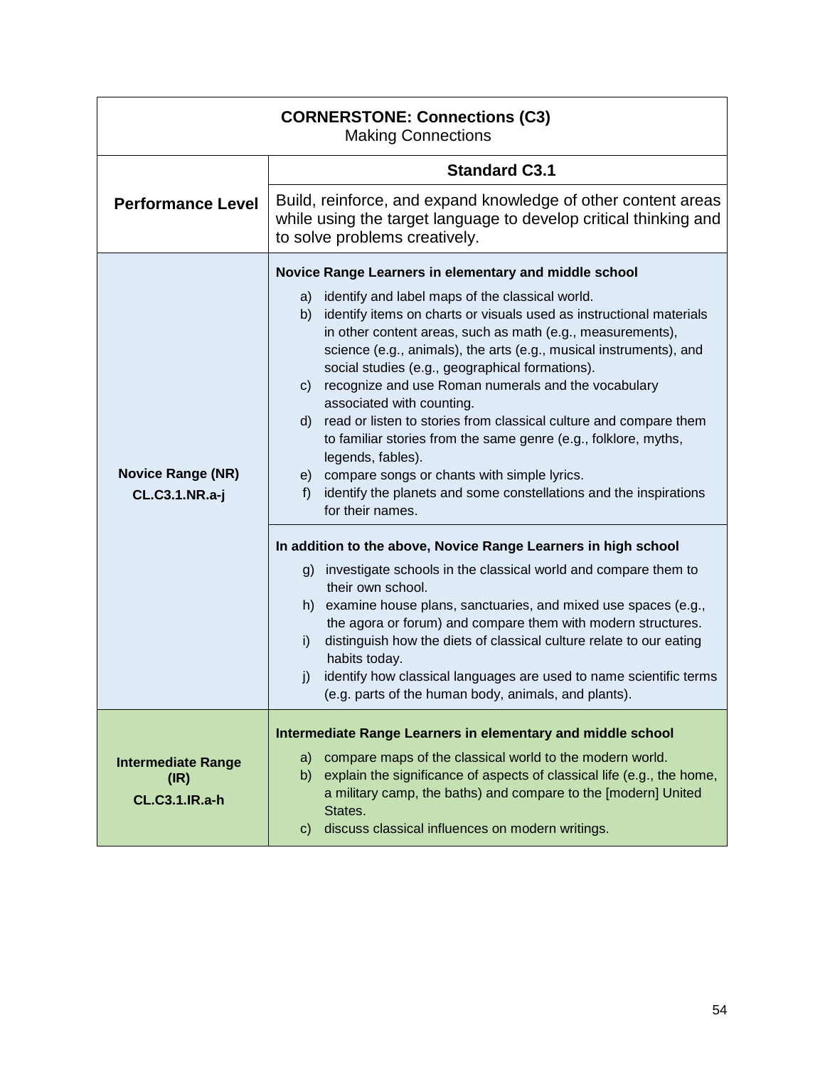| **CORNERSTONE: Connections (C3)**<br>Making Connections | |
|---|---|
| **Performance Level** | **Standard C3.1**<br>Build, reinforce, and expand knowledge of other content areas while using the target language to develop critical thinking and to solve problems creatively. |
| **Novice Range (NR)**<br>**CL.C3.1.NR.a-j** | **Novice Range Learners in elementary and middle school**<br>a) identify and label maps of the classical world.<br>b) identify items on charts or visuals used as instructional materials in other content areas, such as math (e.g., measurements), science (e.g., animals), the arts (e.g., musical instruments), and social studies (e.g., geographical formations).<br>c) recognize and use Roman numerals and the vocabulary associated with counting.<br>d) read or listen to stories from classical culture and compare them to familiar stories from the same genre (e.g., folklore, myths, legends, fables).<br>e) compare songs or chants with simple lyrics.<br>f) identify the planets and some constellations and the inspirations for their names. |
| | **In addition to the above, Novice Range Learners in high school**<br>g) investigate schools in the classical world and compare them to their own school.<br>h) examine house plans, sanctuaries, and mixed use spaces (e.g., the agora or forum) and compare them with modern structures.<br>i) distinguish how the diets of classical culture relate to our eating habits today.<br>j) identify how classical languages are used to name scientific terms (e.g. parts of the human body, animals, and plants). |
| **Intermediate Range (IR)**<br>**CL.C3.1.IR.a-h** | **Intermediate Range Learners in elementary and middle school**<br>a) compare maps of the classical world to the modern world.<br>b) explain the significance of aspects of classical life (e.g., the home, a military camp, the baths) and compare to the [modern] United States.<br>c) discuss classical influences on modern writings. |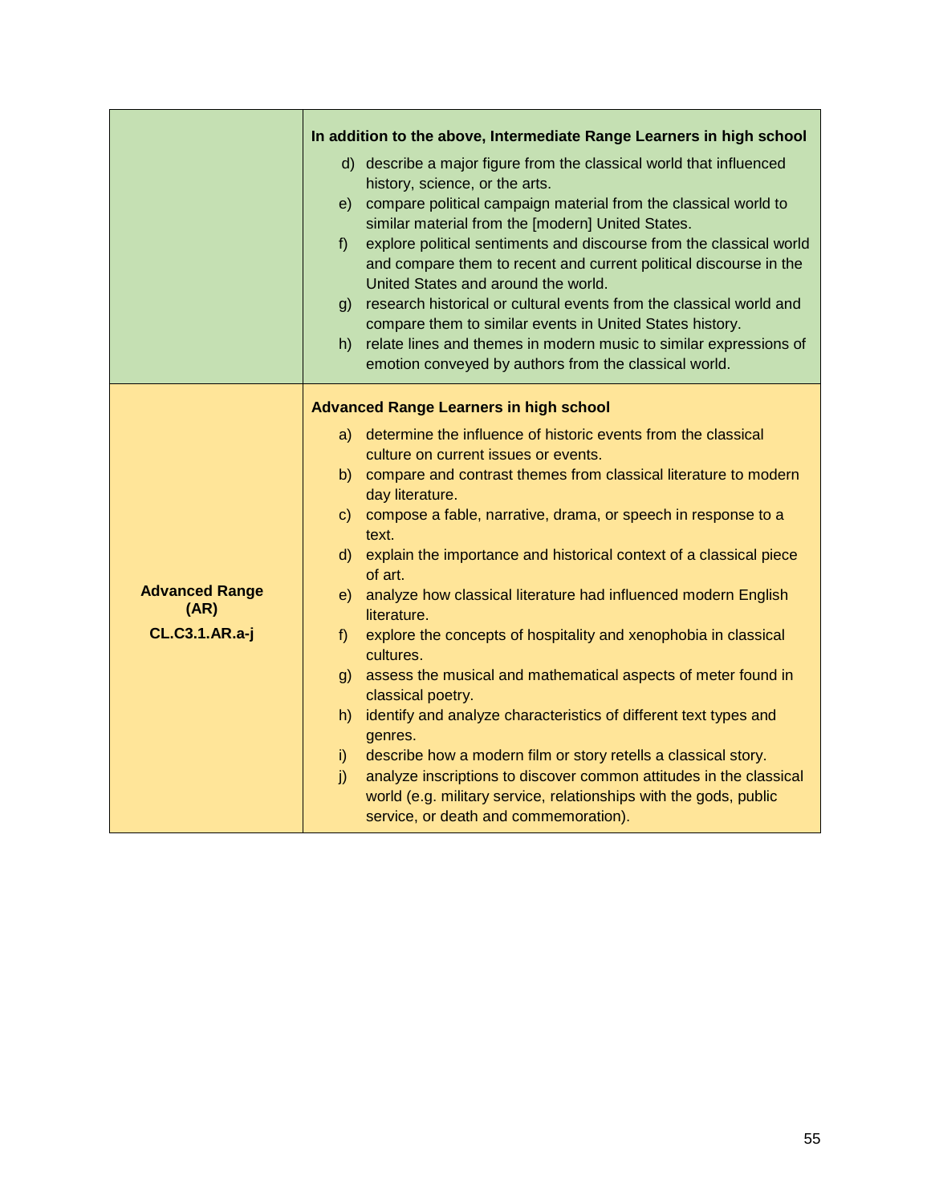| | |
|---|---|
| | **In addition to the above, Intermediate Range Learners in high school**<br>d) describe a major figure from the classical world that influenced history, science, or the arts.<br>e) compare political campaign material from the classical world to similar material from the [modern] United States.<br>f) explore political sentiments and discourse from the classical world and compare them to recent and current political discourse in the United States and around the world.<br>g) research historical or cultural events from the classical world and compare them to similar events in United States history.<br>h) relate lines and themes in modern music to similar expressions of emotion conveyed by authors from the classical world. |
| **Advanced Range (AR)**<br>**CL.C3.1.AR.a-j** | **Advanced Range Learners in high school**<br>a) determine the influence of historic events from the classical culture on current issues or events.<br>b) compare and contrast themes from classical literature to modern day literature.<br>c) compose a fable, narrative, drama, or speech in response to a text.<br>d) explain the importance and historical context of a classical piece of art.<br>e) analyze how classical literature had influenced modern English literature.<br>f) explore the concepts of hospitality and xenophobia in classical cultures.<br>g) assess the musical and mathematical aspects of meter found in classical poetry.<br>h) identify and analyze characteristics of different text types and genres.<br>i) describe how a modern film or story retells a classical story.<br>j) analyze inscriptions to discover common attitudes in the classical world (e.g. military service, relationships with the gods, public service, or death and commemoration). |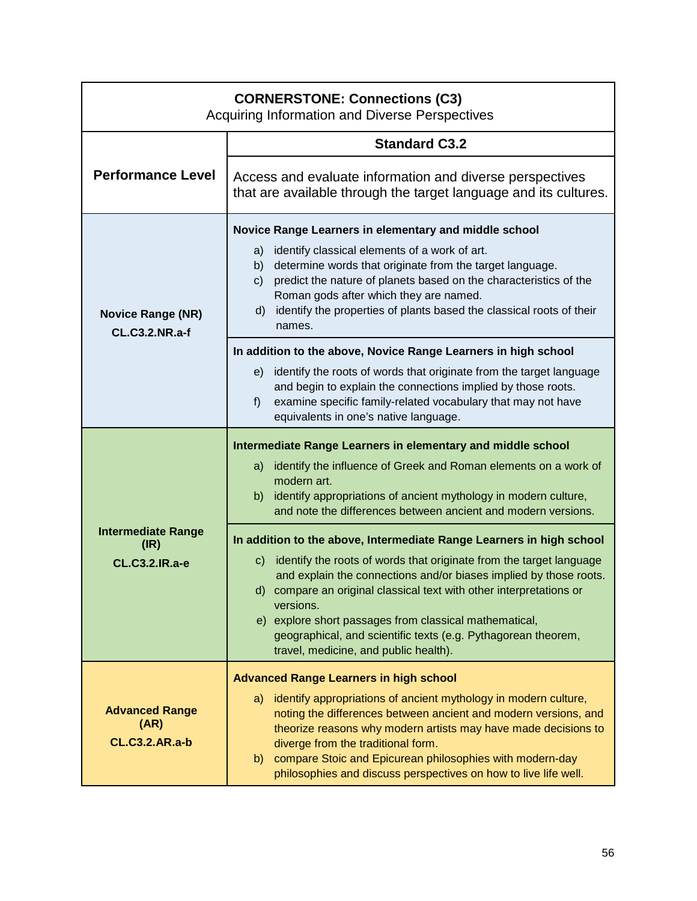| **CORNERSTONE: Connections (C3)**<br>Acquiring Information and Diverse Perspectives | |
|---|---|
| **Performance Level** | **Standard C3.2**<br><br>Access and evaluate information and diverse perspectives that are available through the target language and its cultures. |
| **Novice Range (NR)**<br>**CL.C3.2.NR.a-f** | **Novice Range Learners in elementary and middle school**<br>a) identify classical elements of a work of art.<br>b) determine words that originate from the target language.<br>c) predict the nature of planets based on the characteristics of the Roman gods after which they are named.<br>d) identify the properties of plants based the classical roots of their names.<br><br>**In addition to the above, Novice Range Learners in high school**<br>e) identify the roots of words that originate from the target language and begin to explain the connections implied by those roots.<br>f) examine specific family-related vocabulary that may not have equivalents in one's native language. |
| **Intermediate Range (IR)**<br>**CL.C3.2.IR.a-e** | **Intermediate Range Learners in elementary and middle school**<br>a) identify the influence of Greek and Roman elements on a work of modern art.<br>b) identify appropriations of ancient mythology in modern culture, and note the differences between ancient and modern versions.<br><br>**In addition to the above, Intermediate Range Learners in high school**<br>c) identify the roots of words that originate from the target language and explain the connections and/or biases implied by those roots.<br>d) compare an original classical text with other interpretations or versions.<br>e) explore short passages from classical mathematical, geographical, and scientific texts (e.g. Pythagorean theorem, travel, medicine, and public health). |
| **Advanced Range (AR)**<br>**CL.C3.2.AR.a-b** | **Advanced Range Learners in high school**<br>a) identify appropriations of ancient mythology in modern culture, noting the differences between ancient and modern versions, and theorize reasons why modern artists may have made decisions to diverge from the traditional form.<br>b) compare Stoic and Epicurean philosophies with modern-day philosophies and discuss perspectives on how to live life well. |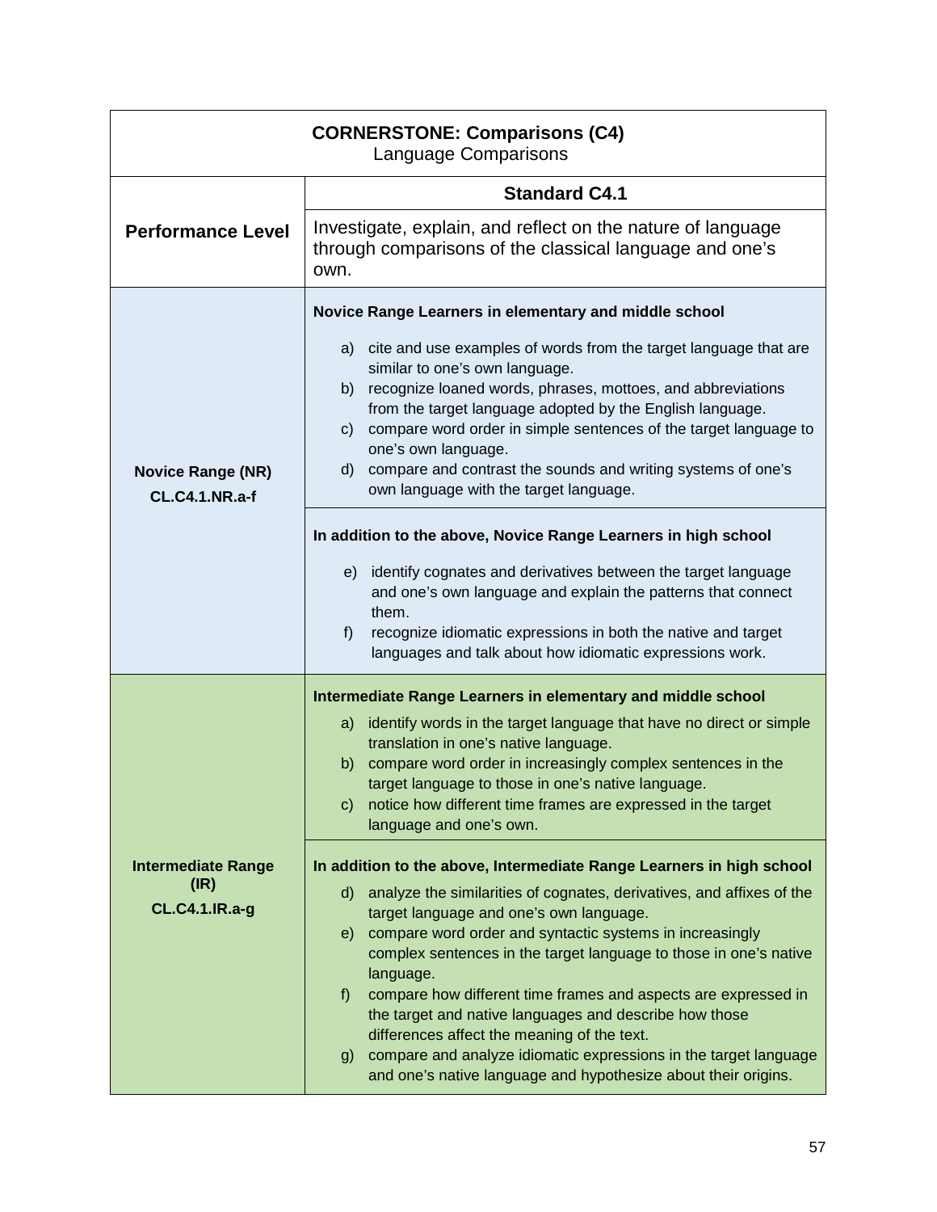| **CORNERSTONE: Comparisons (C4)**<br>Language Comparisons | |
|---|---|
| **Performance Level** | **Standard C4.1**<br>Investigate, explain, and reflect on the nature of language through comparisons of the classical language and one's own. |
| **Novice Range (NR)**<br>**CL.C4.1.NR.a-f** | **Novice Range Learners in elementary and middle school**<br>a) cite and use examples of words from the target language that are similar to one's own language.<br>b) recognize loaned words, phrases, mottoes, and abbreviations from the target language adopted by the English language.<br>c) compare word order in simple sentences of the target language to one's own language.<br>d) compare and contrast the sounds and writing systems of one's own language with the target language.<br><br>**In addition to the above, Novice Range Learners in high school**<br>e) identify cognates and derivatives between the target language and one's own language and explain the patterns that connect them.<br>f) recognize idiomatic expressions in both the native and target languages and talk about how idiomatic expressions work. |
| **Intermediate Range (IR)**<br>**CL.C4.1.IR.a-g** | **Intermediate Range Learners in elementary and middle school**<br>a) identify words in the target language that have no direct or simple translation in one's native language.<br>b) compare word order in increasingly complex sentences in the target language to those in one's native language.<br>c) notice how different time frames are expressed in the target language and one's own.<br><br>**In addition to the above, Intermediate Range Learners in high school**<br>d) analyze the similarities of cognates, derivatives, and affixes of the target language and one's own language.<br>e) compare word order and syntactic systems in increasingly complex sentences in the target language to those in one's native language.<br>f) compare how different time frames and aspects are expressed in the target and native languages and describe how those differences affect the meaning of the text.<br>g) compare and analyze idiomatic expressions in the target language and one's native language and hypothesize about their origins. |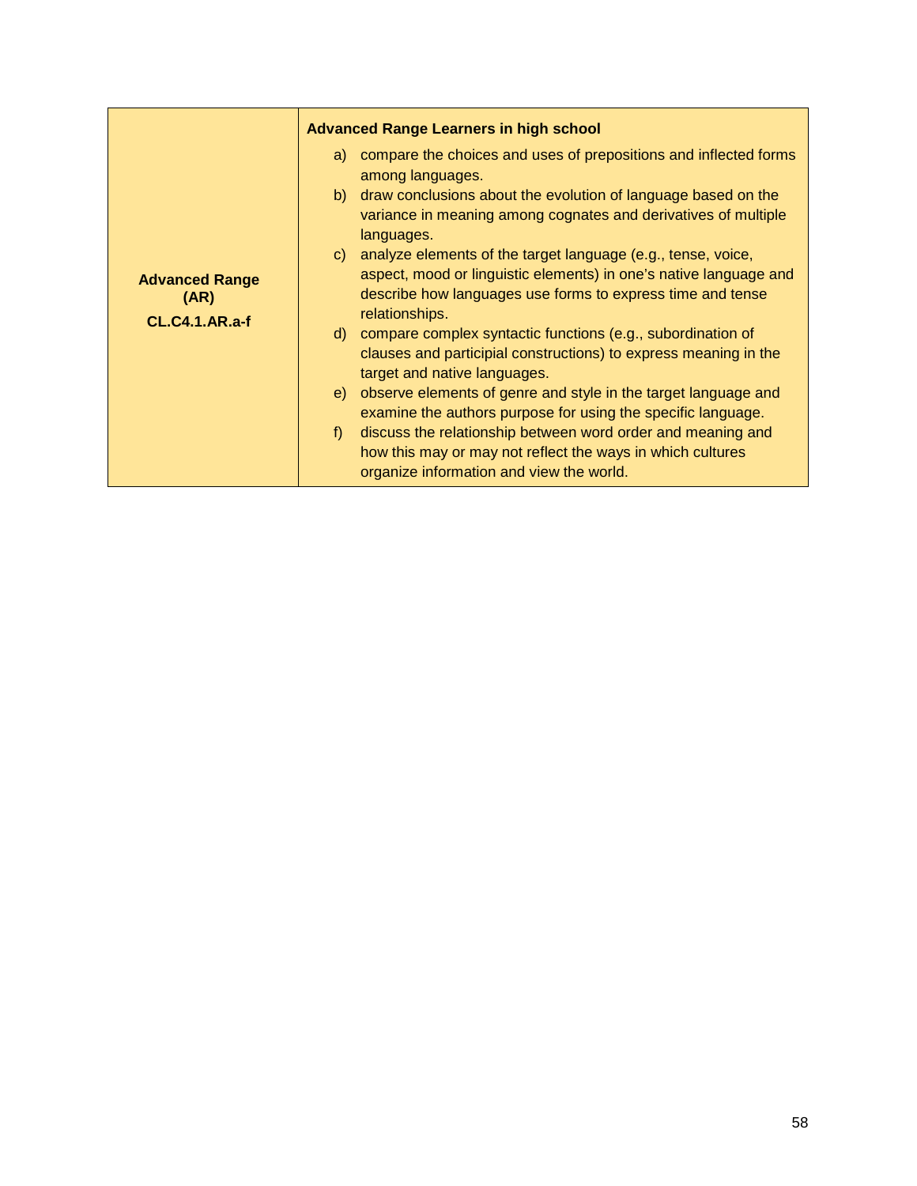| Advanced Range (AR) CL.C4.1.AR.a-f | **Advanced Range Learners in high school**<br>a) compare the choices and uses of prepositions and inflected forms among languages.<br>b) draw conclusions about the evolution of language based on the variance in meaning among cognates and derivatives of multiple languages.<br>c) analyze elements of the target language (e.g., tense, voice, aspect, mood or linguistic elements) in one's native language and describe how languages use forms to express time and tense relationships.<br>d) compare complex syntactic functions (e.g., subordination of clauses and participial constructions) to express meaning in the target and native languages.<br>e) observe elements of genre and style in the target language and examine the authors purpose for using the specific language.<br>f) discuss the relationship between word order and meaning and how this may or may not reflect the ways in which cultures organize information and view the world. |
|---|---|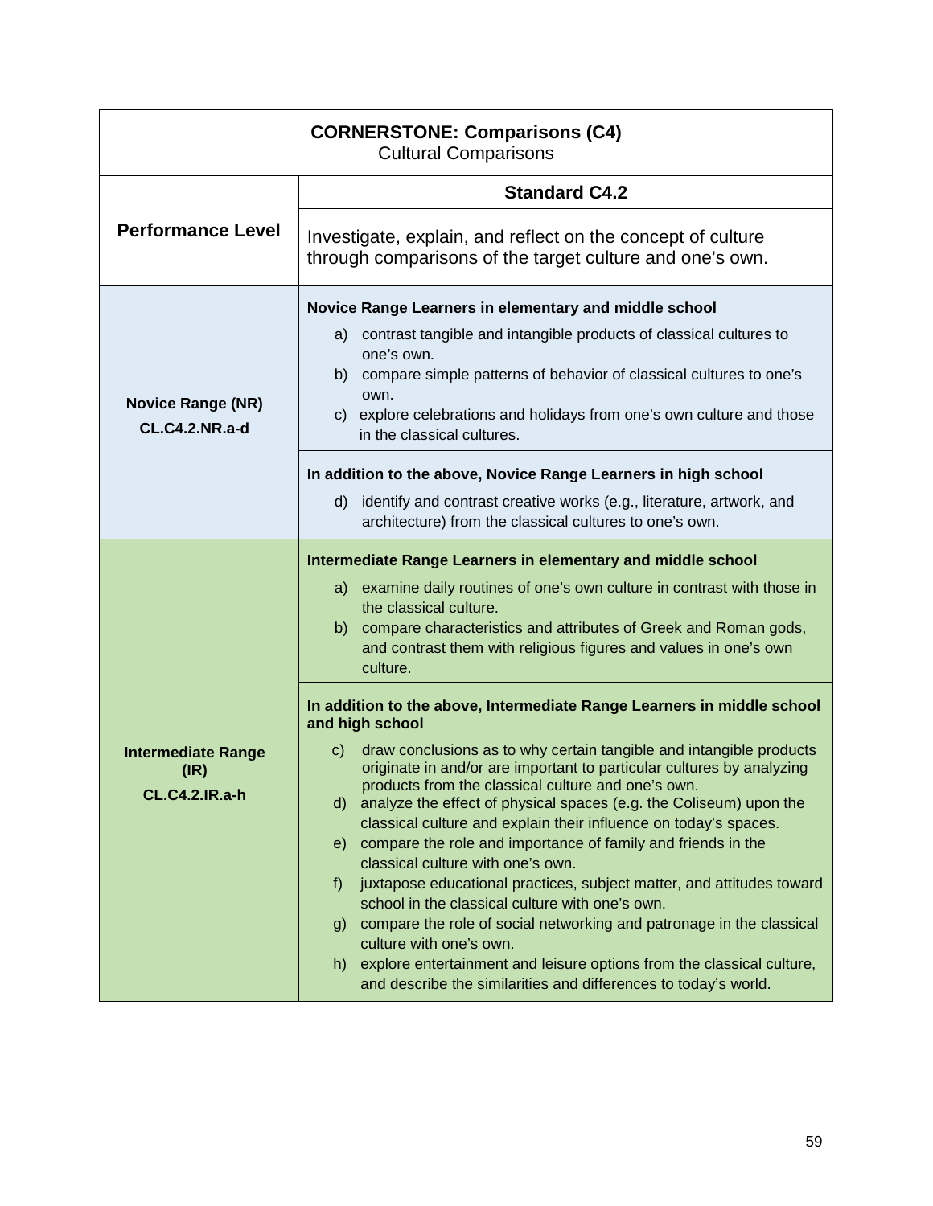| **CORNERSTONE: Comparisons (C4)**<br>Cultural Comparisons | |
|---|---|
| **Performance Level** | **Standard C4.2**<br><br>Investigate, explain, and reflect on the concept of culture through comparisons of the target culture and one's own. |
| **Novice Range (NR)**<br>**CL.C4.2.NR.a-d** | **Novice Range Learners in elementary and middle school**<br>a) contrast tangible and intangible products of classical cultures to one's own.<br>b) compare simple patterns of behavior of classical cultures to one's own.<br>c) explore celebrations and holidays from one's own culture and those in the classical cultures.<br><br>**In addition to the above, Novice Range Learners in high school**<br>d) identify and contrast creative works (e.g., literature, artwork, and architecture) from the classical cultures to one's own. |
| **Intermediate Range (IR)**<br>**CL.C4.2.IR.a-h** | **Intermediate Range Learners in elementary and middle school**<br>a) examine daily routines of one's own culture in contrast with those in the classical culture.<br>b) compare characteristics and attributes of Greek and Roman gods, and contrast them with religious figures and values in one's own culture.<br><br>**In addition to the above, Intermediate Range Learners in middle school and high school**<br>c) draw conclusions as to why certain tangible and intangible products originate in and/or are important to particular cultures by analyzing products from the classical culture and one's own.<br>d) analyze the effect of physical spaces (e.g. the Coliseum) upon the classical culture and explain their influence on today's spaces.<br>e) compare the role and importance of family and friends in the classical culture with one's own.<br>f) juxtapose educational practices, subject matter, and attitudes toward school in the classical culture with one's own.<br>g) compare the role of social networking and patronage in the classical culture with one's own.<br>h) explore entertainment and leisure options from the classical culture, and describe the similarities and differences to today's world. |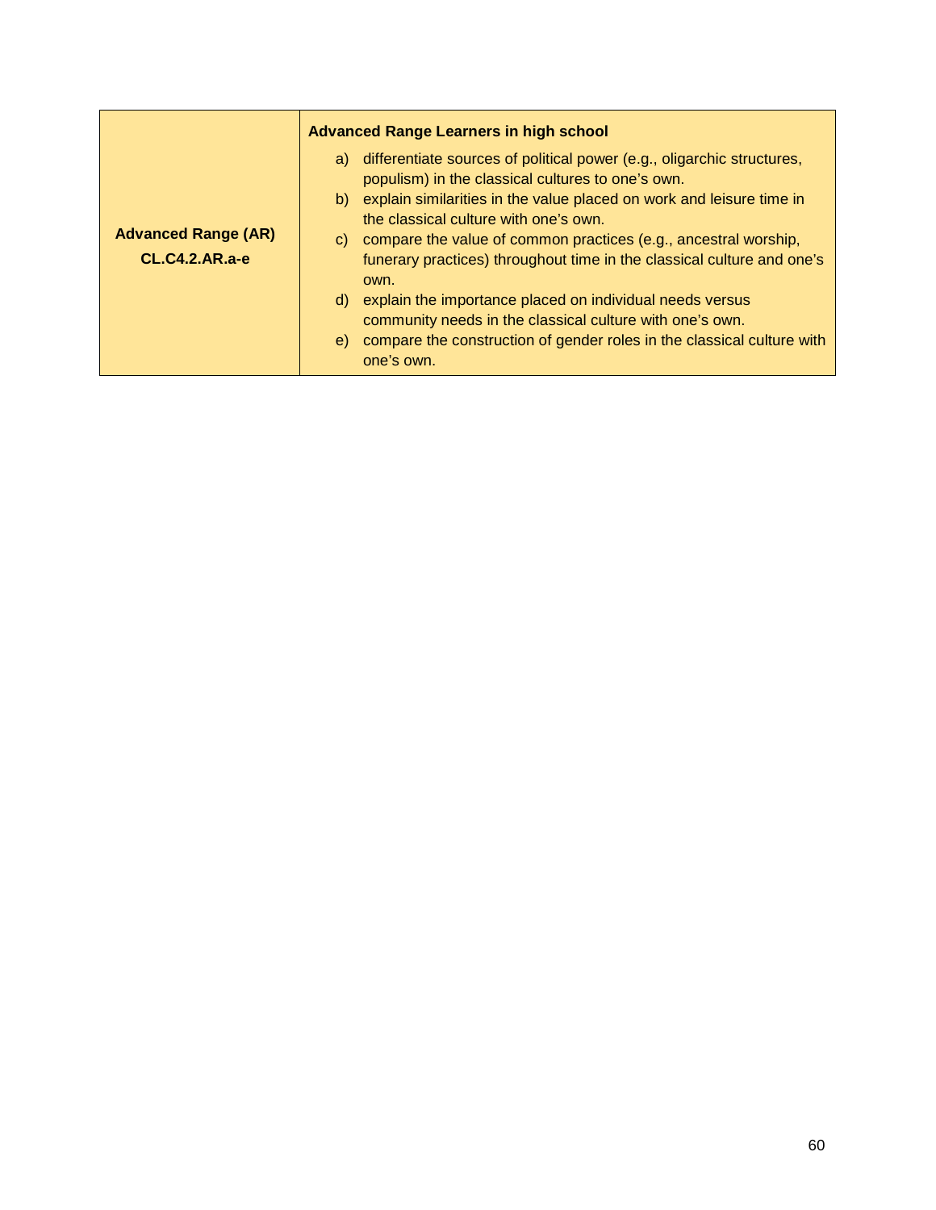| Advanced Range (AR) CL.C4.2.AR.a-e | **Advanced Range Learners in high school**<br>a) differentiate sources of political power (e.g., oligarchic structures, populism) in the classical cultures to one's own.<br>b) explain similarities in the value placed on work and leisure time in the classical culture with one's own.<br>c) compare the value of common practices (e.g., ancestral worship, funerary practices) throughout time in the classical culture and one's own.<br>d) explain the importance placed on individual needs versus community needs in the classical culture with one's own.<br>e) compare the construction of gender roles in the classical culture with one's own. |
|---|---|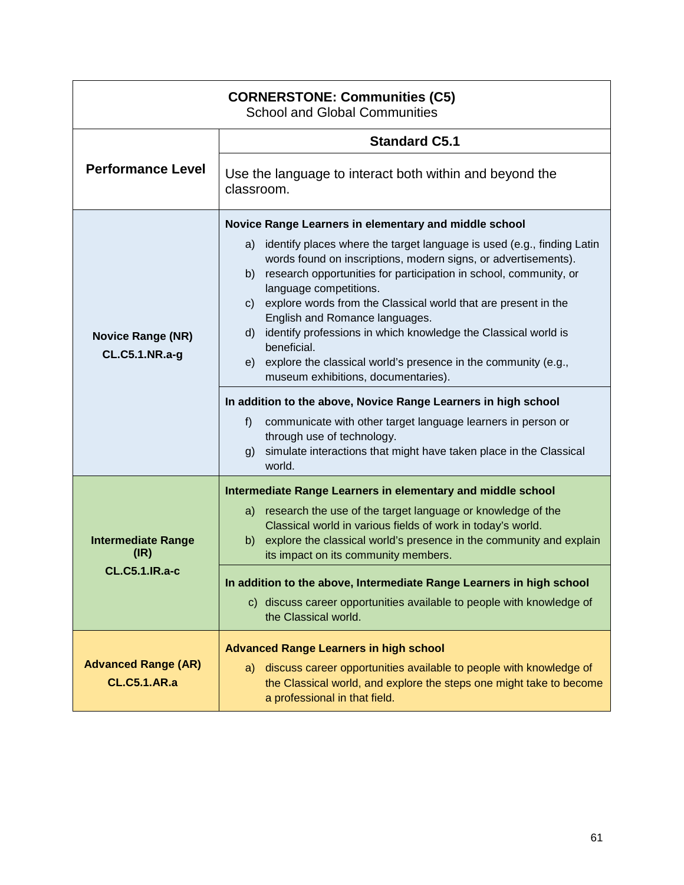| **CORNERSTONE: Communities (C5)**<br>School and Global Communities | |
|---|---|
| **Performance Level** | **Standard C5.1**<br><br>Use the language to interact both within and beyond the classroom. |
| **Novice Range (NR)**<br>**CL.C5.1.NR.a-g** | **Novice Range Learners in elementary and middle school**<br>a) identify places where the target language is used (e.g., finding Latin words found on inscriptions, modern signs, or advertisements).<br>b) research opportunities for participation in school, community, or language competitions.<br>c) explore words from the Classical world that are present in the English and Romance languages.<br>d) identify professions in which knowledge the Classical world is beneficial.<br>e) explore the classical world's presence in the community (e.g., museum exhibitions, documentaries). |
| | **In addition to the above, Novice Range Learners in high school**<br>f) communicate with other target language learners in person or through use of technology.<br>g) simulate interactions that might have taken place in the Classical world. |
| **Intermediate Range (IR)**<br>**CL.C5.1.IR.a-c** | **Intermediate Range Learners in elementary and middle school**<br>a) research the use of the target language or knowledge of the Classical world in various fields of work in today's world.<br>b) explore the classical world's presence in the community and explain its impact on its community members. |
| | **In addition to the above, Intermediate Range Learners in high school**<br>c) discuss career opportunities available to people with knowledge of the Classical world. |
| **Advanced Range (AR)**<br>**CL.C5.1.AR.a** | **Advanced Range Learners in high school**<br>a) discuss career opportunities available to people with knowledge of the Classical world, and explore the steps one might take to become a professional in that field. |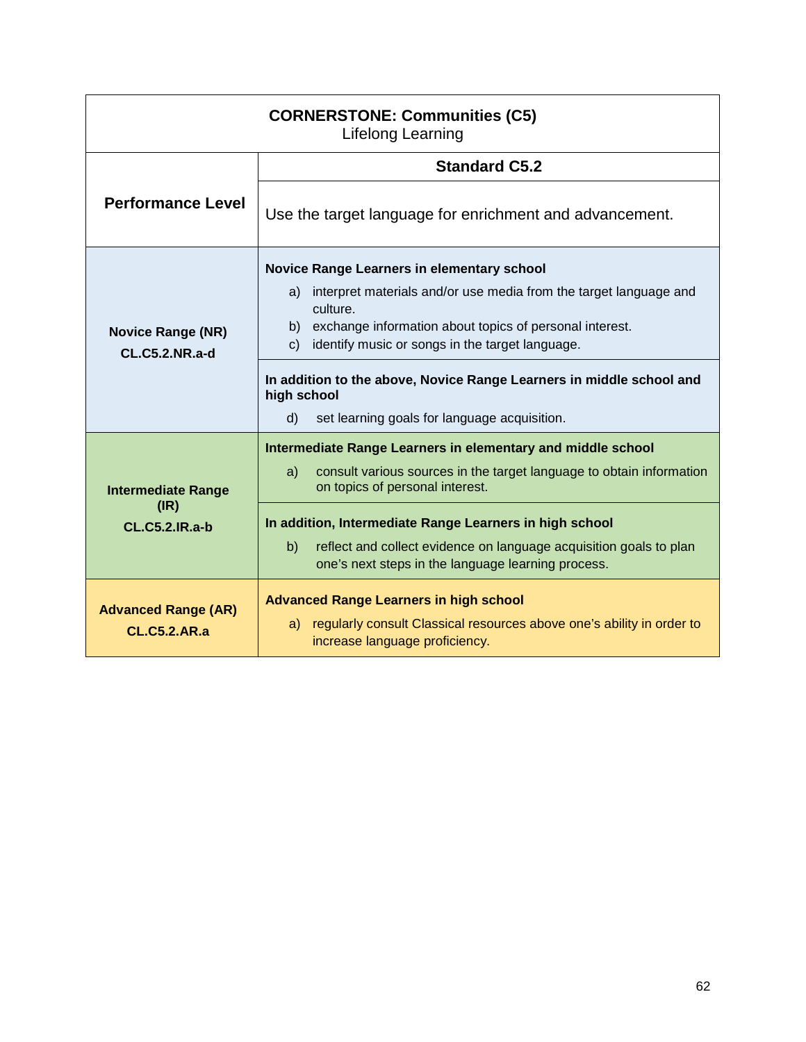| **CORNERSTONE: Communities (C5)**<br>Lifelong Learning | |
|---|---|
| **Performance Level** | **Standard C5.2**<br><br>Use the target language for enrichment and advancement. |
| **Novice Range (NR)**<br>**CL.C5.2.NR.a-d** | **Novice Range Learners in elementary school**<br>a) interpret materials and/or use media from the target language and culture.<br>b) exchange information about topics of personal interest.<br>c) identify music or songs in the target language.<br><br>**In addition to the above, Novice Range Learners in middle school and high school**<br>d) set learning goals for language acquisition. |
| **Intermediate Range (IR)**<br>**CL.C5.2.IR.a-b** | **Intermediate Range Learners in elementary and middle school**<br>a) consult various sources in the target language to obtain information on topics of personal interest.<br><br>**In addition, Intermediate Range Learners in high school**<br>b) reflect and collect evidence on language acquisition goals to plan one's next steps in the language learning process. |
| **Advanced Range (AR)**<br>**CL.C5.2.AR.a** | **Advanced Range Learners in high school**<br>a) regularly consult Classical resources above one's ability in order to increase language proficiency. |